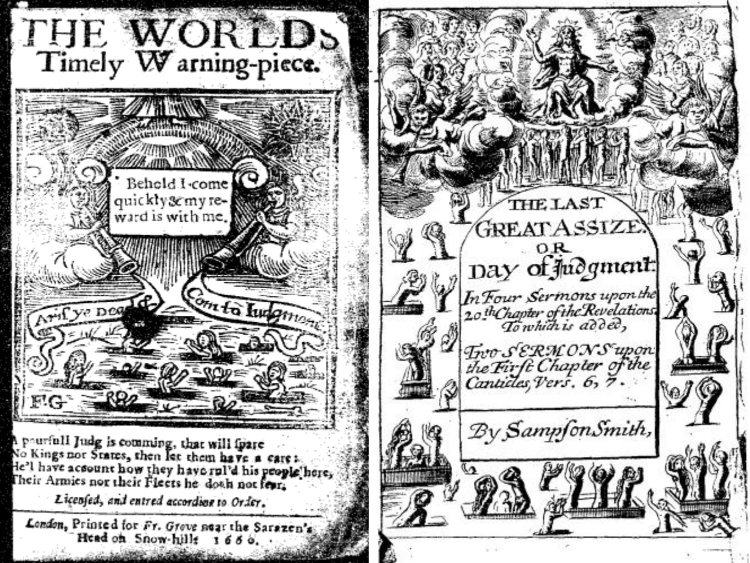# THE WORLDS Timely Warning-piece.

Behold I come quickly & my reward is with me.

Arise ye Dead & Come to Judgment

F.G

A pourfull Judg is comming, that will spare
No Kings nor States, then let them have a care:
He'l have acount how they have rul'd his people here,
Their Armies nor their Fleets he doth not fear.

*Licensed, and entred according to Order.*

*London*, Printed for *Fr. Grove* near the Sarazen's Head on Snow-hill: 1660.

# THE LAST GREAT ASSIZE: OR Day of Judgment:

*In Four Sermons upon the 20th Chapter of the Revelations. To which is added,*

*Two SERMONS upon the First Chapter of the Canticles, Vers. 6, 7.*

*By Sampson Smith,*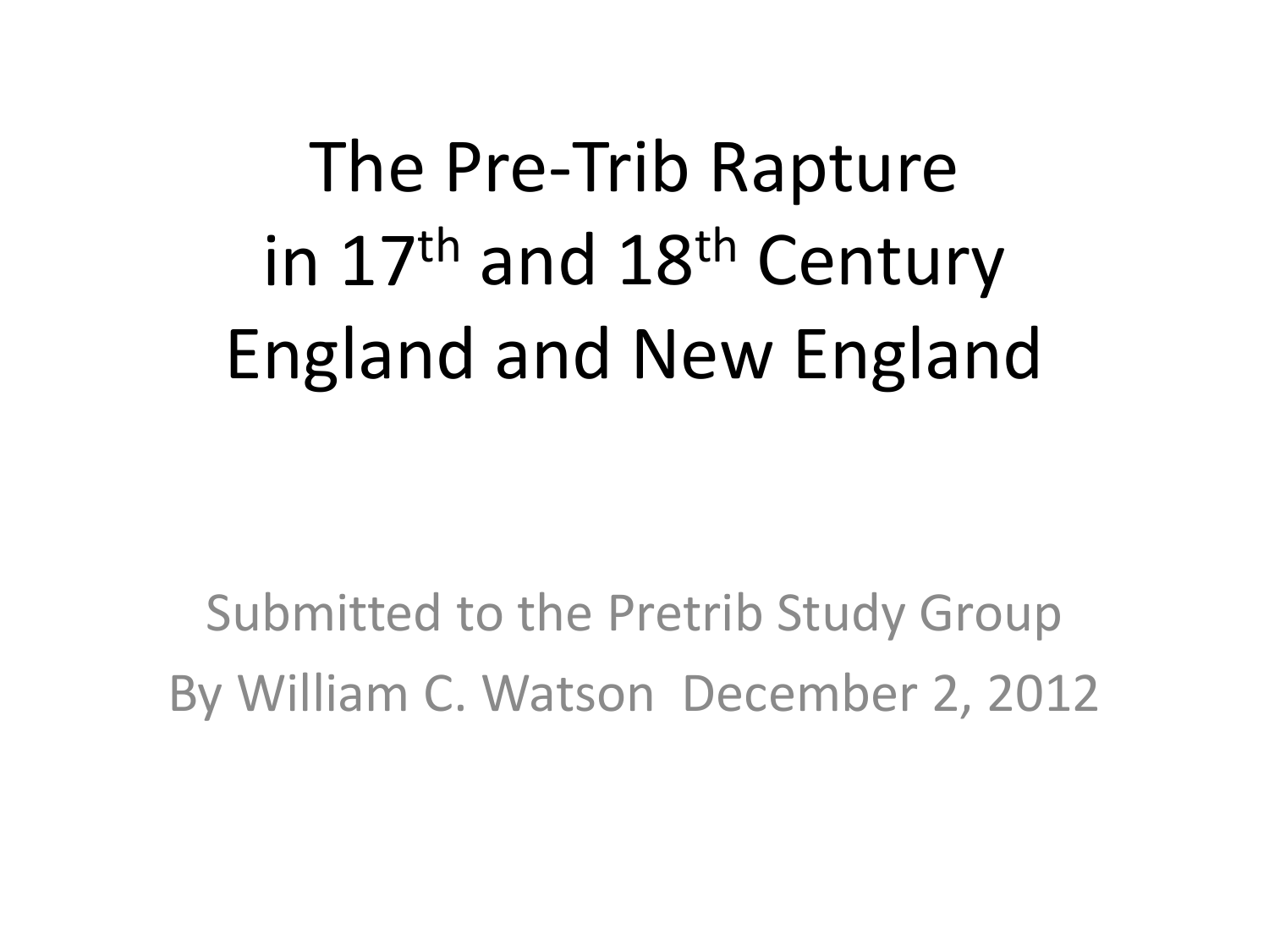# The Pre-Trib Rapture in 17th and 18th Century England and New England

Submitted to the Pretrib Study Group

By William C. Watson December 2, 2012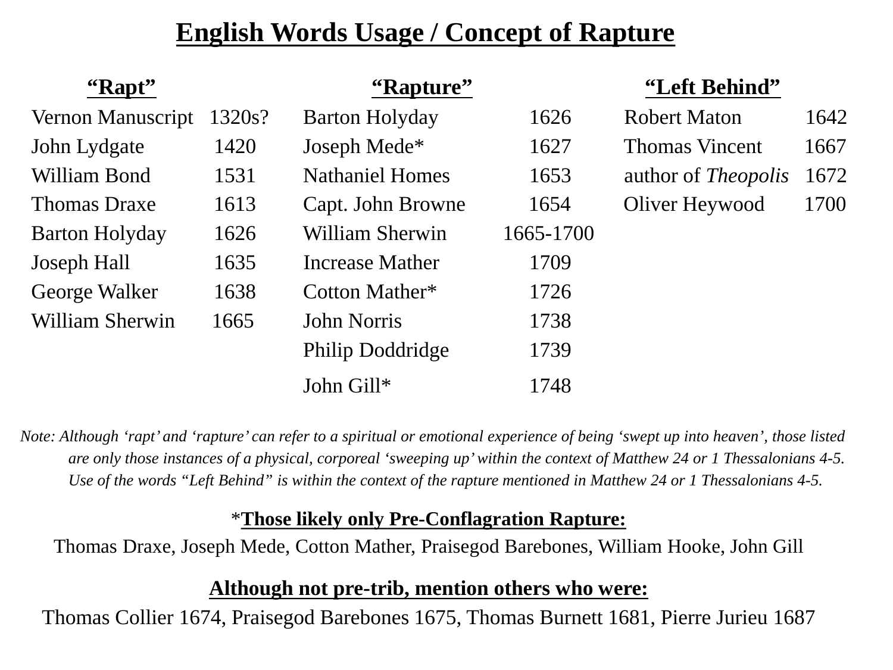# English Words Usage / Concept of Rapture

| “Rapt” | | “Rapture” | | “Left Behind” | |
|---|---|---|---|---|---|
| Vernon Manuscript | 1320s? | Barton Holyday | 1626 | Robert Maton | 1642 |
| John Lydgate | 1420 | Joseph Mede* | 1627 | Thomas Vincent | 1667 |
| William Bond | 1531 | Nathaniel Homes | 1653 | author of *Theopolis* | 1672 |
| Thomas Draxe | 1613 | Capt. John Browne | 1654 | Oliver Heywood | 1700 |
| Barton Holyday | 1626 | William Sherwin | 1665-1700 | | |
| Joseph Hall | 1635 | Increase Mather | 1709 | | |
| George Walker | 1638 | Cotton Mather* | 1726 | | |
| William Sherwin | 1665 | John Norris | 1738 | | |
| | | Philip Doddridge | 1739 | | |
| | | John Gill* | 1748 | | |

*Note: Although ‘rapt’ and ‘rapture’ can refer to a spiritual or emotional experience of being ‘swept up into heaven’, those listed are only those instances of a physical, corporeal ‘sweeping up’ within the context of Matthew 24 or 1 Thessalonians 4-5. Use of the words “Left Behind” is within the context of the rapture mentioned in Matthew 24 or 1 Thessalonians 4-5.*

\***Those likely only Pre-Conflagration Rapture:**

Thomas Draxe, Joseph Mede, Cotton Mather, Praisegod Barebones, William Hooke, John Gill

**Although not pre-trib, mention others who were:**

Thomas Collier 1674, Praisegod Barebones 1675, Thomas Burnett 1681, Pierre Jurieu 1687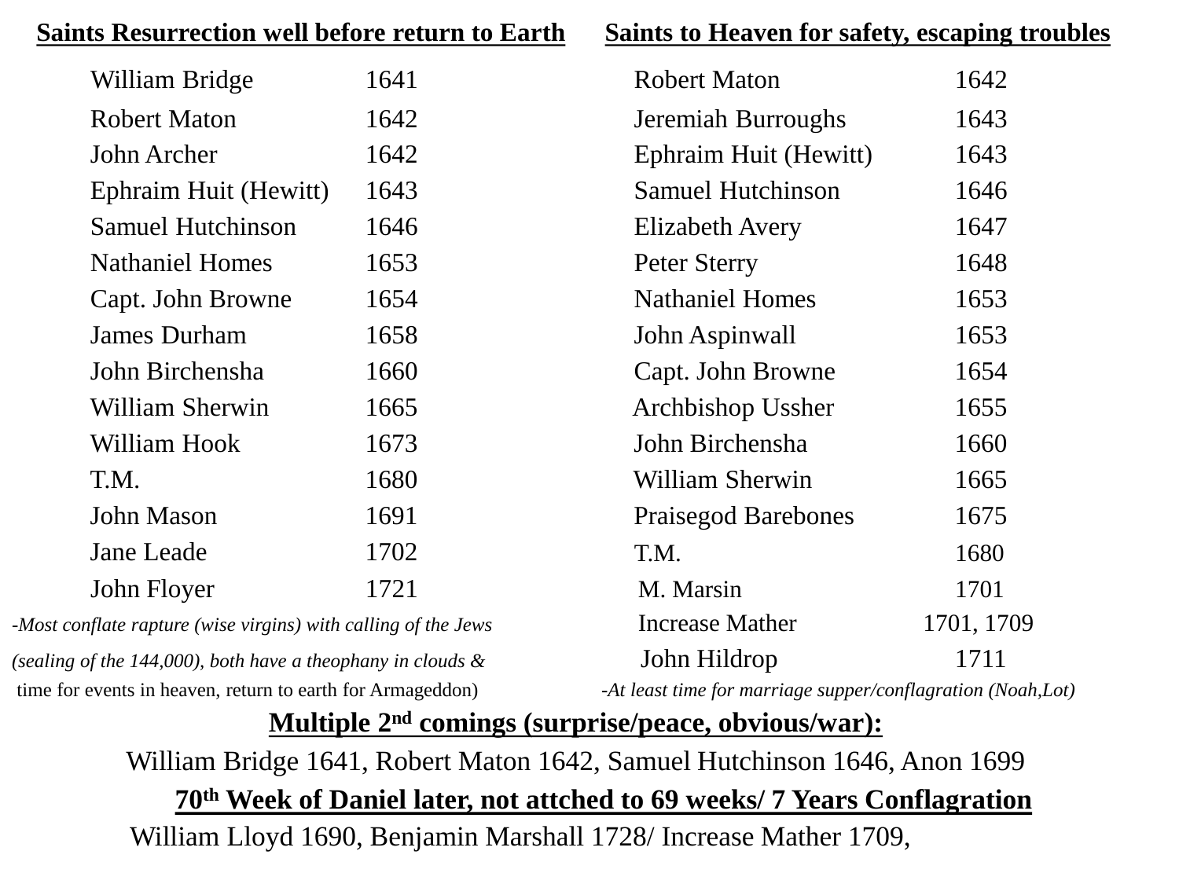| **Saints Resurrection well before return to Earth** | | **Saints to Heaven for safety, escaping troubles** | |
|---|---|---|---|
| William Bridge | 1641 | Robert Maton | 1642 |
| Robert Maton | 1642 | Jeremiah Burroughs | 1643 |
| John Archer | 1642 | Ephraim Huit (Hewitt) | 1643 |
| Ephraim Huit (Hewitt) | 1643 | Samuel Hutchinson | 1646 |
| Samuel Hutchinson | 1646 | Elizabeth Avery | 1647 |
| Nathaniel Homes | 1653 | Peter Sterry | 1648 |
| Capt. John Browne | 1654 | Nathaniel Homes | 1653 |
| James Durham | 1658 | John Aspinwall | 1653 |
| John Birchensha | 1660 | Capt. John Browne | 1654 |
| William Sherwin | 1665 | Archbishop Ussher | 1655 |
| William Hook | 1673 | John Birchensha | 1660 |
| T.M. | 1680 | William Sherwin | 1665 |
| John Mason | 1691 | Praisegod Barebones | 1675 |
| Jane Leade | 1702 | T.M. | 1680 |
| John Floyer | 1721 | M. Marsin | 1701 |
| | | Increase Mather | 1701, 1709 |
| | | John Hildrop | 1711 |

*-Most conflate rapture (wise virgins) with calling of the Jews (sealing of the 144,000), both have a theophany in clouds & time for events in heaven, return to earth for Armageddon)*

*-At least time for marriage supper/conflagration (Noah,Lot)*

**Multiple 2nd comings (surprise/peace, obvious/war):**

William Bridge 1641, Robert Maton 1642, Samuel Hutchinson 1646, Anon 1699

**70th Week of Daniel later, not attched to 69 weeks/ 7 Years Conflagration**

William Lloyd 1690, Benjamin Marshall 1728/ Increase Mather 1709,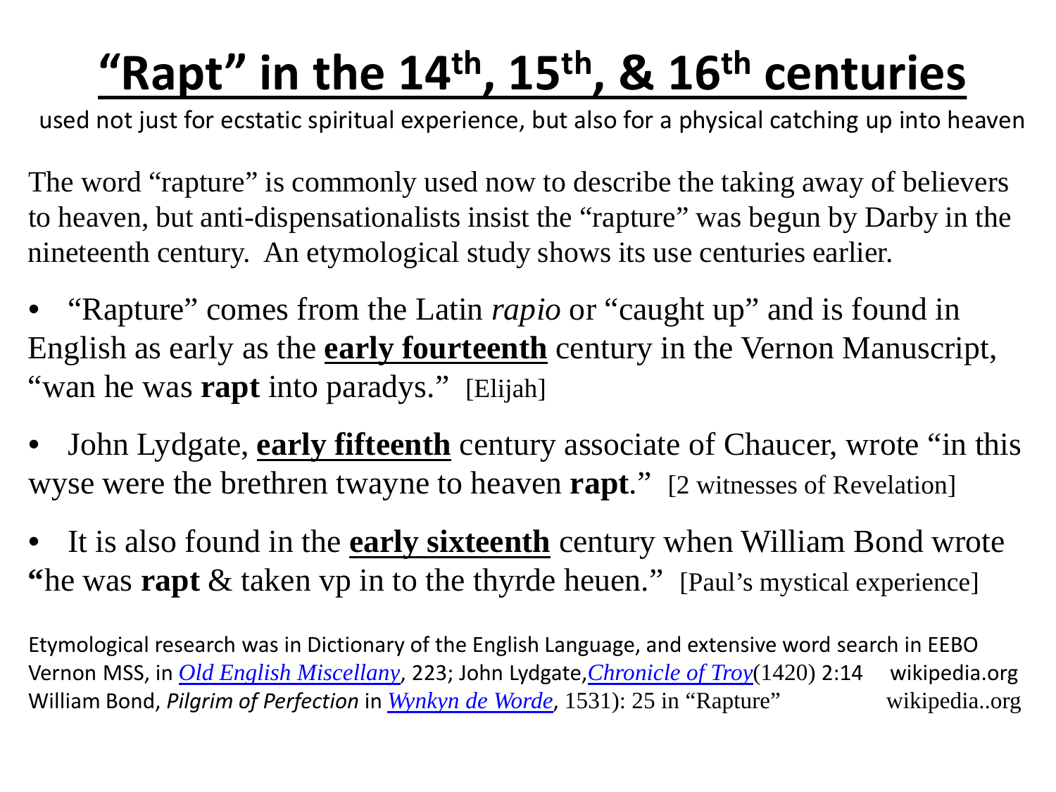# <u>"Rapt" in the 14th, 15th, & 16th centuries</u>

used not just for ecstatic spiritual experience, but also for a physical catching up into heaven

The word "rapture" is commonly used now to describe the taking away of believers to heaven, but anti-dispensationalists insist the "rapture" was begun by Darby in the nineteenth century. An etymological study shows its use centuries earlier.

- "Rapture" comes from the Latin *rapio* or "caught up" and is found in English as early as the **<u>early fourteenth</u>** century in the Vernon Manuscript, "wan he was **rapt** into paradys." [Elijah]
- John Lydgate, **<u>early fifteenth</u>** century associate of Chaucer, wrote "in this wyse were the brethren twayne to heaven **rapt**." [2 witnesses of Revelation]
- It is also found in the **<u>early sixteenth</u>** century when William Bond wrote **"**he was **rapt** & taken vp in to the thyrde heuen." [Paul's mystical experience]

Etymological research was in Dictionary of the English Language, and extensive word search in EEBO
Vernon MSS, in *Old English Miscellany*, 223; John Lydgate, *Chronicle of Troy* (1420) 2:14 wikipedia.org
William Bond, *Pilgrim of Perfection* in *Wynkyn de Worde*, 1531): 25 in "Rapture" wikipedia..org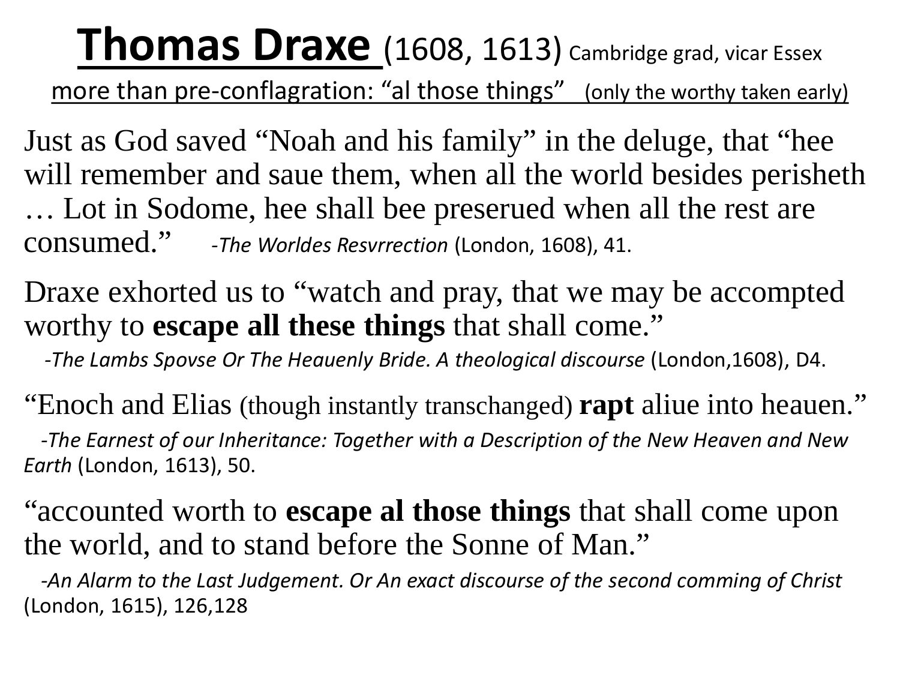# **Thomas Draxe** (1608, 1613) Cambridge grad, vicar Essex

more than pre-conflagration: "al those things" (only the worthy taken early)

Just as God saved "Noah and his family" in the deluge, that "hee will remember and saue them, when all the world besides perisheth … Lot in Sodome, hee shall bee preserued when all the rest are consumed." -*The Worldes Resvrrection* (London, 1608), 41.

Draxe exhorted us to "watch and pray, that we may be accompted worthy to **escape all these things** that shall come."
-*The Lambs Spovse Or The Heauenly Bride. A theological discourse* (London,1608), D4.

"Enoch and Elias (though instantly transchanged) **rapt** aliue into heauen."
-*The Earnest of our Inheritance: Together with a Description of the New Heaven and New Earth* (London, 1613), 50.

"accounted worth to **escape al those things** that shall come upon the world, and to stand before the Sonne of Man."
-*An Alarm to the Last Judgement. Or An exact discourse of the second comming of Christ* (London, 1615), 126,128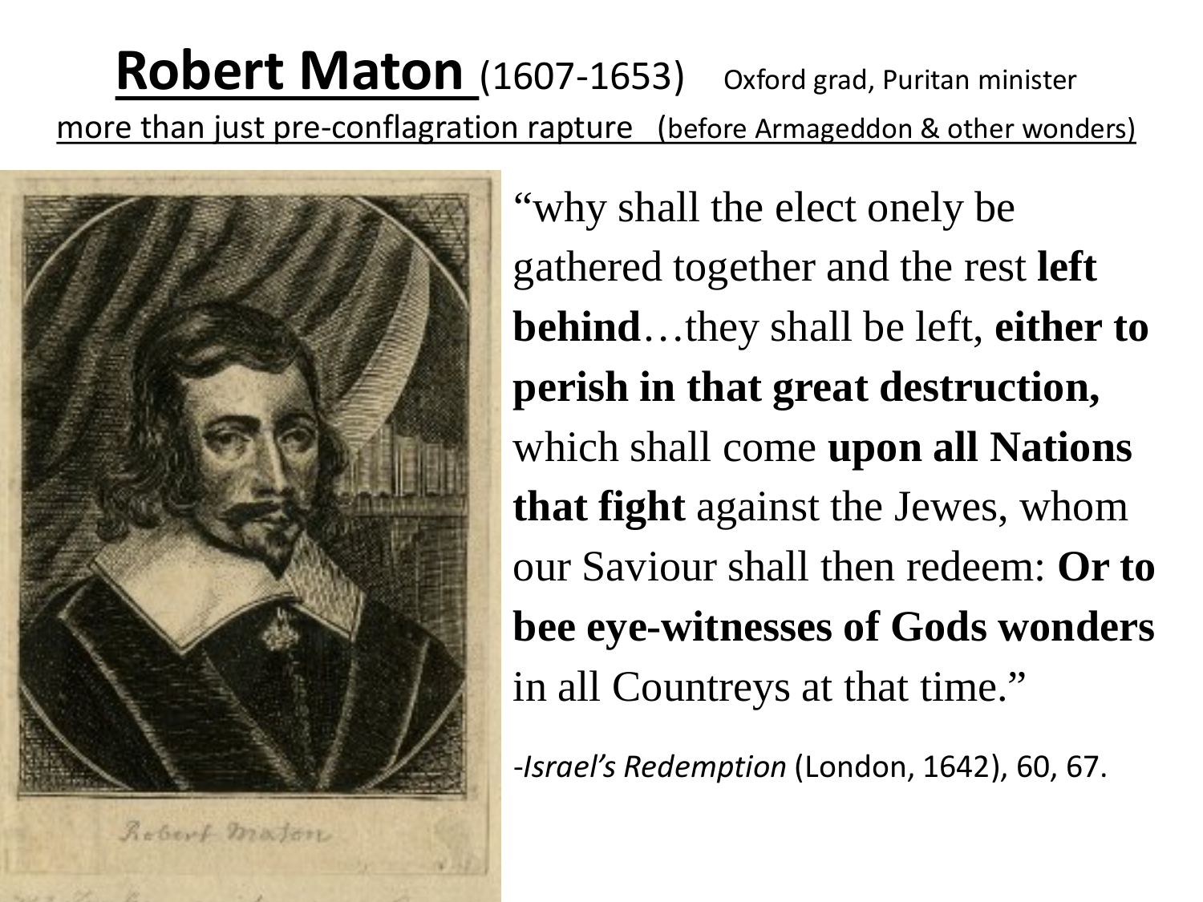# Robert Maton (1607-1653) Oxford grad, Puritan minister

more than just pre-conflagration rapture (before Armageddon & other wonders)

"why shall the elect onely be gathered together and the rest **left behind**…they shall be left, **either to perish in that great destruction,** which shall come **upon all Nations that fight** against the Jewes, whom our Saviour shall then redeem: **Or to bee eye-witnesses of Gods wonders** in all Countreys at that time."

-*Israel's Redemption* (London, 1642), 60, 67.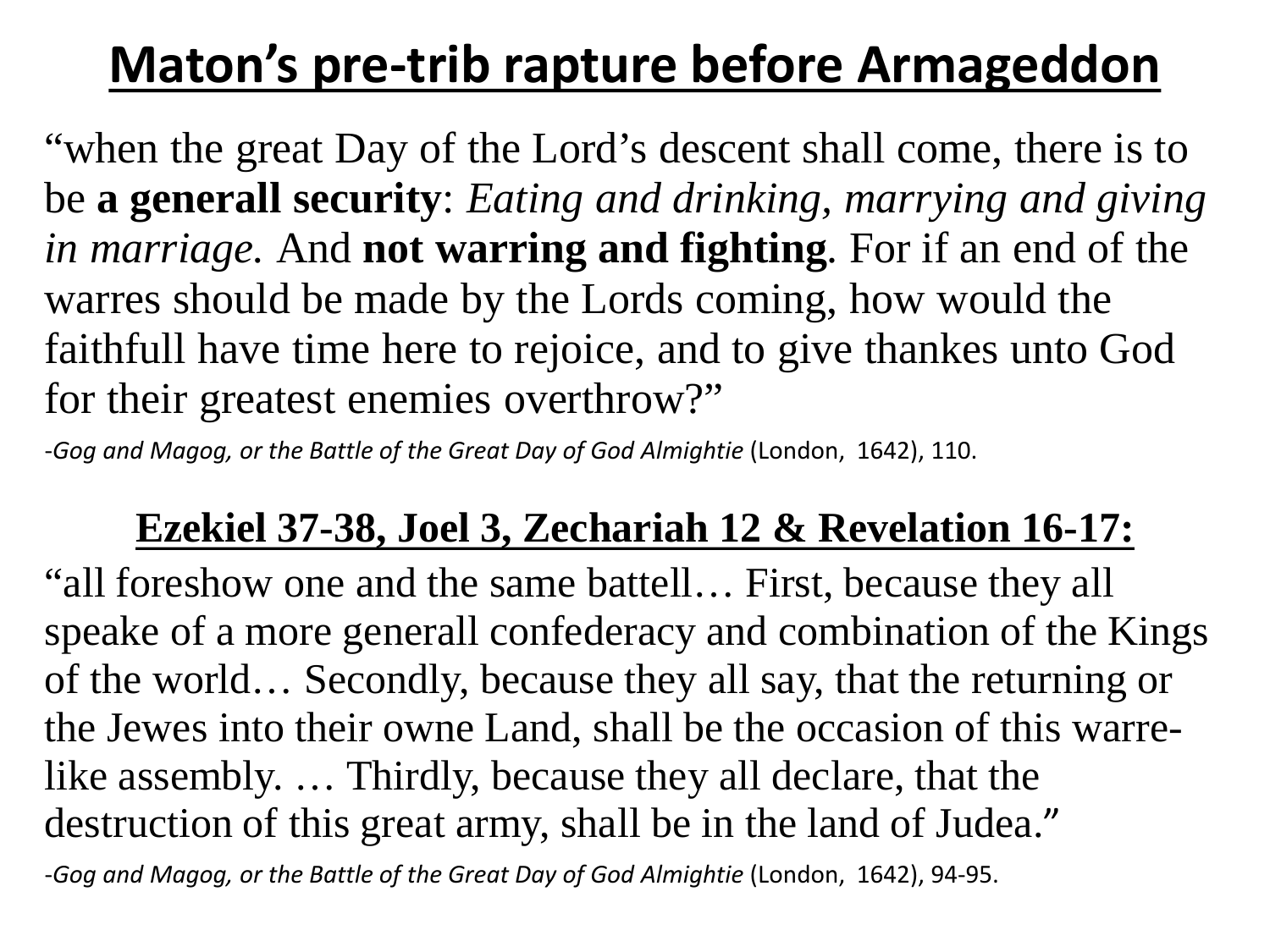# Maton's pre-trib rapture before Armageddon

"when the great Day of the Lord's descent shall come, there is to be **a generall security**: *Eating and drinking, marrying and giving in marriage.* And **not warring and fighting**. For if an end of the warres should be made by the Lords coming, how would the faithfull have time here to rejoice, and to give thankes unto God for their greatest enemies overthrow?"

-*Gog and Magog, or the Battle of the Great Day of God Almightie* (London, 1642), 110.

## Ezekiel 37-38, Joel 3, Zechariah 12 & Revelation 16-17:

"all foreshow one and the same battell… First, because they all speake of a more generall confederacy and combination of the Kings of the world… Secondly, because they all say, that the returning or the Jewes into their owne Land, shall be the occasion of this warre-like assembly. … Thirdly, because they all declare, that the destruction of this great army, shall be in the land of Judea."

-*Gog and Magog, or the Battle of the Great Day of God Almightie* (London, 1642), 94-95.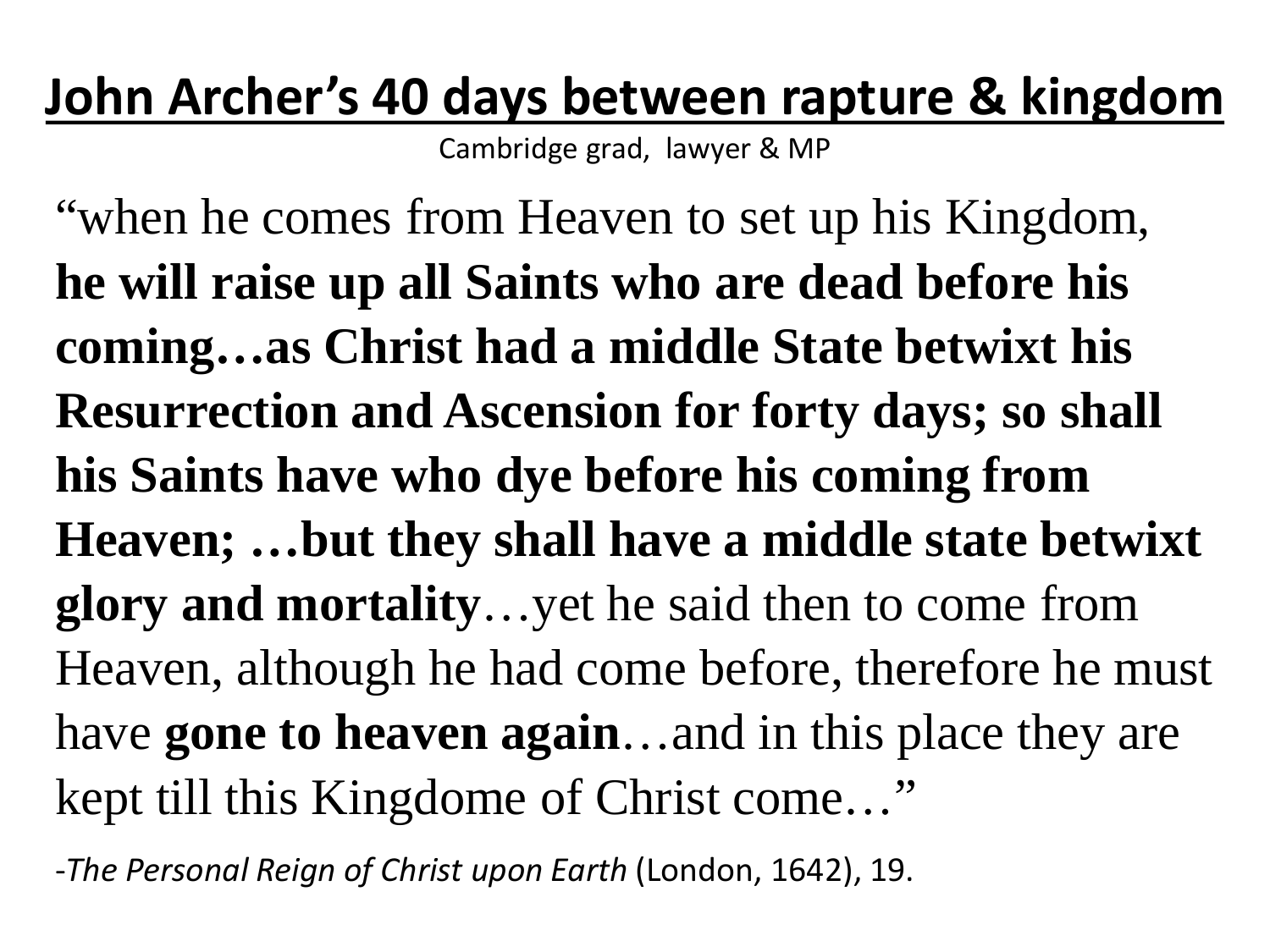# John Archer's 40 days between rapture & kingdom

Cambridge grad, lawyer & MP

"when he comes from Heaven to set up his Kingdom, **he will raise up all Saints who are dead before his coming…as Christ had a middle State betwixt his Resurrection and Ascension for forty days; so shall his Saints have who dye before his coming from Heaven; …but they shall have a middle state betwixt glory and mortality**…yet he said then to come from Heaven, although he had come before, therefore he must have **gone to heaven again**…and in this place they are kept till this Kingdome of Christ come…"

-*The Personal Reign of Christ upon Earth* (London, 1642), 19.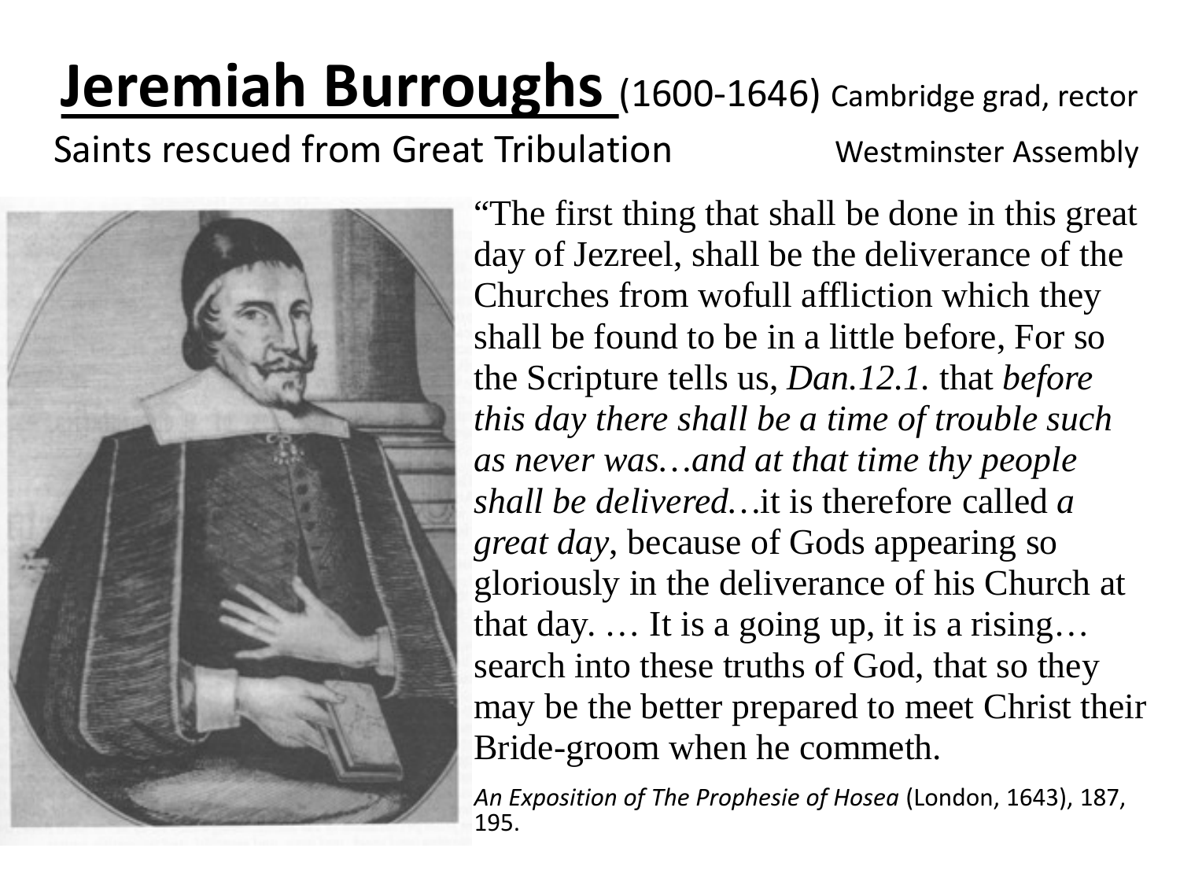# Jeremiah Burroughs (1600-1646) Cambridge grad, rector

Saints rescued from Great Tribulation — Westminster Assembly

"The first thing that shall be done in this great day of Jezreel, shall be the deliverance of the Churches from wofull affliction which they shall be found to be in a little before, For so the Scripture tells us, *Dan.12.1.* that *before this day there shall be a time of trouble such as never was…and at that time thy people shall be delivered…*it is therefore called *a great day*, because of Gods appearing so gloriously in the deliverance of his Church at that day. … It is a going up, it is a rising… search into these truths of God, that so they may be the better prepared to meet Christ their Bride-groom when he commeth.

*An Exposition of The Prophesie of Hosea* (London, 1643), 187, 195.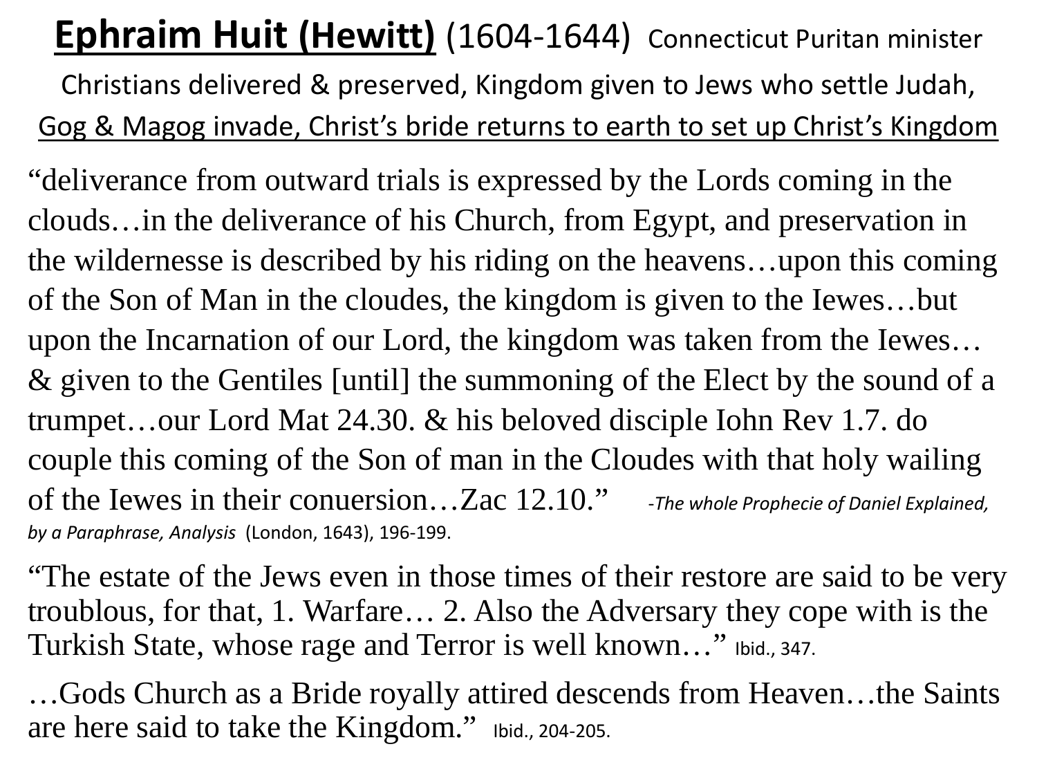# **Ephraim Huit (Hewitt)** (1604-1644) Connecticut Puritan minister

Christians delivered & preserved, Kingdom given to Jews who settle Judah, Gog & Magog invade, Christ's bride returns to earth to set up Christ's Kingdom

"deliverance from outward trials is expressed by the Lords coming in the clouds…in the deliverance of his Church, from Egypt, and preservation in the wildernesse is described by his riding on the heavens…upon this coming of the Son of Man in the cloudes, the kingdom is given to the Iewes…but upon the Incarnation of our Lord, the kingdom was taken from the Iewes… & given to the Gentiles [until] the summoning of the Elect by the sound of a trumpet…our Lord Mat 24.30. & his beloved disciple Iohn Rev 1.7. do couple this coming of the Son of man in the Cloudes with that holy wailing of the Iewes in their conuersion…Zac 12.10." -*The whole Prophecie of Daniel Explained, by a Paraphrase, Analysis* (London, 1643), 196-199.

"The estate of the Jews even in those times of their restore are said to be very troublous, for that, 1. Warfare… 2. Also the Adversary they cope with is the Turkish State, whose rage and Terror is well known…" Ibid., 347.

…Gods Church as a Bride royally attired descends from Heaven…the Saints are here said to take the Kingdom." Ibid., 204-205.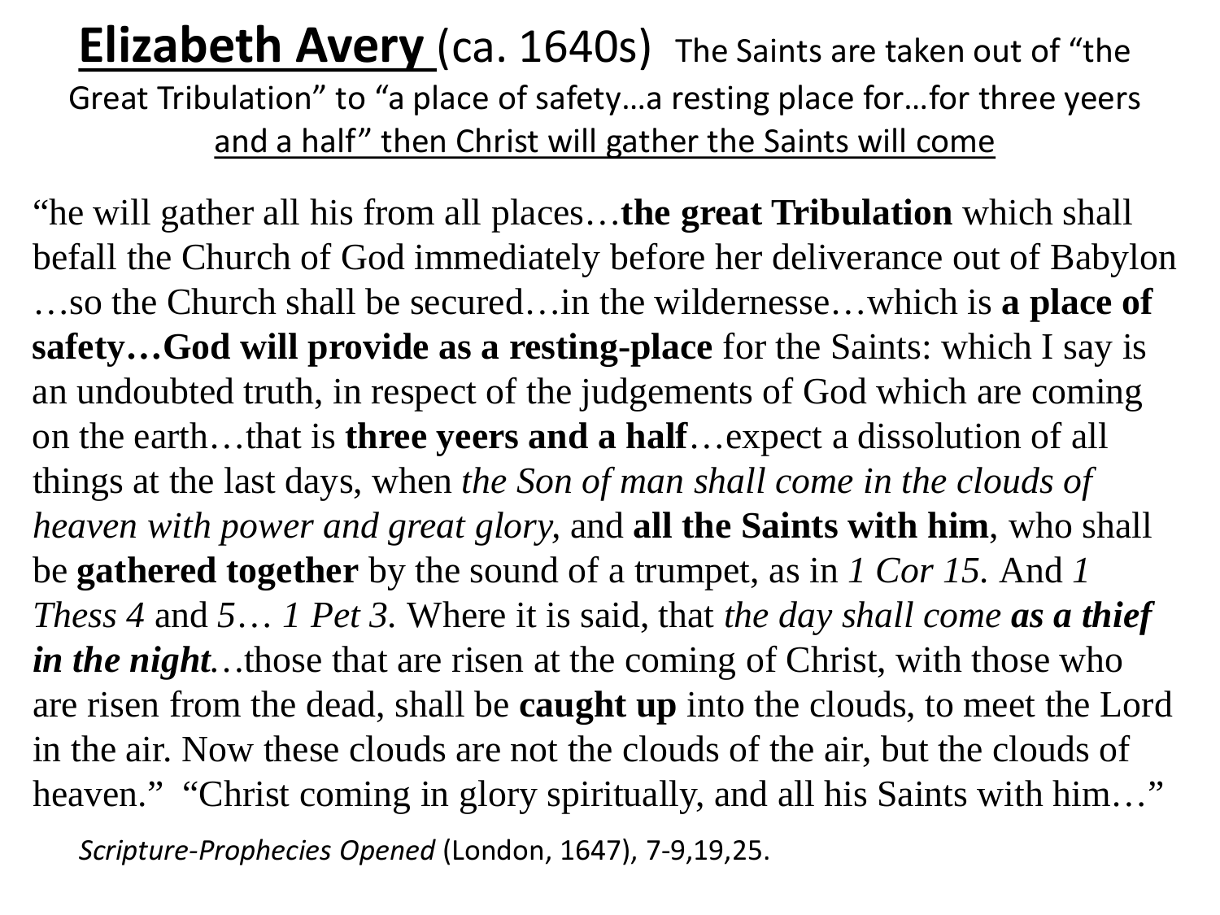# **Elizabeth Avery** (ca. 1640s) The Saints are taken out of "the Great Tribulation" to "a place of safety…a resting place for…for three yeers and a half" then Christ will gather the Saints will come

"he will gather all his from all places…**the great Tribulation** which shall befall the Church of God immediately before her deliverance out of Babylon …so the Church shall be secured…in the wildernesse…which is **a place of safety…God will provide as a resting-place** for the Saints: which I say is an undoubted truth, in respect of the judgements of God which are coming on the earth…that is **three yeers and a half**…expect a dissolution of all things at the last days, when *the Son of man shall come in the clouds of heaven with power and great glory*, and **all the Saints with him**, who shall be **gathered together** by the sound of a trumpet, as in *1 Cor 15.* And *1 Thess 4* and 5… *1 Pet 3.* Where it is said, that *the day shall come* ***as a thief in the night***…those that are risen at the coming of Christ, with those who are risen from the dead, shall be **caught up** into the clouds, to meet the Lord in the air. Now these clouds are not the clouds of the air, but the clouds of heaven." "Christ coming in glory spiritually, and all his Saints with him…"

*Scripture-Prophecies Opened* (London, 1647), 7-9,19,25.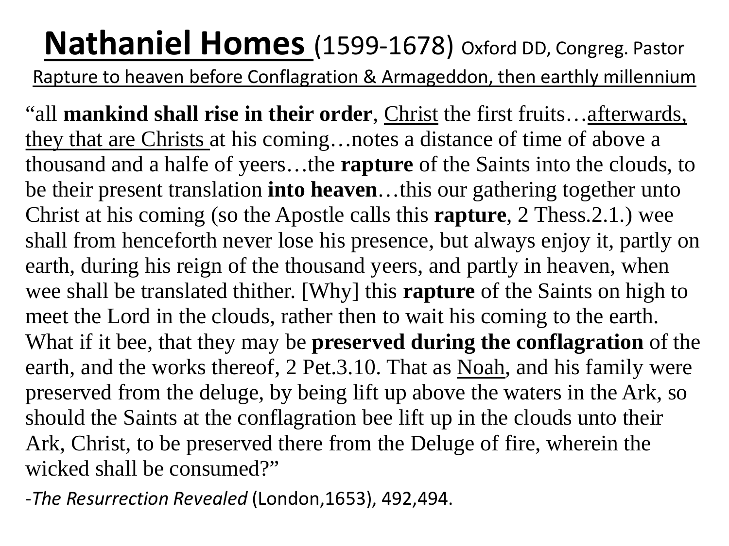# Nathaniel Homes (1599-1678) Oxford DD, Congreg. Pastor

Rapture to heaven before Conflagration & Armageddon, then earthly millennium

"all **mankind shall rise in their order**, Christ the first fruits…afterwards, they that are Christs at his coming…notes a distance of time of above a thousand and a halfe of yeers…the **rapture** of the Saints into the clouds, to be their present translation **into heaven**…this our gathering together unto Christ at his coming (so the Apostle calls this **rapture**, 2 Thess.2.1.) wee shall from henceforth never lose his presence, but always enjoy it, partly on earth, during his reign of the thousand yeers, and partly in heaven, when wee shall be translated thither. [Why] this **rapture** of the Saints on high to meet the Lord in the clouds, rather then to wait his coming to the earth. What if it bee, that they may be **preserved during the conflagration** of the earth, and the works thereof, 2 Pet.3.10. That as Noah, and his family were preserved from the deluge, by being lift up above the waters in the Ark, so should the Saints at the conflagration bee lift up in the clouds unto their Ark, Christ, to be preserved there from the Deluge of fire, wherein the wicked shall be consumed?"

-*The Resurrection Revealed* (London,1653), 492,494.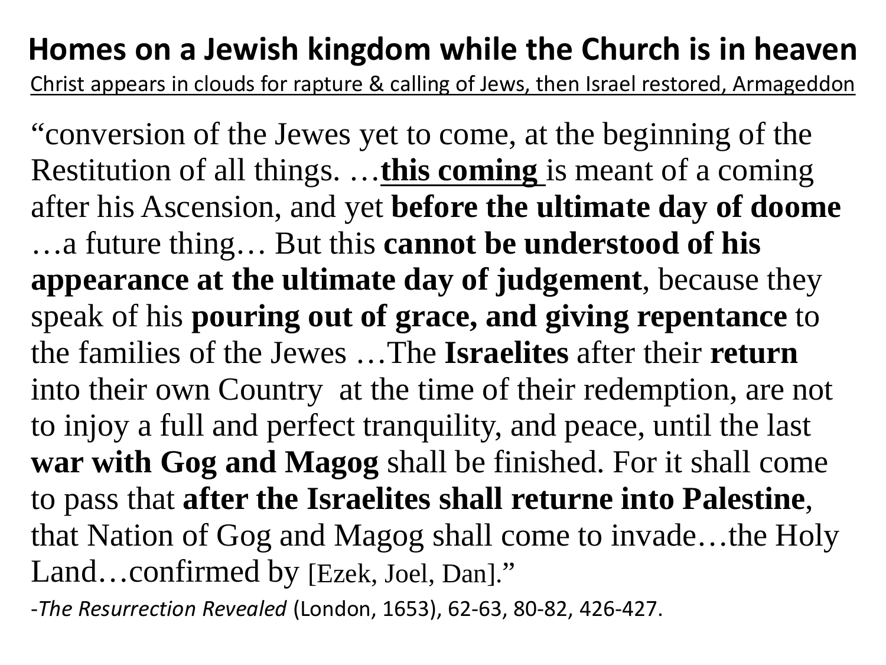# Homes on a Jewish kingdom while the Church is in heaven

<u>Christ appears in clouds for rapture & calling of Jews, then Israel restored, Armageddon</u>

“conversion of the Jewes yet to come, at the beginning of the Restitution of all things. …<u>**this coming**</u> is meant of a coming after his Ascension, and yet **before the ultimate day of doome** …a future thing… But this **cannot be understood of his appearance at the ultimate day of judgement**, because they speak of his **pouring out of grace, and giving repentance** to the families of the Jewes …The **Israelites** after their **return** into their own Country at the time of their redemption, are not to injoy a full and perfect tranquility, and peace, until the last **war with Gog and Magog** shall be finished. For it shall come to pass that **after the Israelites shall returne into Palestine**, that Nation of Gog and Magog shall come to invade…the Holy Land…confirmed by [Ezek, Joel, Dan].”

-*The Resurrection Revealed* (London, 1653), 62-63, 80-82, 426-427.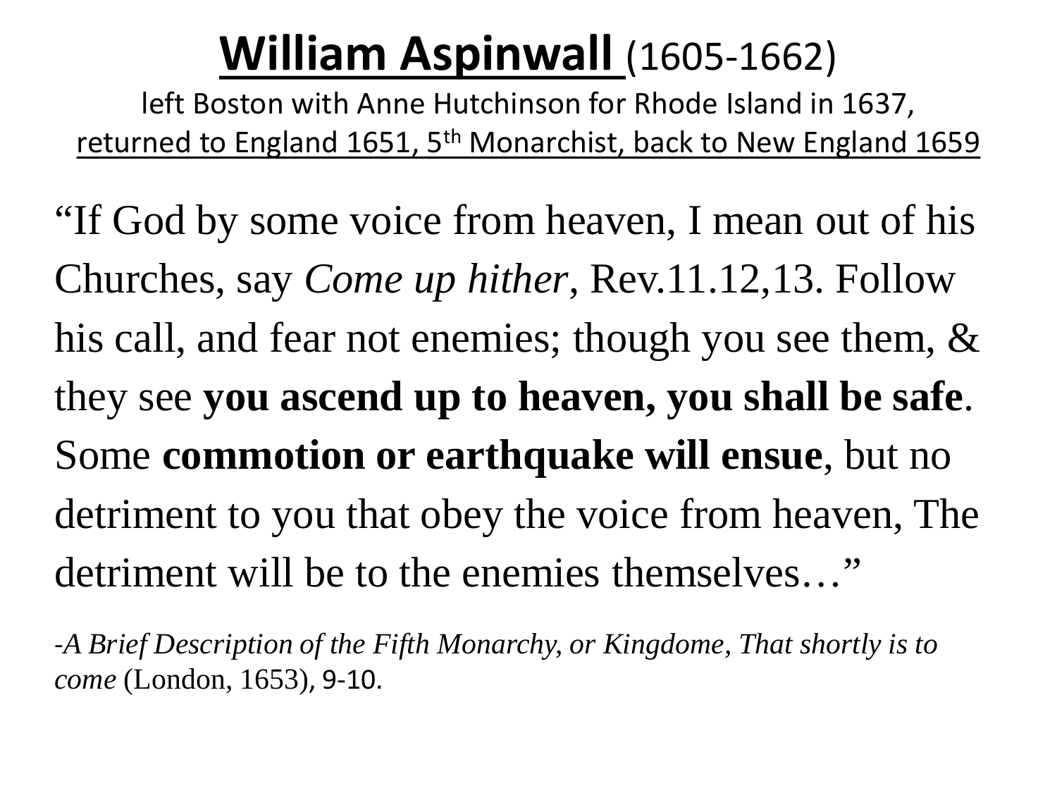# William Aspinwall (1605-1662)

left Boston with Anne Hutchinson for Rhode Island in 1637,
returned to England 1651, 5th Monarchist, back to New England 1659

"If God by some voice from heaven, I mean out of his Churches, say *Come up hither*, Rev.11.12,13. Follow his call, and fear not enemies; though you see them, & they see **you ascend up to heaven, you shall be safe**. Some **commotion or earthquake will ensue**, but no detriment to you that obey the voice from heaven, The detriment will be to the enemies themselves…"

-*A Brief Description of the Fifth Monarchy, or Kingdome, That shortly is to come* (London, 1653), 9-10.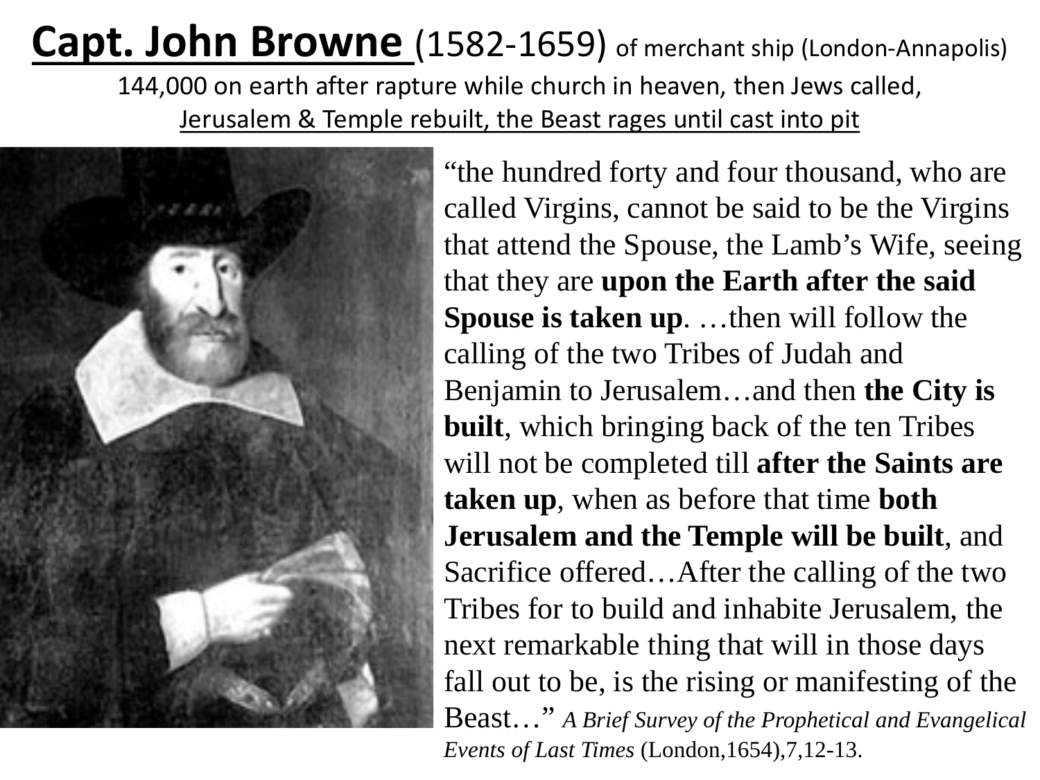# Capt. John Browne (1582-1659) of merchant ship (London-Annapolis)

144,000 on earth after rapture while church in heaven, then Jews called,
Jerusalem & Temple rebuilt, the Beast rages until cast into pit

"the hundred forty and four thousand, who are called Virgins, cannot be said to be the Virgins that attend the Spouse, the Lamb's Wife, seeing that they are **upon the Earth after the said Spouse is taken up**. …then will follow the calling of the two Tribes of Judah and Benjamin to Jerusalem…and then **the City is built**, which bringing back of the ten Tribes will not be completed till **after the Saints are taken up**, when as before that time **both Jerusalem and the Temple will be built**, and Sacrifice offered…After the calling of the two Tribes for to build and inhabite Jerusalem, the next remarkable thing that will in those days fall out to be, is the rising or manifesting of the Beast…" *A Brief Survey of the Prophetical and Evangelical Events of Last Times* (London,1654),7,12-13.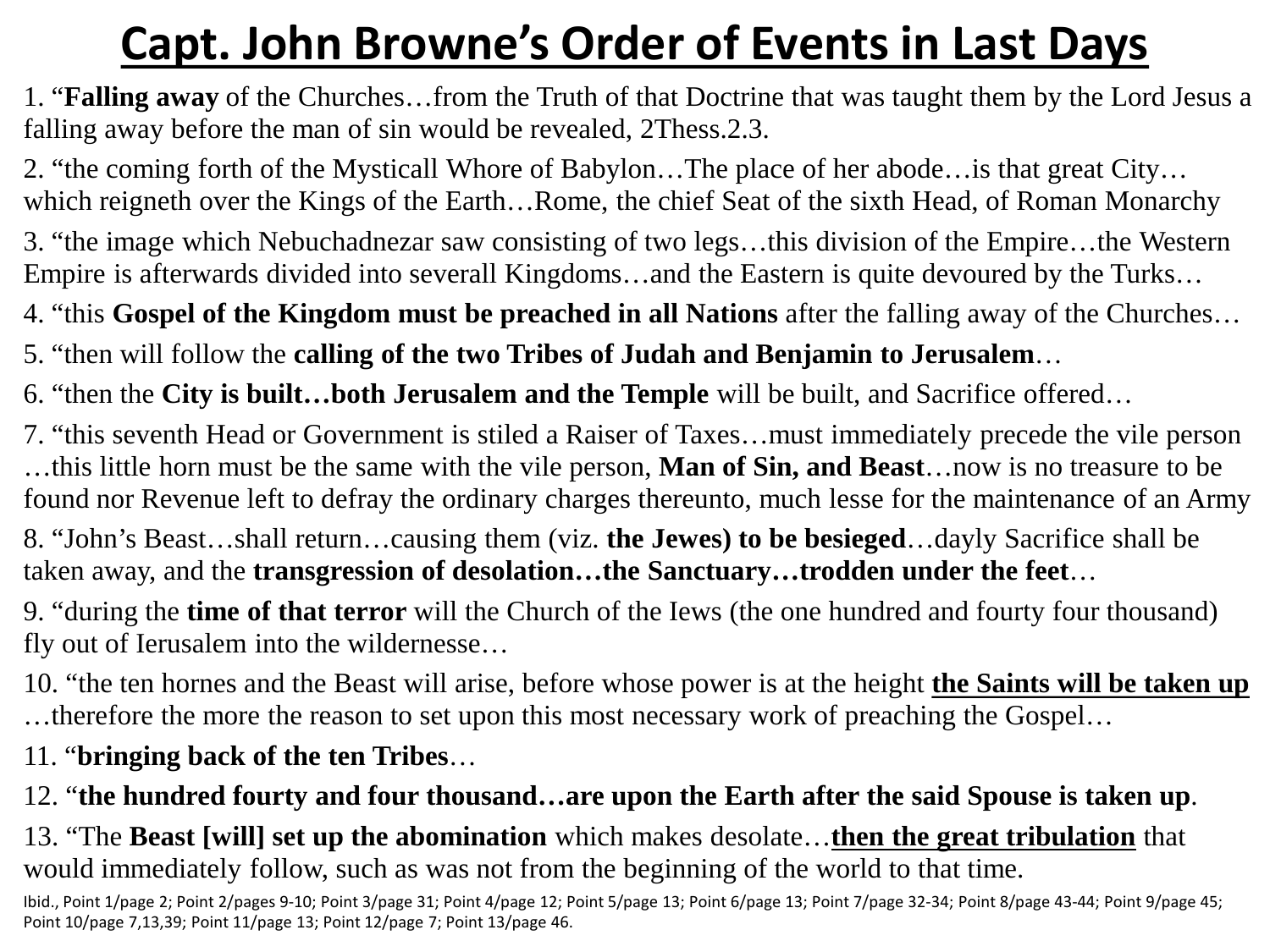# Capt. John Browne's Order of Events in Last Days

1. "**Falling away** of the Churches…from the Truth of that Doctrine that was taught them by the Lord Jesus a falling away before the man of sin would be revealed, 2Thess.2.3.

2. "the coming forth of the Mysticall Whore of Babylon…The place of her abode…is that great City…which reigneth over the Kings of the Earth…Rome, the chief Seat of the sixth Head, of Roman Monarchy

3. "the image which Nebuchadnezar saw consisting of two legs…this division of the Empire…the Western Empire is afterwards divided into severall Kingdoms…and the Eastern is quite devoured by the Turks…

4. "this **Gospel of the Kingdom must be preached in all Nations** after the falling away of the Churches…

5. "then will follow the **calling of the two Tribes of Judah and Benjamin to Jerusalem**…

6. "then the **City is built…both Jerusalem and the Temple** will be built, and Sacrifice offered…

7. "this seventh Head or Government is stiled a Raiser of Taxes…must immediately precede the vile person…this little horn must be the same with the vile person, **Man of Sin, and Beast**…now is no treasure to be found nor Revenue left to defray the ordinary charges thereunto, much lesse for the maintenance of an Army

8. "John's Beast…shall return…causing them (viz. **the Jewes) to be besieged**…dayly Sacrifice shall be taken away, and the **transgression of desolation…the Sanctuary…trodden under the feet**…

9. "during the **time of that terror** will the Church of the Iews (the one hundred and fourty four thousand) fly out of Ierusalem into the wildernesse…

10. "the ten hornes and the Beast will arise, before whose power is at the height <u>**the Saints will be taken up**</u>…therefore the more the reason to set upon this most necessary work of preaching the Gospel…

11. "**bringing back of the ten Tribes**…

12. "**the hundred fourty and four thousand…are upon the Earth after the said Spouse is taken up**.

13. "The **Beast [will] set up the abomination** which makes desolate…<u>**then the great tribulation**</u> that would immediately follow, such as was not from the beginning of the world to that time.

Ibid., Point 1/page 2; Point 2/pages 9-10; Point 3/page 31; Point 4/page 12; Point 5/page 13; Point 6/page 13; Point 7/page 32-34; Point 8/page 43-44; Point 9/page 45; Point 10/page 7,13,39; Point 11/page 13; Point 12/page 7; Point 13/page 46.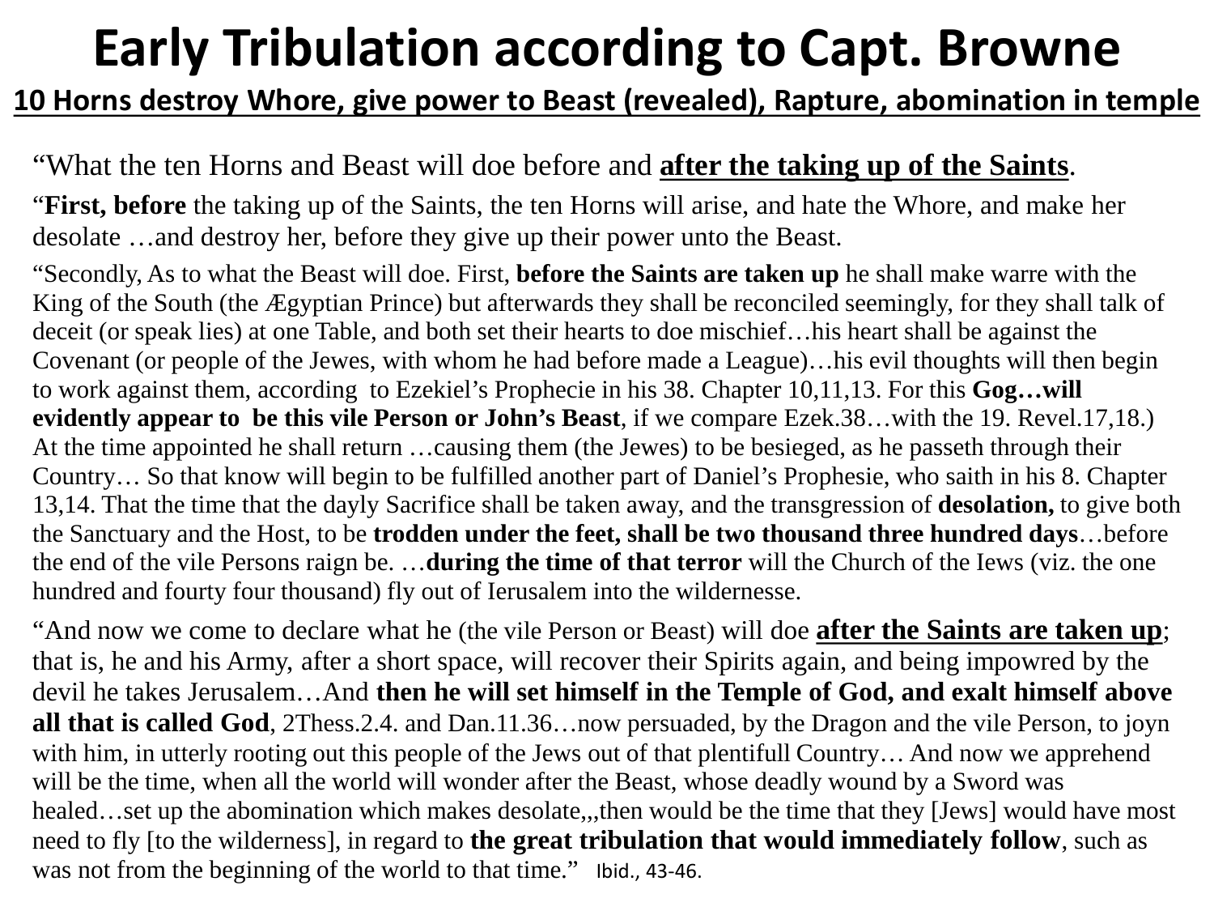# Early Tribulation according to Capt. Browne

## 10 Horns destroy Whore, give power to Beast (revealed), Rapture, abomination in temple

"What the ten Horns and Beast will doe before and **after the taking up of the Saints**.

"**First, before** the taking up of the Saints, the ten Horns will arise, and hate the Whore, and make her desolate …and destroy her, before they give up their power unto the Beast.

"Secondly, As to what the Beast will doe. First, **before the Saints are taken up** he shall make warre with the King of the South (the Ægyptian Prince) but afterwards they shall be reconciled seemingly, for they shall talk of deceit (or speak lies) at one Table, and both set their hearts to doe mischief…his heart shall be against the Covenant (or people of the Jewes, with whom he had before made a League)…his evil thoughts will then begin to work against them, according to Ezekiel's Prophecie in his 38. Chapter 10,11,13. For this **Gog…will evidently appear to be this vile Person or John's Beast**, if we compare Ezek.38…with the 19. Revel.17,18.) At the time appointed he shall return …causing them (the Jewes) to be besieged, as he passeth through their Country… So that know will begin to be fulfilled another part of Daniel's Prophesie, who saith in his 8. Chapter 13,14. That the time that the dayly Sacrifice shall be taken away, and the transgression of **desolation,** to give both the Sanctuary and the Host, to be **trodden under the feet, shall be two thousand three hundred days**…before the end of the vile Persons raign be. …**during the time of that terror** will the Church of the Iews (viz. the one hundred and fourty four thousand) fly out of Ierusalem into the wildernesse.

"And now we come to declare what he (the vile Person or Beast) will doe **after the Saints are taken up**; that is, he and his Army, after a short space, will recover their Spirits again, and being impowred by the devil he takes Jerusalem…And **then he will set himself in the Temple of God, and exalt himself above all that is called God**, 2Thess.2.4. and Dan.11.36…now persuaded, by the Dragon and the vile Person, to joyn with him, in utterly rooting out this people of the Jews out of that plentifull Country… And now we apprehend will be the time, when all the world will wonder after the Beast, whose deadly wound by a Sword was healed…set up the abomination which makes desolate,,,then would be the time that they [Jews] would have most need to fly [to the wilderness], in regard to **the great tribulation that would immediately follow**, such as was not from the beginning of the world to that time." Ibid., 43-46.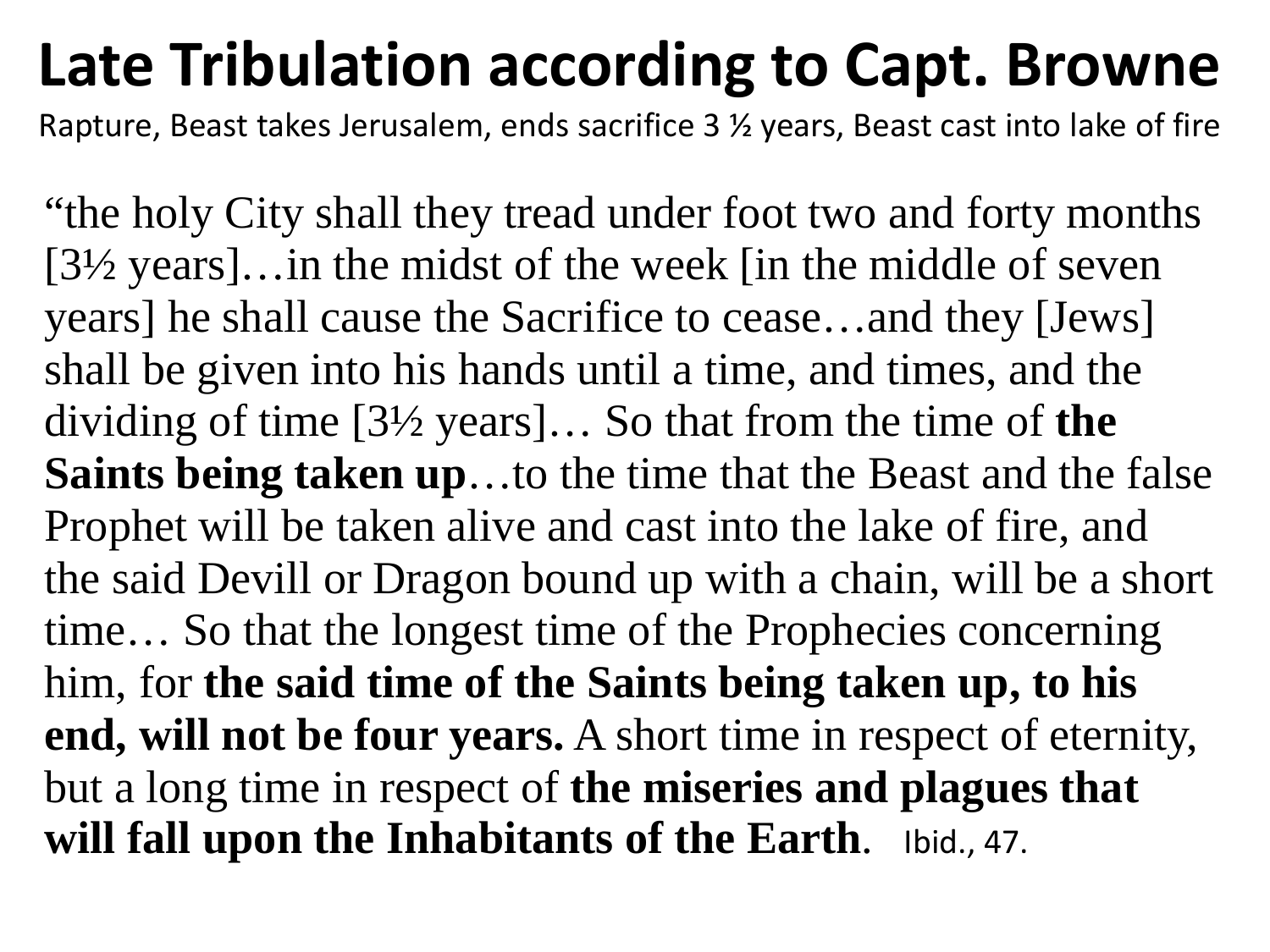# Late Tribulation according to Capt. Browne

Rapture, Beast takes Jerusalem, ends sacrifice 3 ½ years, Beast cast into lake of fire

"the holy City shall they tread under foot two and forty months [3½ years]…in the midst of the week [in the middle of seven years] he shall cause the Sacrifice to cease…and they [Jews] shall be given into his hands until a time, and times, and the dividing of time [3½ years]… So that from the time of **the Saints being taken up**…to the time that the Beast and the false Prophet will be taken alive and cast into the lake of fire, and the said Devill or Dragon bound up with a chain, will be a short time… So that the longest time of the Prophecies concerning him, for **the said time of the Saints being taken up, to his end, will not be four years.** A short time in respect of eternity, but a long time in respect of **the miseries and plagues that will fall upon the Inhabitants of the Earth**. Ibid., 47.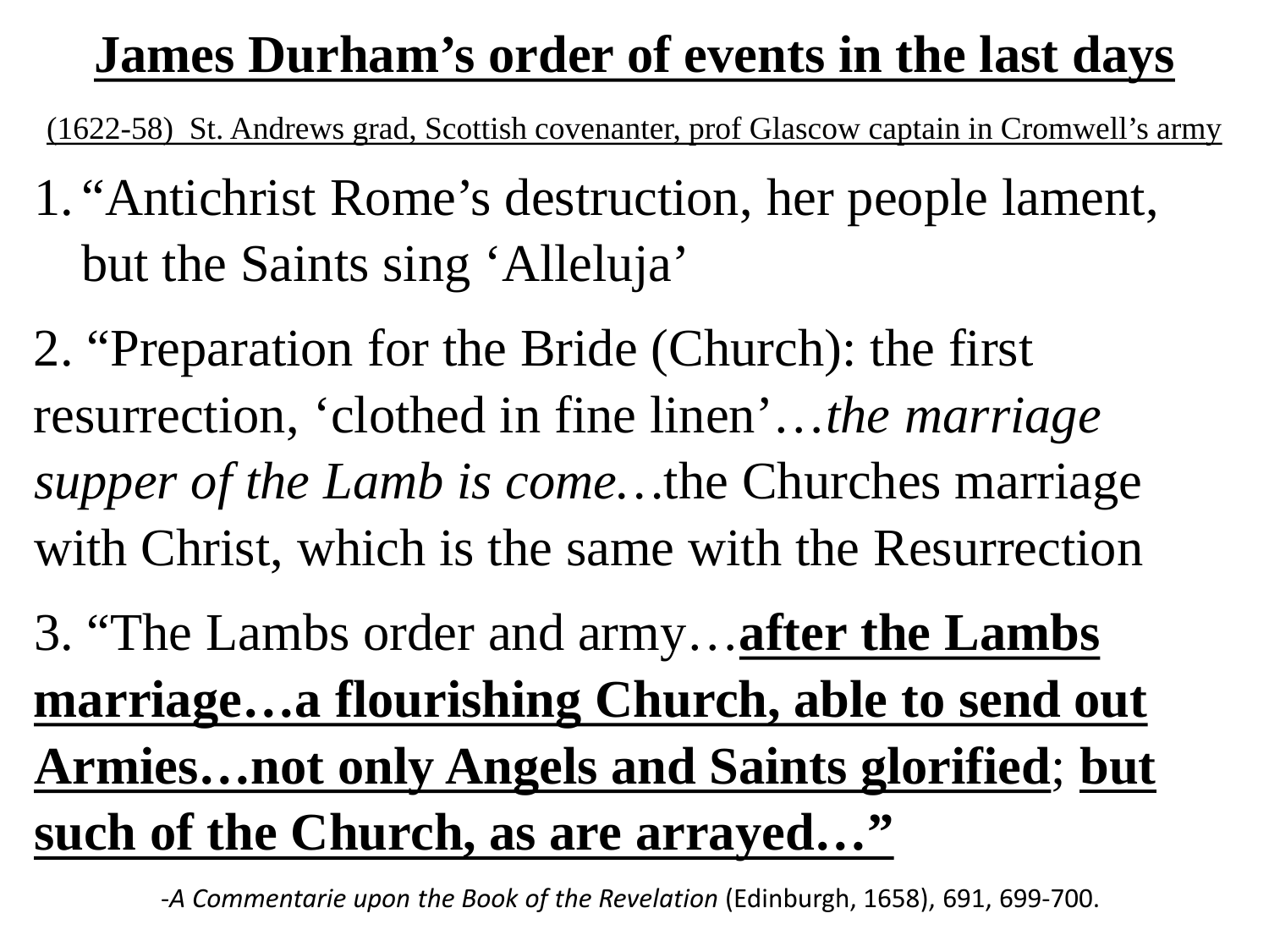# James Durham's order of events in the last days

(1622-58) St. Andrews grad, Scottish covenanter, prof Glascow captain in Cromwell's army

1. "Antichrist Rome's destruction, her people lament, but the Saints sing 'Alleluja'

2. "Preparation for the Bride (Church): the first resurrection, 'clothed in fine linen'…*the marriage supper of the Lamb is come…*the Churches marriage with Christ, which is the same with the Resurrection

3. "The Lambs order and army…**after the Lambs marriage…a flourishing Church, able to send out Armies…not only Angels and Saints glorified**; **but such of the Church, as are arrayed…"**

-*A Commentarie upon the Book of the Revelation* (Edinburgh, 1658), 691, 699-700.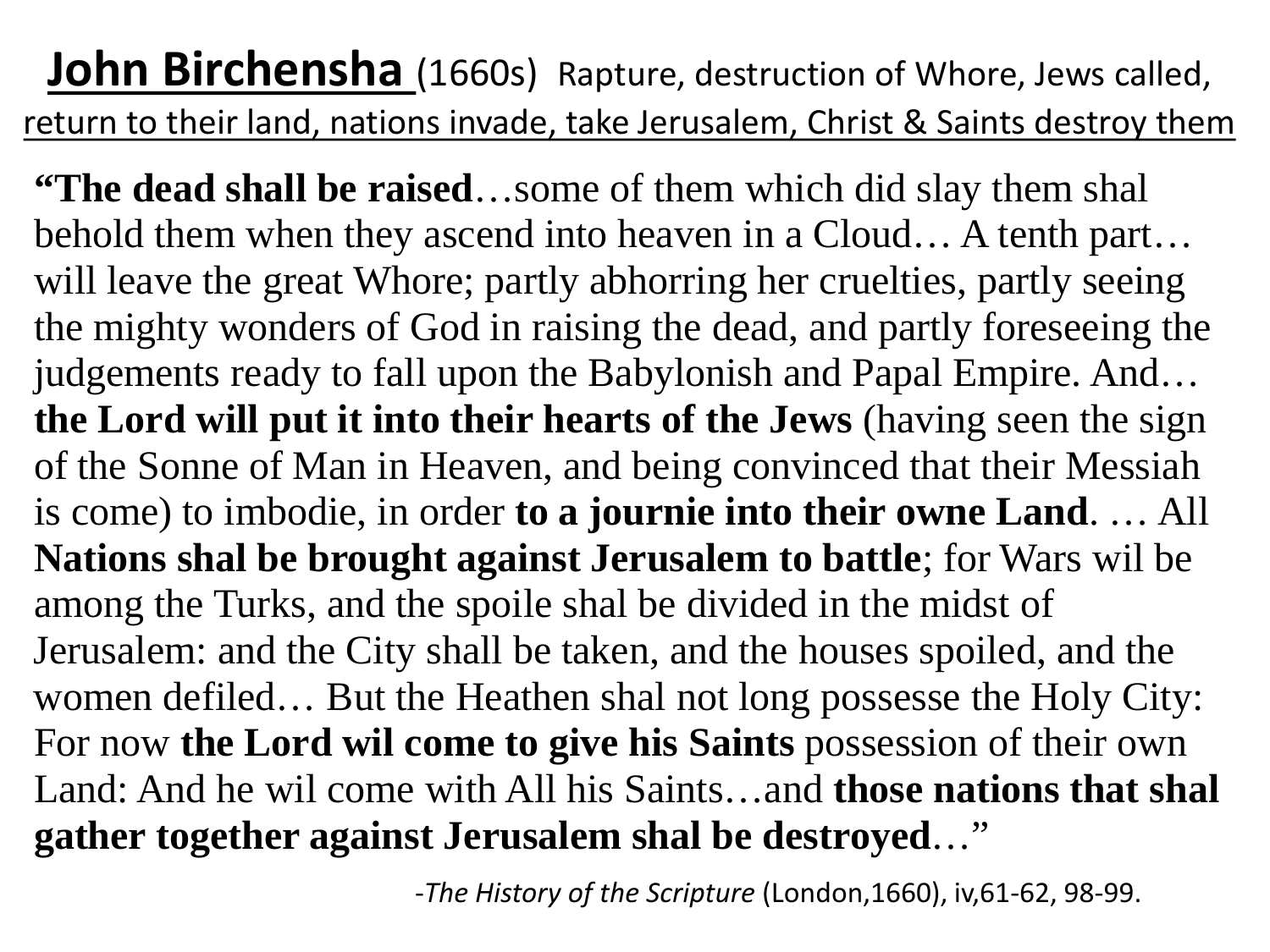# John Birchensha (1660s) Rapture, destruction of Whore, Jews called, return to their land, nations invade, take Jerusalem, Christ & Saints destroy them

"**The dead shall be raised**…some of them which did slay them shal behold them when they ascend into heaven in a Cloud… A tenth part… will leave the great Whore; partly abhorring her cruelties, partly seeing the mighty wonders of God in raising the dead, and partly foreseeing the judgements ready to fall upon the Babylonish and Papal Empire. And… **the Lord will put it into their hearts of the Jews** (having seen the sign of the Sonne of Man in Heaven, and being convinced that their Messiah is come) to imbodie, in order **to a journie into their owne Land**. … All **Nations shal be brought against Jerusalem to battle**; for Wars wil be among the Turks, and the spoile shal be divided in the midst of Jerusalem: and the City shall be taken, and the houses spoiled, and the women defiled… But the Heathen shal not long possesse the Holy City: For now **the Lord wil come to give his Saints** possession of their own Land: And he wil come with All his Saints…and **those nations that shal gather together against Jerusalem shal be destroyed**…"

-*The History of the Scripture* (London,1660), iv,61-62, 98-99.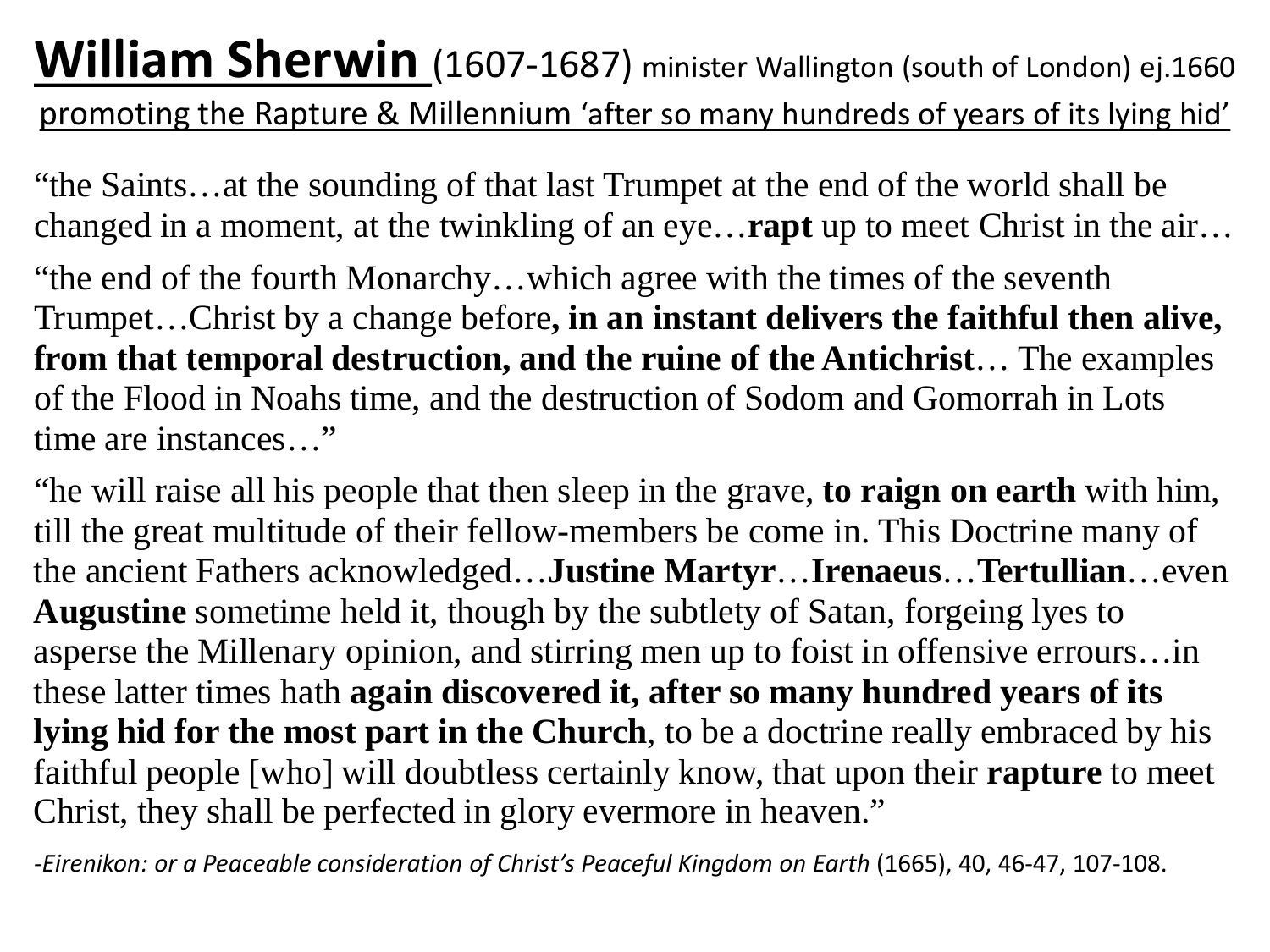# **William Sherwin** (1607-1687) minister Wallington (south of London) ej.1660

promoting the Rapture & Millennium 'after so many hundreds of years of its lying hid'

"the Saints…at the sounding of that last Trumpet at the end of the world shall be changed in a moment, at the twinkling of an eye…**rapt** up to meet Christ in the air…

"the end of the fourth Monarchy…which agree with the times of the seventh Trumpet…Christ by a change before**, in an instant delivers the faithful then alive, from that temporal destruction, and the ruine of the Antichrist**… The examples of the Flood in Noahs time, and the destruction of Sodom and Gomorrah in Lots time are instances…"

"he will raise all his people that then sleep in the grave, **to raign on earth** with him, till the great multitude of their fellow-members be come in. This Doctrine many of the ancient Fathers acknowledged…**Justine Martyr**…**Irenaeus**…**Tertullian**…even **Augustine** sometime held it, though by the subtlety of Satan, forgeing lyes to asperse the Millenary opinion, and stirring men up to foist in offensive errours…in these latter times hath **again discovered it, after so many hundred years of its lying hid for the most part in the Church**, to be a doctrine really embraced by his faithful people [who] will doubtless certainly know, that upon their **rapture** to meet Christ, they shall be perfected in glory evermore in heaven."

-*Eirenikon: or a Peaceable consideration of Christ's Peaceful Kingdom on Earth* (1665), 40, 46-47, 107-108.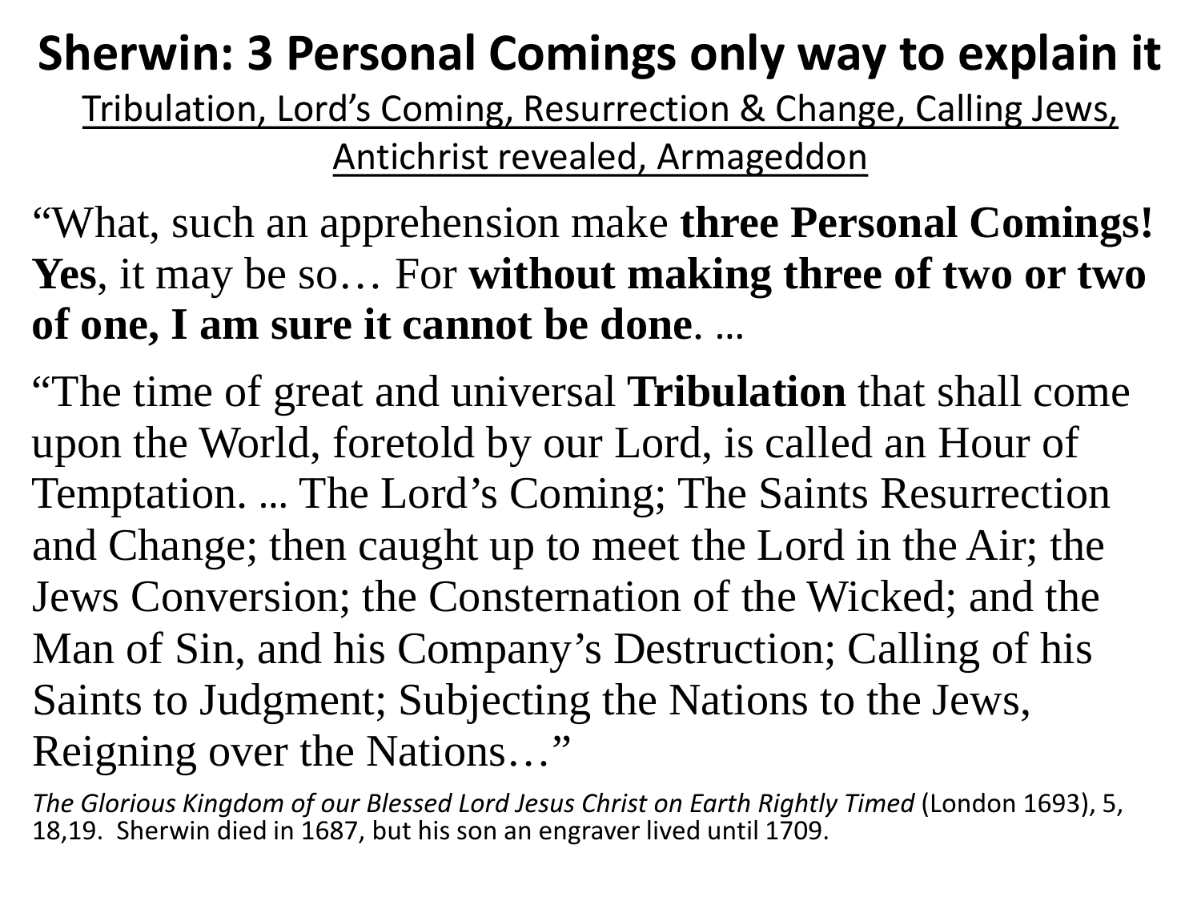# Sherwin: 3 Personal Comings only way to explain it

Tribulation, Lord's Coming, Resurrection & Change, Calling Jews, Antichrist revealed, Armageddon

"What, such an apprehension make **three Personal Comings! Yes**, it may be so… For **without making three of two or two of one, I am sure it cannot be done**. …

"The time of great and universal **Tribulation** that shall come upon the World, foretold by our Lord, is called an Hour of Temptation. … The Lord's Coming; The Saints Resurrection and Change; then caught up to meet the Lord in the Air; the Jews Conversion; the Consternation of the Wicked; and the Man of Sin, and his Company's Destruction; Calling of his Saints to Judgment; Subjecting the Nations to the Jews, Reigning over the Nations…"

*The Glorious Kingdom of our Blessed Lord Jesus Christ on Earth Rightly Timed* (London 1693), 5, 18,19. Sherwin died in 1687, but his son an engraver lived until 1709.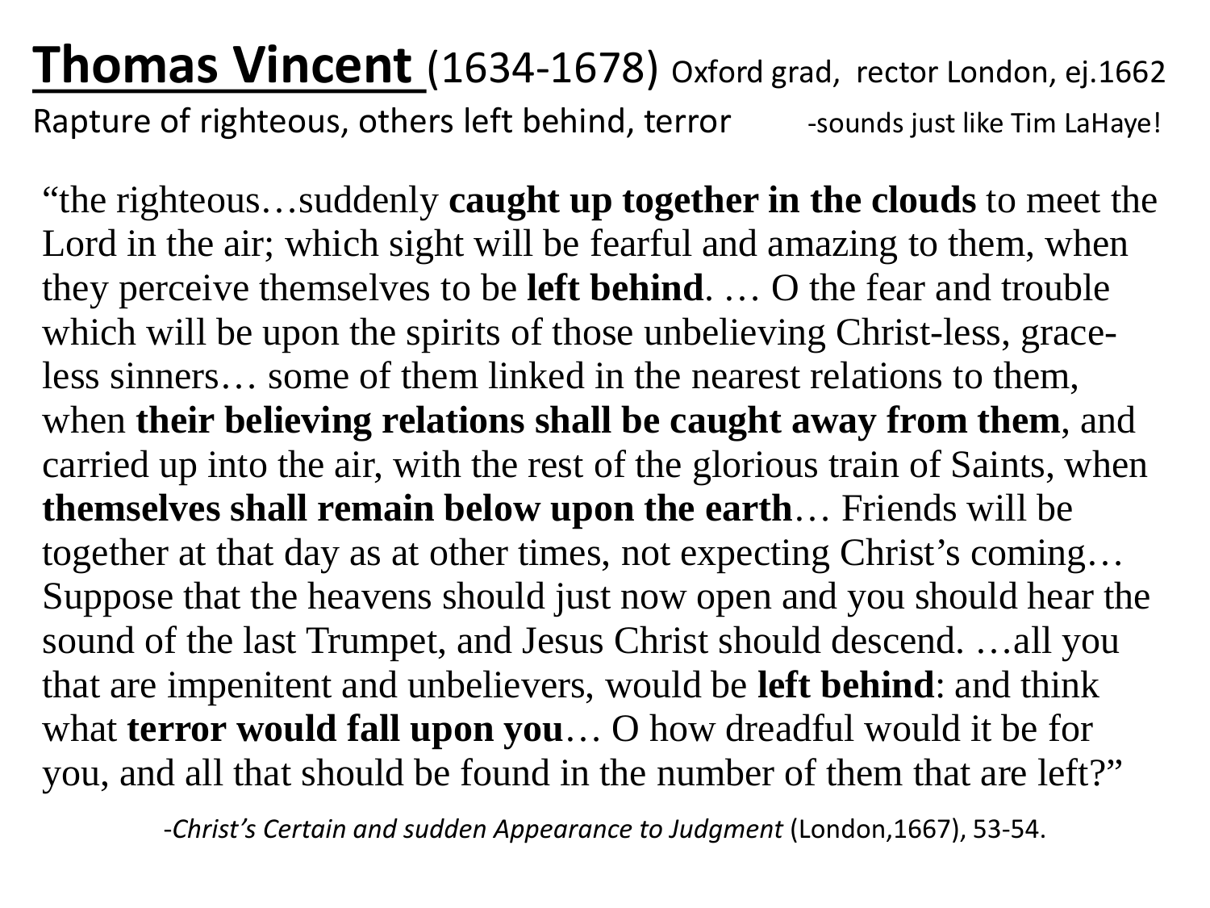# **Thomas Vincent** (1634-1678) Oxford grad, rector London, ej.1662

Rapture of righteous, others left behind, terror -sounds just like Tim LaHaye!

"the righteous…suddenly **caught up together in the clouds** to meet the Lord in the air; which sight will be fearful and amazing to them, when they perceive themselves to be **left behind**. … O the fear and trouble which will be upon the spirits of those unbelieving Christ-less, grace-less sinners… some of them linked in the nearest relations to them, when **their believing relations shall be caught away from them**, and carried up into the air, with the rest of the glorious train of Saints, when **themselves shall remain below upon the earth**… Friends will be together at that day as at other times, not expecting Christ's coming… Suppose that the heavens should just now open and you should hear the sound of the last Trumpet, and Jesus Christ should descend. …all you that are impenitent and unbelievers, would be **left behind**: and think what **terror would fall upon you**… O how dreadful would it be for you, and all that should be found in the number of them that are left?"

-*Christ's Certain and sudden Appearance to Judgment* (London,1667), 53-54.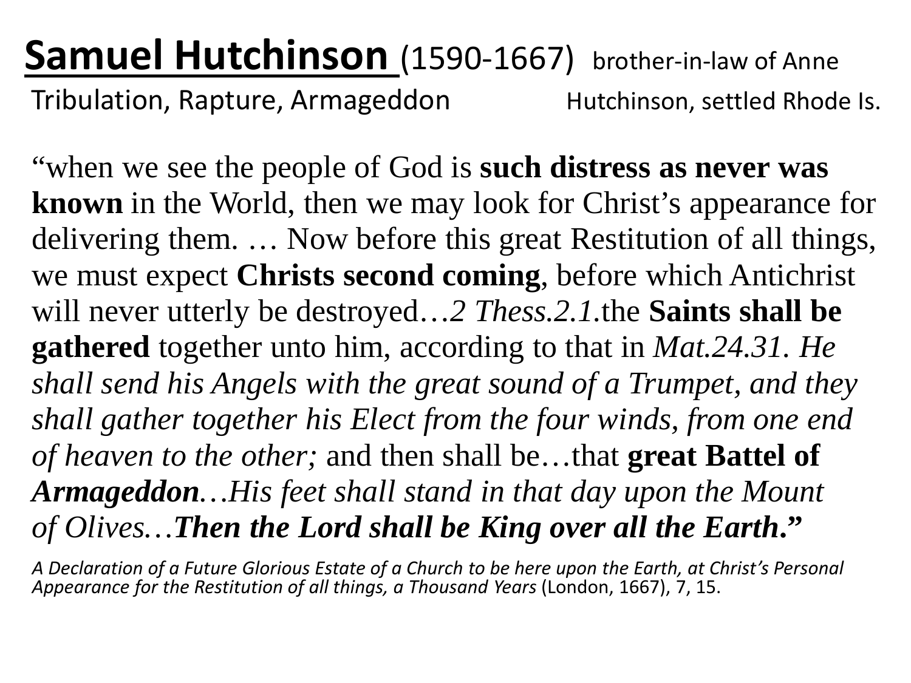# Samuel Hutchinson (1590-1667) brother-in-law of Anne Hutchinson, settled Rhode Is.

Tribulation, Rapture, Armageddon

"when we see the people of God is **such distress as never was known** in the World, then we may look for Christ's appearance for delivering them. … Now before this great Restitution of all things, we must expect **Christs second coming**, before which Antichrist will never utterly be destroyed…*2 Thess.2.1.*the **Saints shall be gathered** together unto him, according to that in *Mat.24.31. He shall send his Angels with the great sound of a Trumpet, and they shall gather together his Elect from the four winds, from one end of heaven to the other;* and then shall be…that **great Battel of Armageddon**…*His feet shall stand in that day upon the Mount of Olives…**Then the Lord shall be King over all the Earth.***"

*A Declaration of a Future Glorious Estate of a Church to be here upon the Earth, at Christ's Personal Appearance for the Restitution of all things, a Thousand Years* (London, 1667), 7, 15.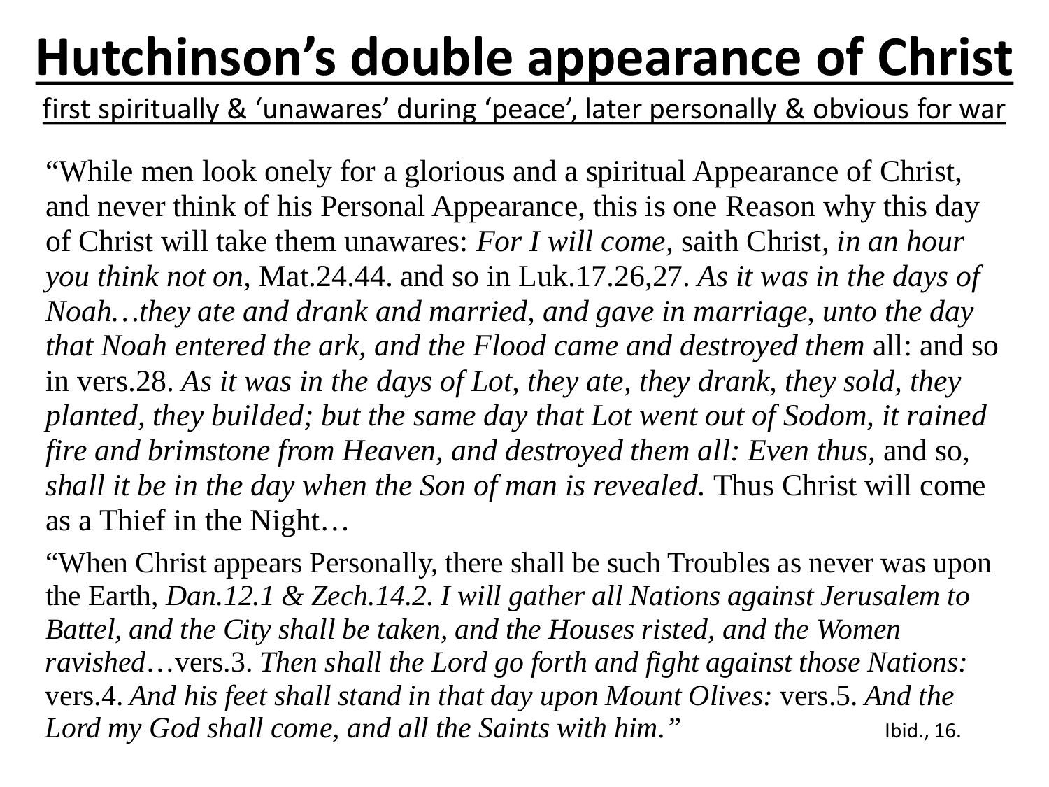# Hutchinson's double appearance of Christ

first spiritually & 'unawares' during 'peace', later personally & obvious for war

"While men look onely for a glorious and a spiritual Appearance of Christ, and never think of his Personal Appearance, this is one Reason why this day of Christ will take them unawares: *For I will come*, saith Christ, *in an hour you think not on*, Mat.24.44. and so in Luk.17.26,27. *As it was in the days of Noah…they ate and drank and married, and gave in marriage, unto the day that Noah entered the ark, and the Flood came and destroyed them* all: and so in vers.28. *As it was in the days of Lot, they ate, they drank, they sold, they planted, they builded; but the same day that Lot went out of Sodom, it rained fire and brimstone from Heaven, and destroyed them all: Even thus*, and so, *shall it be in the day when the Son of man is revealed.* Thus Christ will come as a Thief in the Night…

"When Christ appears Personally, there shall be such Troubles as never was upon the Earth, *Dan.12.1 & Zech.14.2. I will gather all Nations against Jerusalem to Battel, and the City shall be taken, and the Houses risted, and the Women ravished*…vers.3. *Then shall the Lord go forth and fight against those Nations:* vers.4. *And his feet shall stand in that day upon Mount Olives:* vers.5. *And the Lord my God shall come, and all the Saints with him.*"

Ibid., 16.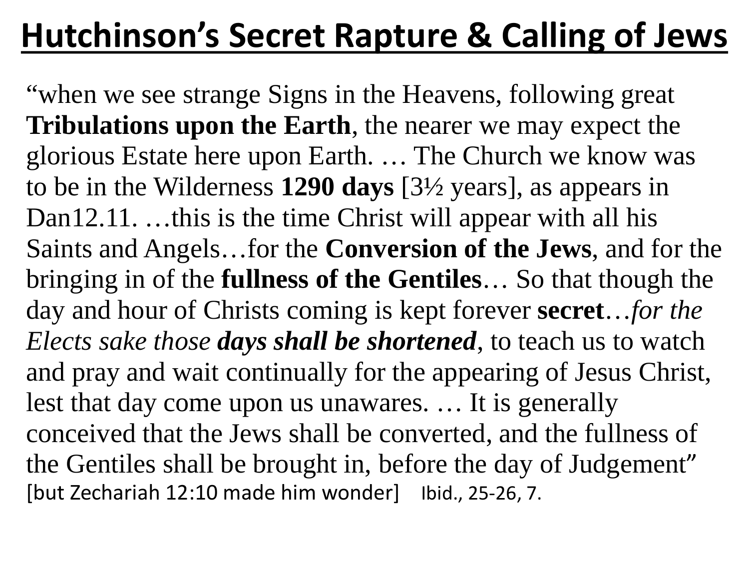# Hutchinson's Secret Rapture & Calling of Jews

"when we see strange Signs in the Heavens, following great **Tribulations upon the Earth**, the nearer we may expect the glorious Estate here upon Earth. … The Church we know was to be in the Wilderness **1290 days** [3½ years], as appears in Dan12.11. …this is the time Christ will appear with all his Saints and Angels…for the **Conversion of the Jews**, and for the bringing in of the **fullness of the Gentiles**… So that though the day and hour of Christs coming is kept forever **secret**…*for the Elects sake those* ***days shall be shortened***, to teach us to watch and pray and wait continually for the appearing of Jesus Christ, lest that day come upon us unawares. … It is generally conceived that the Jews shall be converted, and the fullness of the Gentiles shall be brought in, before the day of Judgement" [but Zechariah 12:10 made him wonder] Ibid., 25-26, 7.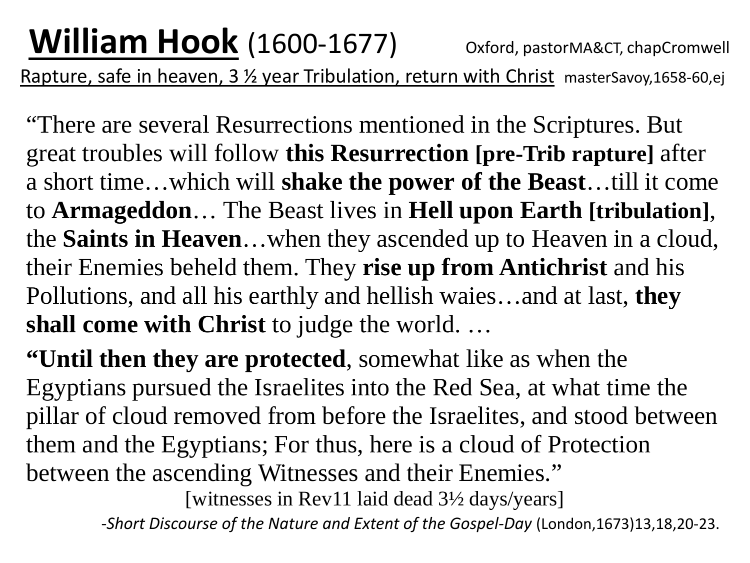# <u>William Hook</u> (1600-1677) Oxford, pastorMA&CT, chapCromwell

<u>Rapture, safe in heaven, 3 ½ year Tribulation, return with Christ</u> masterSavoy,1658-60,ej

"There are several Resurrections mentioned in the Scriptures. But great troubles will follow **this Resurrection [pre-Trib rapture]** after a short time…which will **shake the power of the Beast**…till it come to **Armageddon**… The Beast lives in **Hell upon Earth [tribulation]**, the **Saints in Heaven**…when they ascended up to Heaven in a cloud, their Enemies beheld them. They **rise up from Antichrist** and his Pollutions, and all his earthly and hellish waies…and at last, **they shall come with Christ** to judge the world. …

**"Until then they are protected**, somewhat like as when the Egyptians pursued the Israelites into the Red Sea, at what time the pillar of cloud removed from before the Israelites, and stood between them and the Egyptians; For thus, here is a cloud of Protection between the ascending Witnesses and their Enemies."

[witnesses in Rev11 laid dead 3½ days/years]

-*Short Discourse of the Nature and Extent of the Gospel-Day* (London,1673)13,18,20-23.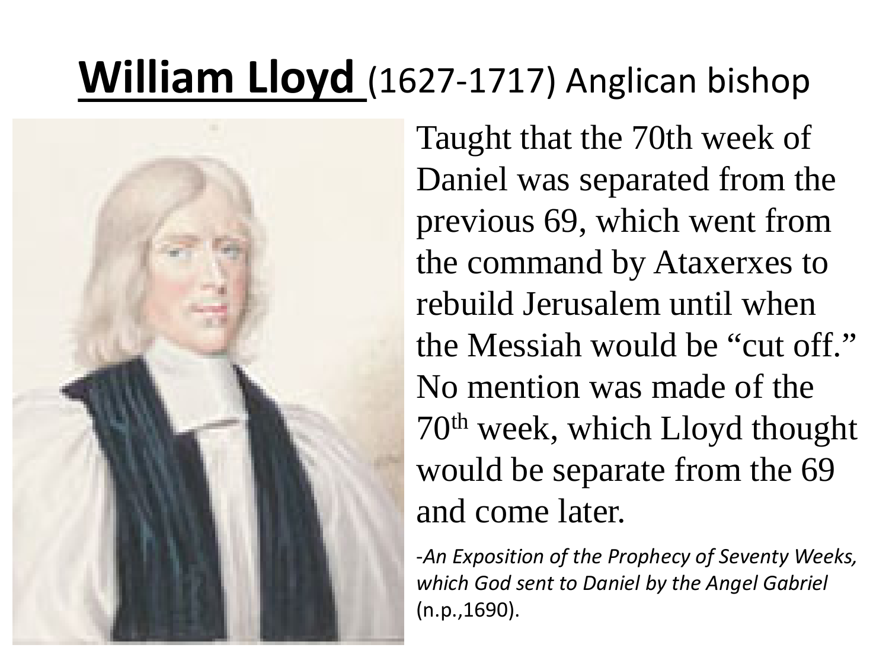# William Lloyd (1627-1717) Anglican bishop

Taught that the 70th week of Daniel was separated from the previous 69, which went from the command by Ataxerxes to rebuild Jerusalem until when the Messiah would be "cut off." No mention was made of the 70th week, which Lloyd thought would be separate from the 69 and come later.

-*An Exposition of the Prophecy of Seventy Weeks, which God sent to Daniel by the Angel Gabriel* (n.p.,1690).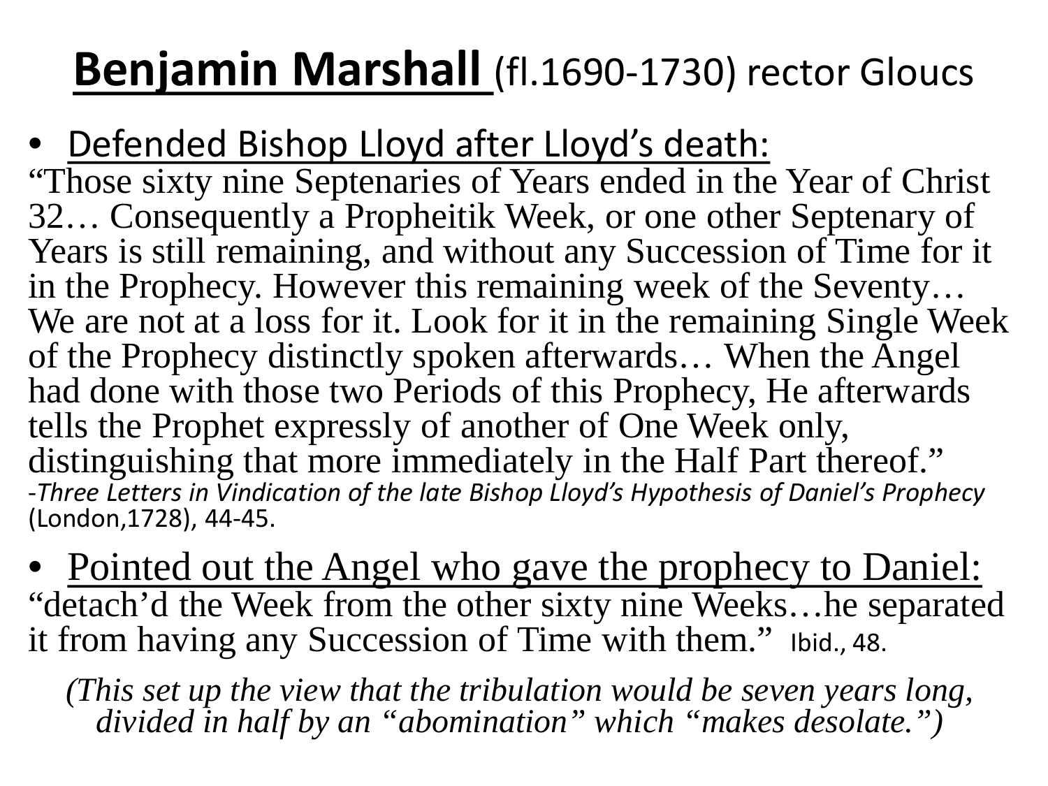# **Benjamin Marshall** (fl.1690-1730) rector Gloucs

- Defended Bishop Lloyd after Lloyd's death:

"Those sixty nine Septenaries of Years ended in the Year of Christ 32… Consequently a Propheitik Week, or one other Septenary of Years is still remaining, and without any Succession of Time for it in the Prophecy. However this remaining week of the Seventy… We are not at a loss for it. Look for it in the remaining Single Week of the Prophecy distinctly spoken afterwards… When the Angel had done with those two Periods of this Prophecy, He afterwards tells the Prophet expressly of another of One Week only, distinguishing that more immediately in the Half Part thereof."

-*Three Letters in Vindication of the late Bishop Lloyd's Hypothesis of Daniel's Prophecy* (London,1728), 44-45.

- Pointed out the Angel who gave the prophecy to Daniel:

"detach'd the Week from the other sixty nine Weeks…he separated it from having any Succession of Time with them." Ibid., 48.

*(This set up the view that the tribulation would be seven years long, divided in half by an "abomination" which "makes desolate.")*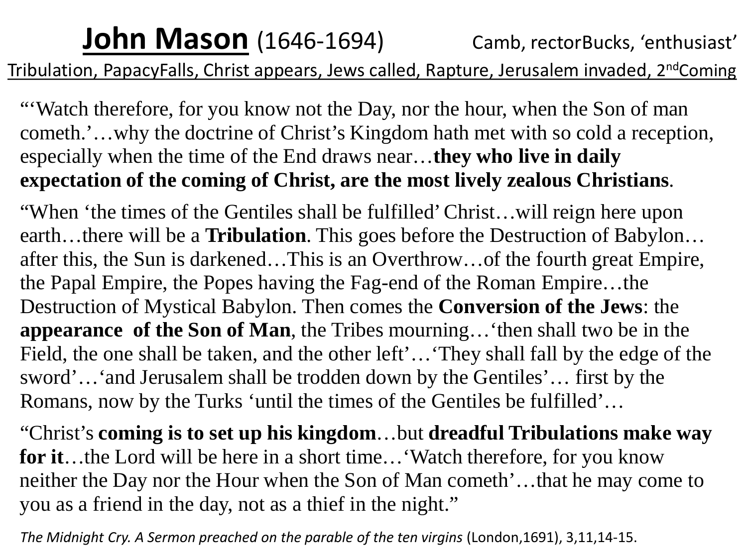# John Mason (1646-1694) Camb, rectorBucks, 'enthusiast'

Tribulation, PapacyFalls, Christ appears, Jews called, Rapture, Jerusalem invaded, 2ndComing

"'Watch therefore, for you know not the Day, nor the hour, when the Son of man cometh.'…why the doctrine of Christ's Kingdom hath met with so cold a reception, especially when the time of the End draws near…**they who live in daily expectation of the coming of Christ, are the most lively zealous Christians**.

"When 'the times of the Gentiles shall be fulfilled' Christ…will reign here upon earth…there will be a **Tribulation**. This goes before the Destruction of Babylon… after this, the Sun is darkened…This is an Overthrow…of the fourth great Empire, the Papal Empire, the Popes having the Fag-end of the Roman Empire…the Destruction of Mystical Babylon. Then comes the **Conversion of the Jews**: the **appearance of the Son of Man**, the Tribes mourning…'then shall two be in the Field, the one shall be taken, and the other left'…'They shall fall by the edge of the sword'…'and Jerusalem shall be trodden down by the Gentiles'… first by the Romans, now by the Turks 'until the times of the Gentiles be fulfilled'…

"Christ's **coming is to set up his kingdom**…but **dreadful Tribulations make way for it**…the Lord will be here in a short time…'Watch therefore, for you know neither the Day nor the Hour when the Son of Man cometh'…that he may come to you as a friend in the day, not as a thief in the night."

*The Midnight Cry. A Sermon preached on the parable of the ten virgins* (London,1691), 3,11,14-15.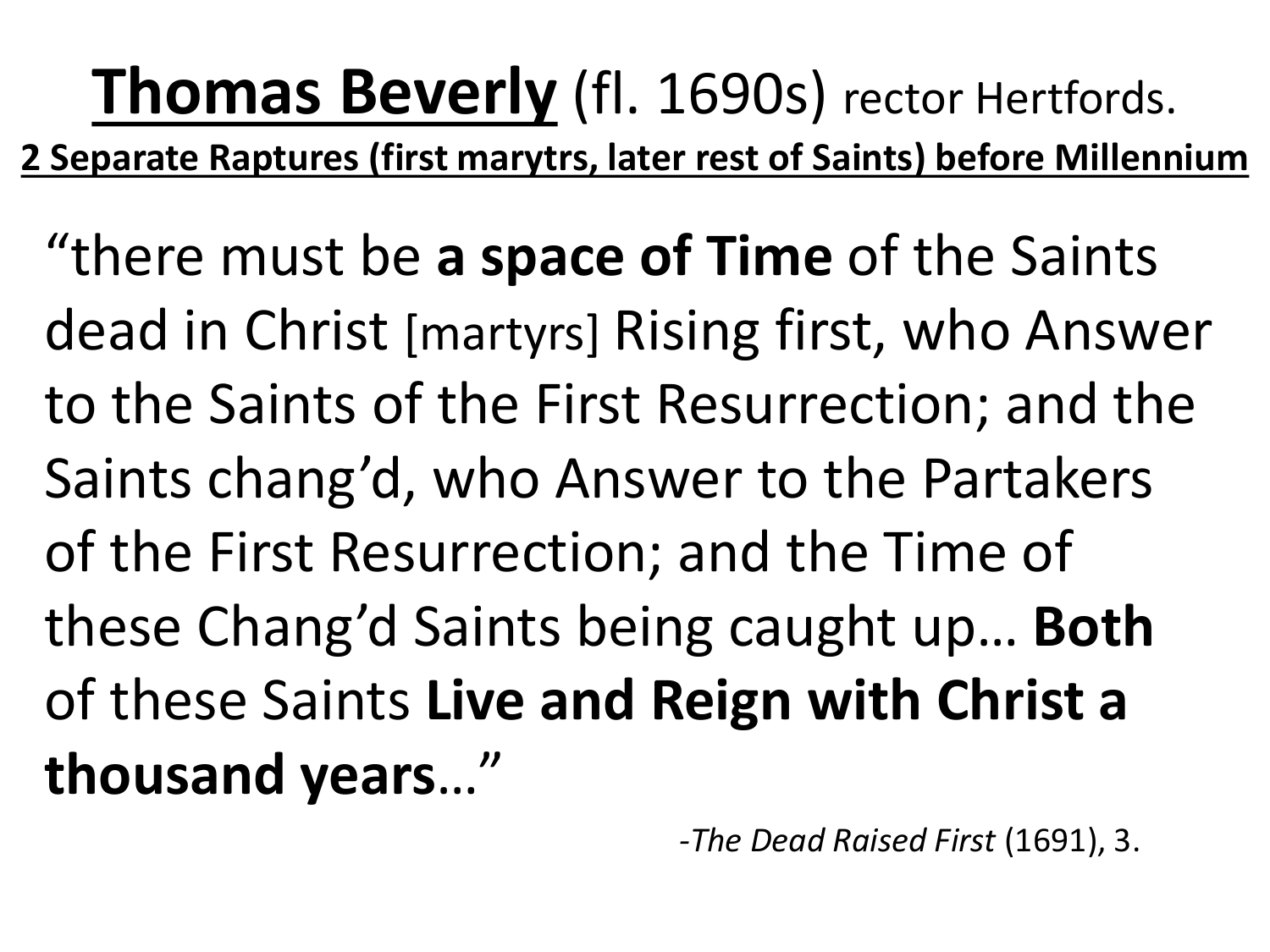# **Thomas Beverly** (fl. 1690s) rector Hertfords.

**2 Separate Raptures (first marytrs, later rest of Saints) before Millennium**

"there must be **a space of Time** of the Saints dead in Christ [martyrs] Rising first, who Answer to the Saints of the First Resurrection; and the Saints chang'd, who Answer to the Partakers of the First Resurrection; and the Time of these Chang'd Saints being caught up… **Both** of these Saints **Live and Reign with Christ a thousand years**…"

-*The Dead Raised First* (1691), 3.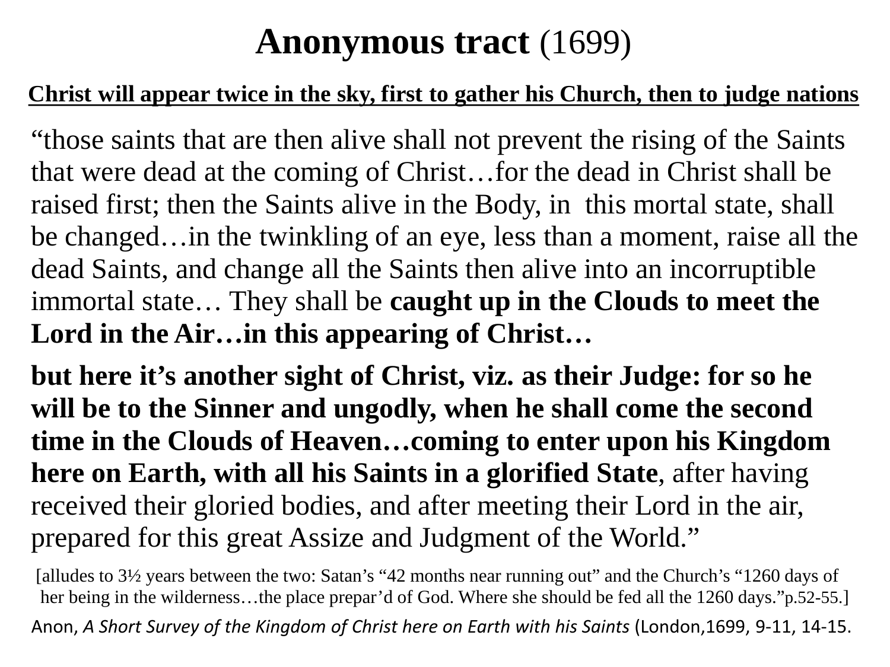# **Anonymous tract** (1699)

**Christ will appear twice in the sky, first to gather his Church, then to judge nations**

"those saints that are then alive shall not prevent the rising of the Saints that were dead at the coming of Christ…for the dead in Christ shall be raised first; then the Saints alive in the Body, in this mortal state, shall be changed…in the twinkling of an eye, less than a moment, raise all the dead Saints, and change all the Saints then alive into an incorruptible immortal state… They shall be **caught up in the Clouds to meet the Lord in the Air…in this appearing of Christ…**

**but here it's another sight of Christ, viz. as their Judge: for so he will be to the Sinner and ungodly, when he shall come the second time in the Clouds of Heaven…coming to enter upon his Kingdom here on Earth, with all his Saints in a glorified State**, after having received their gloried bodies, and after meeting their Lord in the air, prepared for this great Assize and Judgment of the World."

[alludes to 3½ years between the two: Satan's "42 months near running out" and the Church's "1260 days of her being in the wilderness…the place prepar'd of God. Where she should be fed all the 1260 days."p.52-55.]

Anon, *A Short Survey of the Kingdom of Christ here on Earth with his Saints* (London,1699, 9-11, 14-15.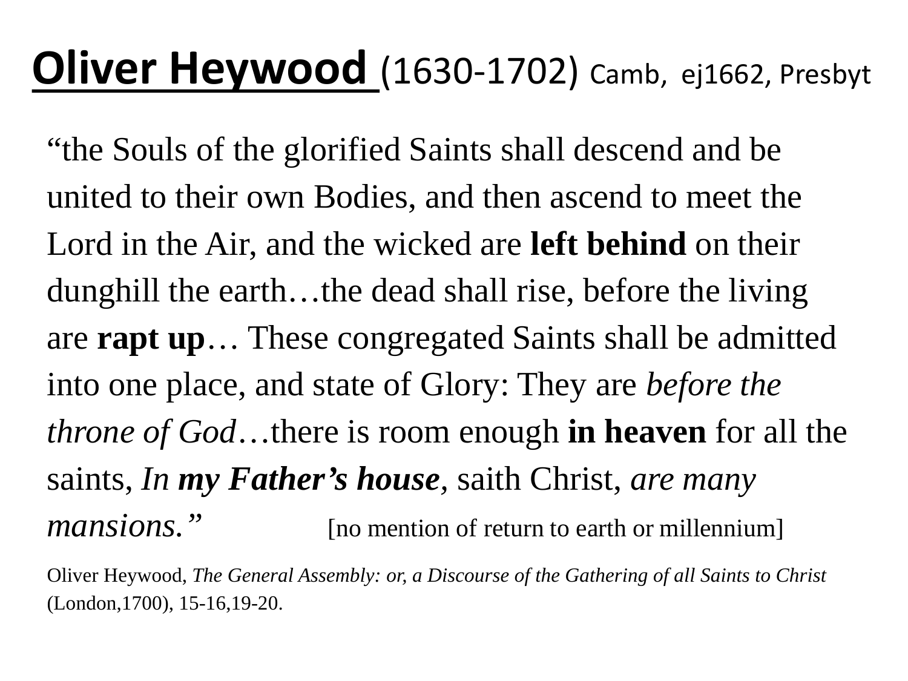# <u>Oliver Heywood</u> (1630-1702) Camb, ej1662, Presbyt

"the Souls of the glorified Saints shall descend and be united to their own Bodies, and then ascend to meet the Lord in the Air, and the wicked are **left behind** on their dunghill the earth…the dead shall rise, before the living are **rapt up**… These congregated Saints shall be admitted into one place, and state of Glory: They are *before the throne of God*…there is room enough **in heaven** for all the saints, *In **my Father's house***, saith Christ, *are many mansions."* [no mention of return to earth or millennium]

Oliver Heywood, *The General Assembly: or, a Discourse of the Gathering of all Saints to Christ* (London,1700), 15-16,19-20.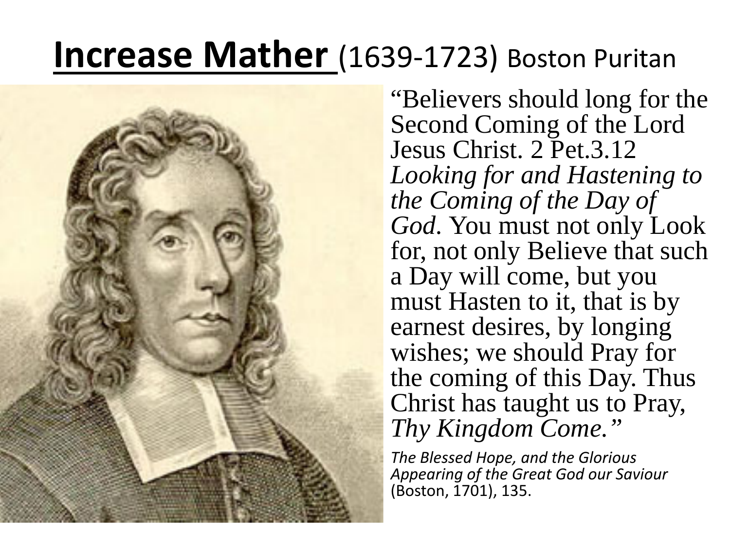# <u>Increase Mather</u> (1639-1723) Boston Puritan

"Believers should long for the Second Coming of the Lord Jesus Christ. 2 Pet.3.12 *Looking for and Hastening to the Coming of the Day of God*. You must not only Look for, not only Believe that such a Day will come, but you must Hasten to it, that is by earnest desires, by longing wishes; we should Pray for the coming of this Day. Thus Christ has taught us to Pray, *Thy Kingdom Come.*"

*The Blessed Hope, and the Glorious Appearing of the Great God our Saviour* (Boston, 1701), 135.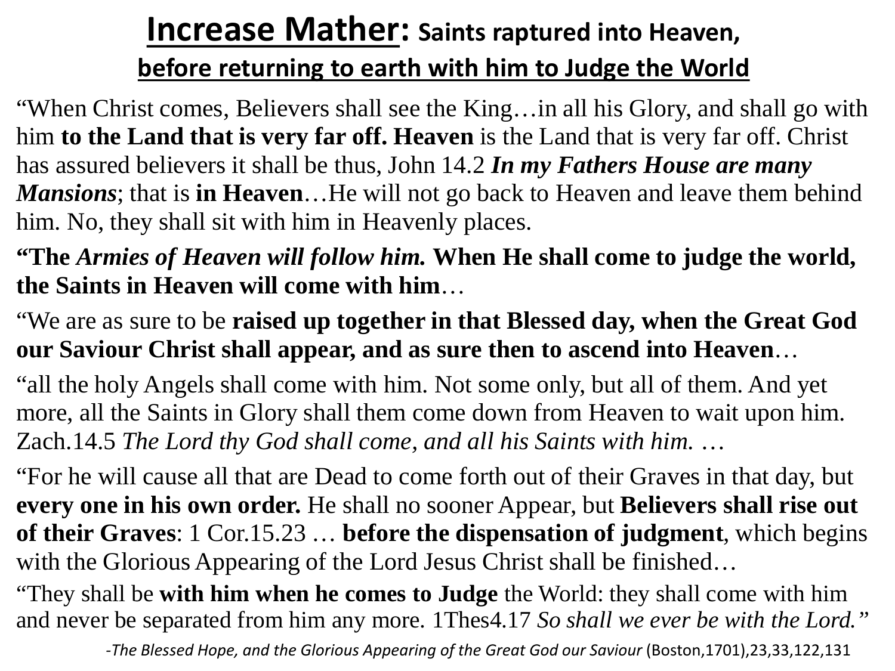# **Increase Mather**: Saints raptured into Heaven, before returning to earth with him to Judge the World

"When Christ comes, Believers shall see the King…in all his Glory, and shall go with him **to the Land that is very far off. Heaven** is the Land that is very far off. Christ has assured believers it shall be thus, John 14.2 ***In my Fathers House are many Mansions***; that is **in Heaven**…He will not go back to Heaven and leave them behind him. No, they shall sit with him in Heavenly places.

**"The *Armies of Heaven will follow him.* When He shall come to judge the world, the Saints in Heaven will come with him**…

"We are as sure to be **raised up together in that Blessed day, when the Great God our Saviour Christ shall appear, and as sure then to ascend into Heaven**…

"all the holy Angels shall come with him. Not some only, but all of them. And yet more, all the Saints in Glory shall them come down from Heaven to wait upon him. Zach.14.5 *The Lord thy God shall come, and all his Saints with him.* …

"For he will cause all that are Dead to come forth out of their Graves in that day, but **every one in his own order.** He shall no sooner Appear, but **Believers shall rise out of their Graves**: 1 Cor.15.23 … **before the dispensation of judgment**, which begins with the Glorious Appearing of the Lord Jesus Christ shall be finished…

"They shall be **with him when he comes to Judge** the World: they shall come with him and never be separated from him any more. 1Thes4.17 *So shall we ever be with the Lord."*

-*The Blessed Hope, and the Glorious Appearing of the Great God our Saviour* (Boston,1701),23,33,122,131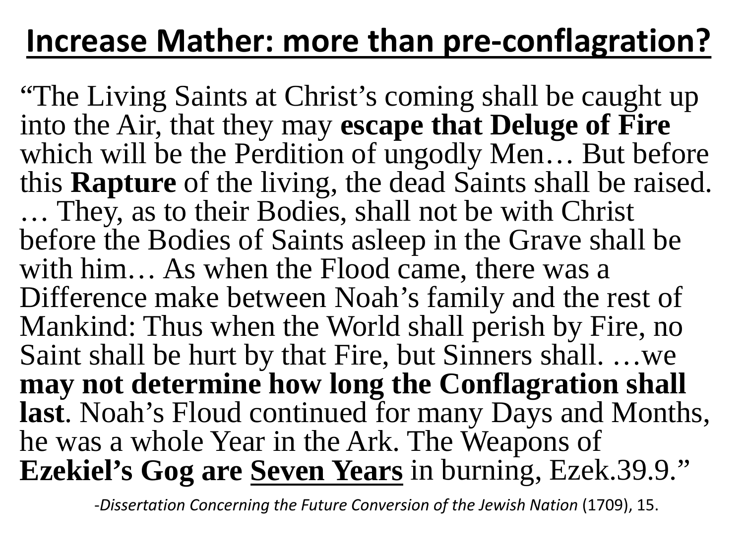# Increase Mather: more than pre-conflagration?

"The Living Saints at Christ's coming shall be caught up into the Air, that they may **escape that Deluge of Fire** which will be the Perdition of ungodly Men… But before this **Rapture** of the living, the dead Saints shall be raised. … They, as to their Bodies, shall not be with Christ before the Bodies of Saints asleep in the Grave shall be with him… As when the Flood came, there was a Difference make between Noah's family and the rest of Mankind: Thus when the World shall perish by Fire, no Saint shall be hurt by that Fire, but Sinners shall. …we **may not determine how long the Conflagration shall last**. Noah's Floud continued for many Days and Months, he was a whole Year in the Ark. The Weapons of **Ezekiel's Gog are <u>Seven Years</u>** in burning, Ezek.39.9."

-*Dissertation Concerning the Future Conversion of the Jewish Nation* (1709), 15.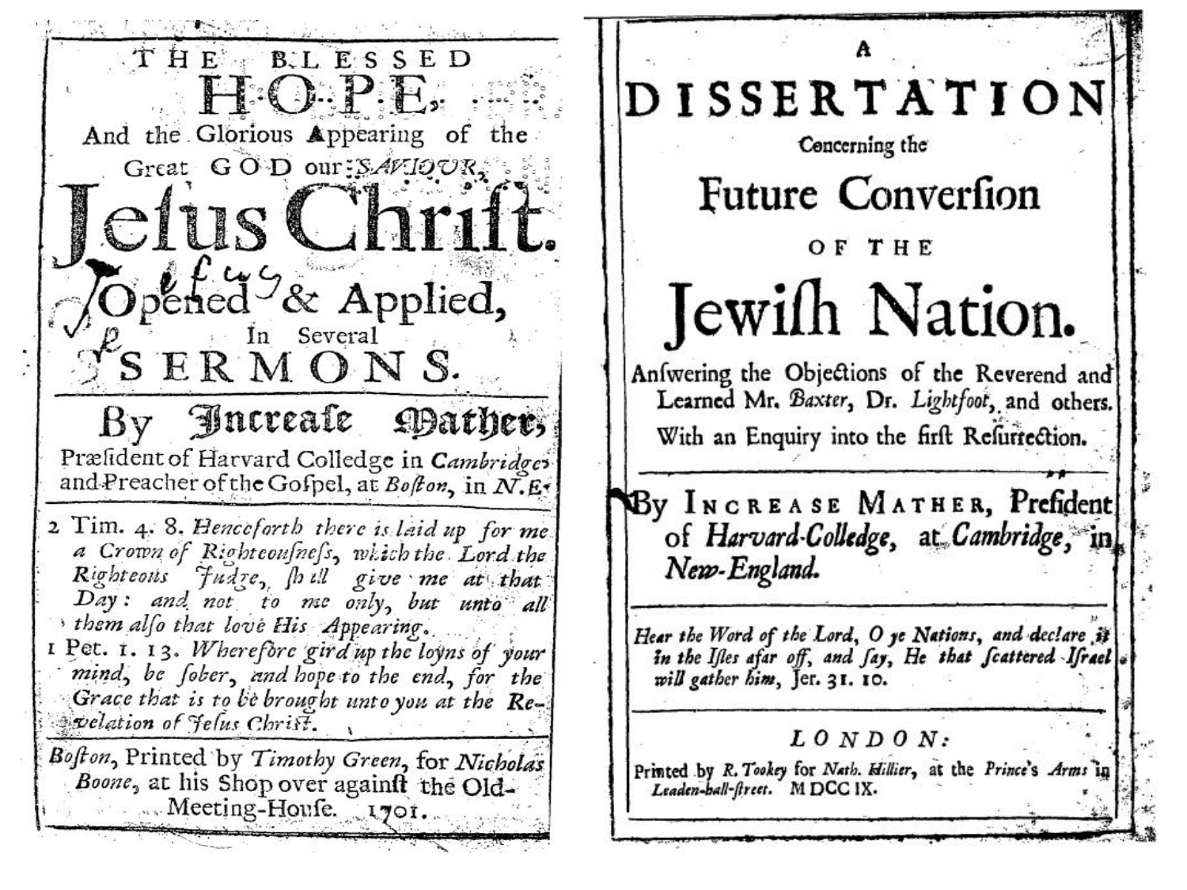# THE BLESSED HOPE,

## And the Glorious Appearing of the Great GOD our SAVIOUR,

# Jesus Christ.

## Opened & Applied, In Several SERMONS.

### By Increase Mather,

Præsident of Harvard Colledge in *Cambridge* and Preacher of the Gospel, at *Boston*, in *N. E.*

2 Tim. 4. 8. *Henceforth there is laid up for me a Crown of Righteousness, which the Lord the Righteous Judge, shall give me at that Day: and not to me only, but unto all them also that love His Appearing.*

1 Pet. 1. 13. *Wherefore gird up the loyns of your mind, be sober, and hope to the end, for the Grace that is to be brought unto you at the Revelation of Jesus Christ.*

*Boston*, Printed by *Timothy Green*, for *Nicholas Boone*, at his Shop over against the Old-Meeting-House. 1701.

---

A

# DISSERTATION

## Concerning the Future Conversion OF THE

# Jewish Nation.

Answering the Objections of the Reverend and Learned Mr. *Baxter*, Dr. *Lightfoot*, and others. With an Enquiry into the first Resurrection.

By INCREASE MATHER, President of *Harvard-Colledge*, at *Cambridge*, in *New-England.*

*Hear the Word of the Lord, O ye Nations, and declare it in the Isles afar off, and say, He that scattered Israel will gather him*, Jer. 31. 10.

*LONDON:*

Printed by *R. Tookey* for *Nath. Hillier*, at the *Prince's Arms* in *Leaden-hall-street.* M DCC IX.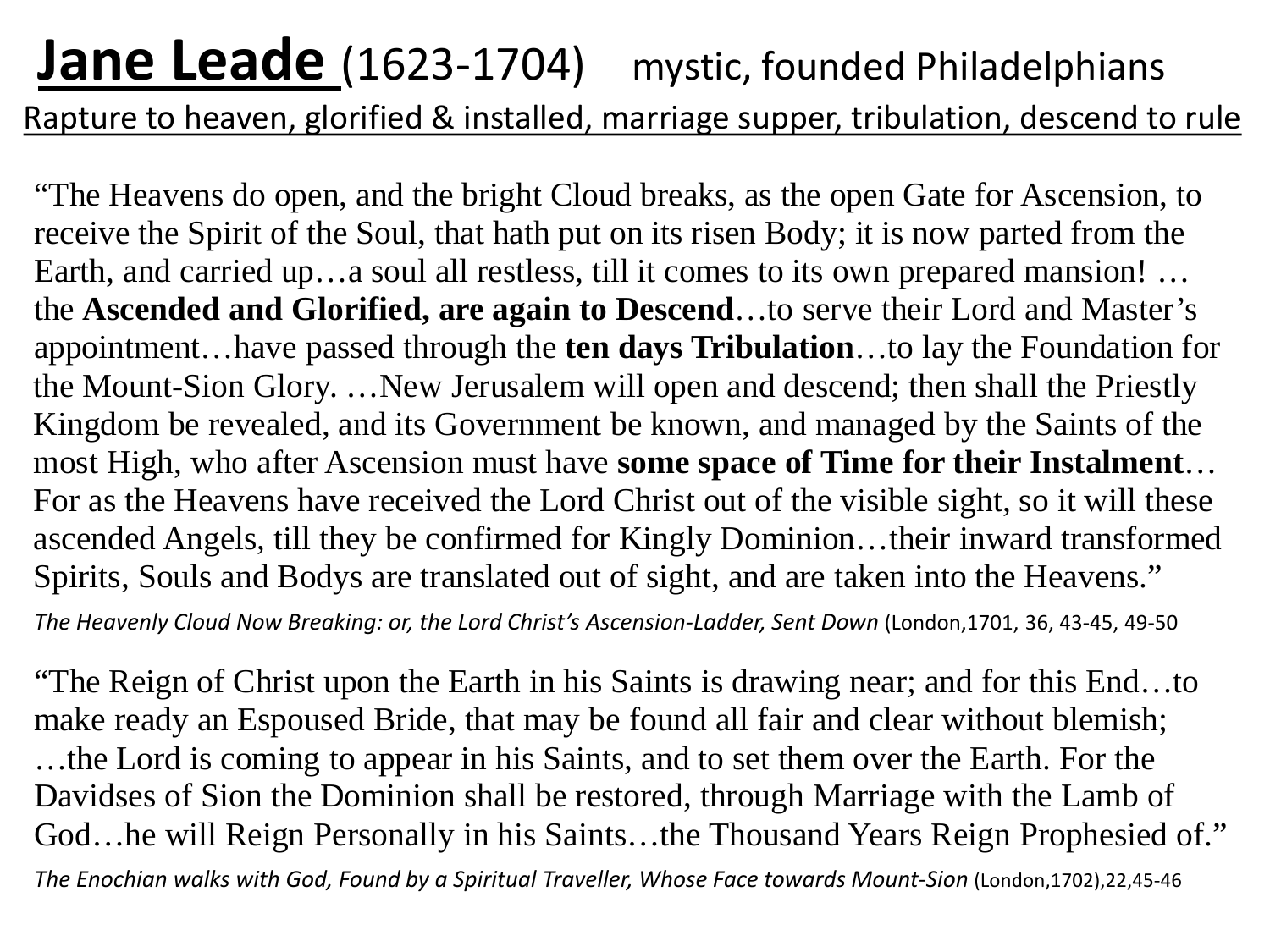# Jane Leade (1623-1704) mystic, founded Philadelphians

Rapture to heaven, glorified & installed, marriage supper, tribulation, descend to rule

"The Heavens do open, and the bright Cloud breaks, as the open Gate for Ascension, to receive the Spirit of the Soul, that hath put on its risen Body; it is now parted from the Earth, and carried up…a soul all restless, till it comes to its own prepared mansion! … the **Ascended and Glorified, are again to Descend**…to serve their Lord and Master's appointment…have passed through the **ten days Tribulation**…to lay the Foundation for the Mount-Sion Glory. …New Jerusalem will open and descend; then shall the Priestly Kingdom be revealed, and its Government be known, and managed by the Saints of the most High, who after Ascension must have **some space of Time for their Instalment**… For as the Heavens have received the Lord Christ out of the visible sight, so it will these ascended Angels, till they be confirmed for Kingly Dominion…their inward transformed Spirits, Souls and Bodys are translated out of sight, and are taken into the Heavens."

*The Heavenly Cloud Now Breaking: or, the Lord Christ's Ascension-Ladder, Sent Down* (London,1701, 36, 43-45, 49-50

"The Reign of Christ upon the Earth in his Saints is drawing near; and for this End…to make ready an Espoused Bride, that may be found all fair and clear without blemish; …the Lord is coming to appear in his Saints, and to set them over the Earth. For the Davidses of Sion the Dominion shall be restored, through Marriage with the Lamb of God…he will Reign Personally in his Saints…the Thousand Years Reign Prophesied of."

*The Enochian walks with God, Found by a Spiritual Traveller, Whose Face towards Mount-Sion* (London,1702),22,45-46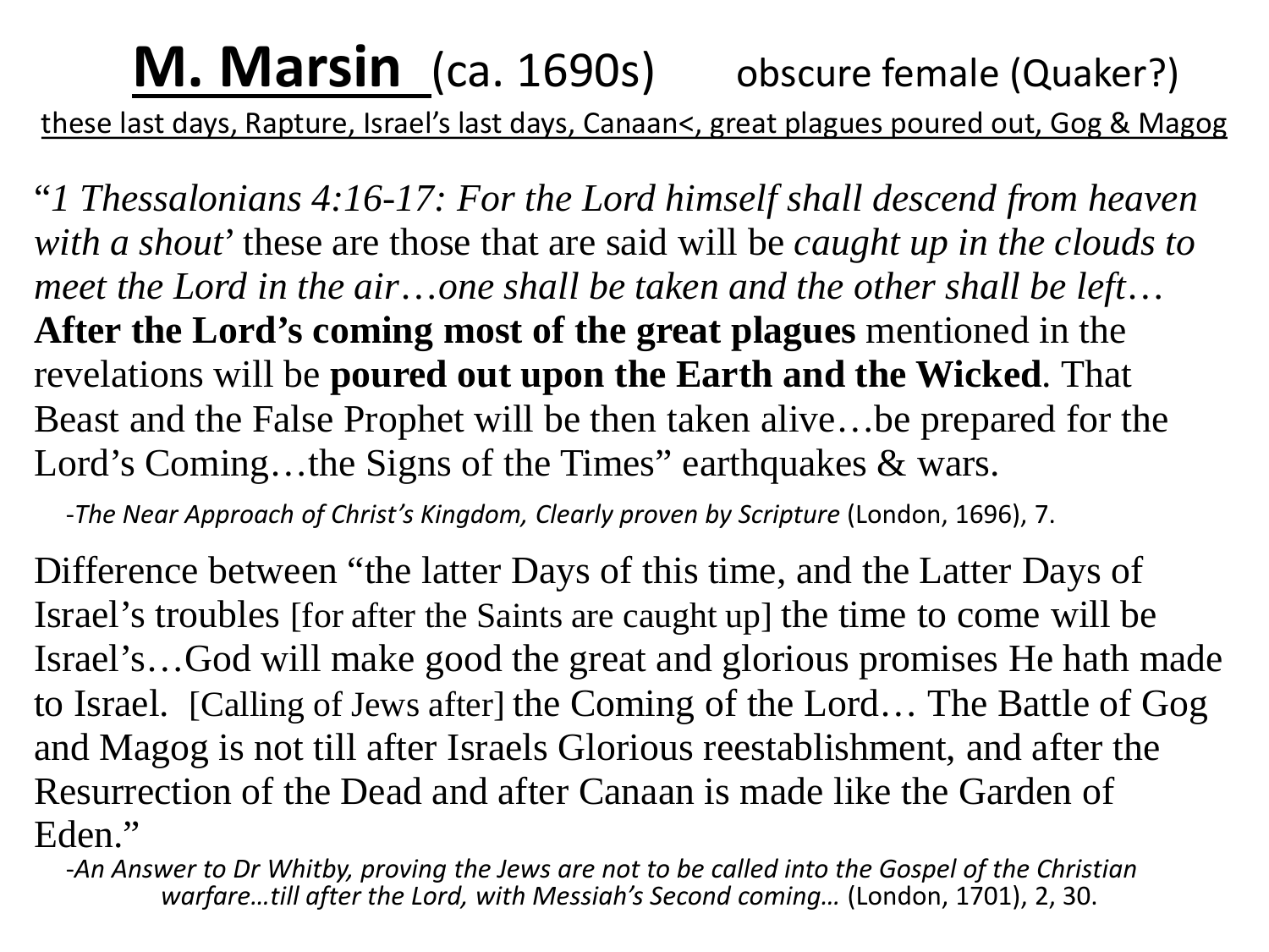# M. Marsin (ca. 1690s) obscure female (Quaker?)

these last days, Rapture, Israel's last days, Canaan<, great plagues poured out, Gog & Magog

"*1 Thessalonians 4:16-17: For the Lord himself shall descend from heaven with a shout*' these are those that are said will be *caught up in the clouds to meet the Lord in the air…one shall be taken and the other shall be left…* **After the Lord's coming most of the great plagues** mentioned in the revelations will be **poured out upon the Earth and the Wicked**. That Beast and the False Prophet will be then taken alive…be prepared for the Lord's Coming…the Signs of the Times" earthquakes & wars.

-*The Near Approach of Christ's Kingdom, Clearly proven by Scripture* (London, 1696), 7.

Difference between "the latter Days of this time, and the Latter Days of Israel's troubles [for after the Saints are caught up] the time to come will be Israel's…God will make good the great and glorious promises He hath made to Israel. [Calling of Jews after] the Coming of the Lord… The Battle of Gog and Magog is not till after Israels Glorious reestablishment, and after the Resurrection of the Dead and after Canaan is made like the Garden of Eden."

-*An Answer to Dr Whitby, proving the Jews are not to be called into the Gospel of the Christian warfare…till after the Lord, with Messiah's Second coming…* (London, 1701), 2, 30.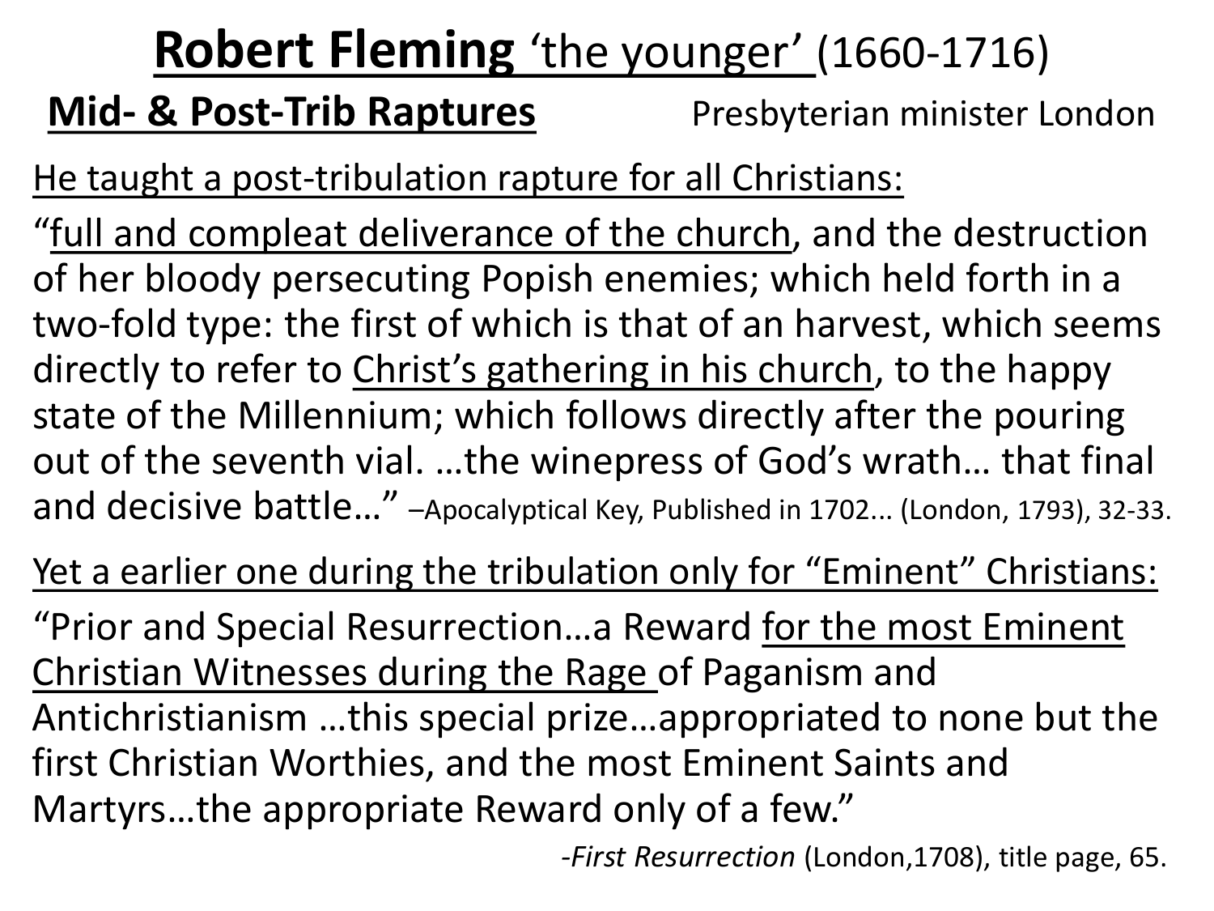# Robert Fleming 'the younger' (1660-1716)

**Mid- & Post-Trib Raptures** Presbyterian minister London

He taught a post-tribulation rapture for all Christians:

"full and compleat deliverance of the church, and the destruction of her bloody persecuting Popish enemies; which held forth in a two-fold type: the first of which is that of an harvest, which seems directly to refer to Christ's gathering in his church, to the happy state of the Millennium; which follows directly after the pouring out of the seventh vial. …the winepress of God's wrath… that final and decisive battle…" –Apocalyptical Key, Published in 1702... (London, 1793), 32-33.

Yet a earlier one during the tribulation only for "Eminent" Christians:

"Prior and Special Resurrection…a Reward for the most Eminent Christian Witnesses during the Rage of Paganism and Antichristianism …this special prize…appropriated to none but the first Christian Worthies, and the most Eminent Saints and Martyrs…the appropriate Reward only of a few."

-*First Resurrection* (London,1708), title page, 65.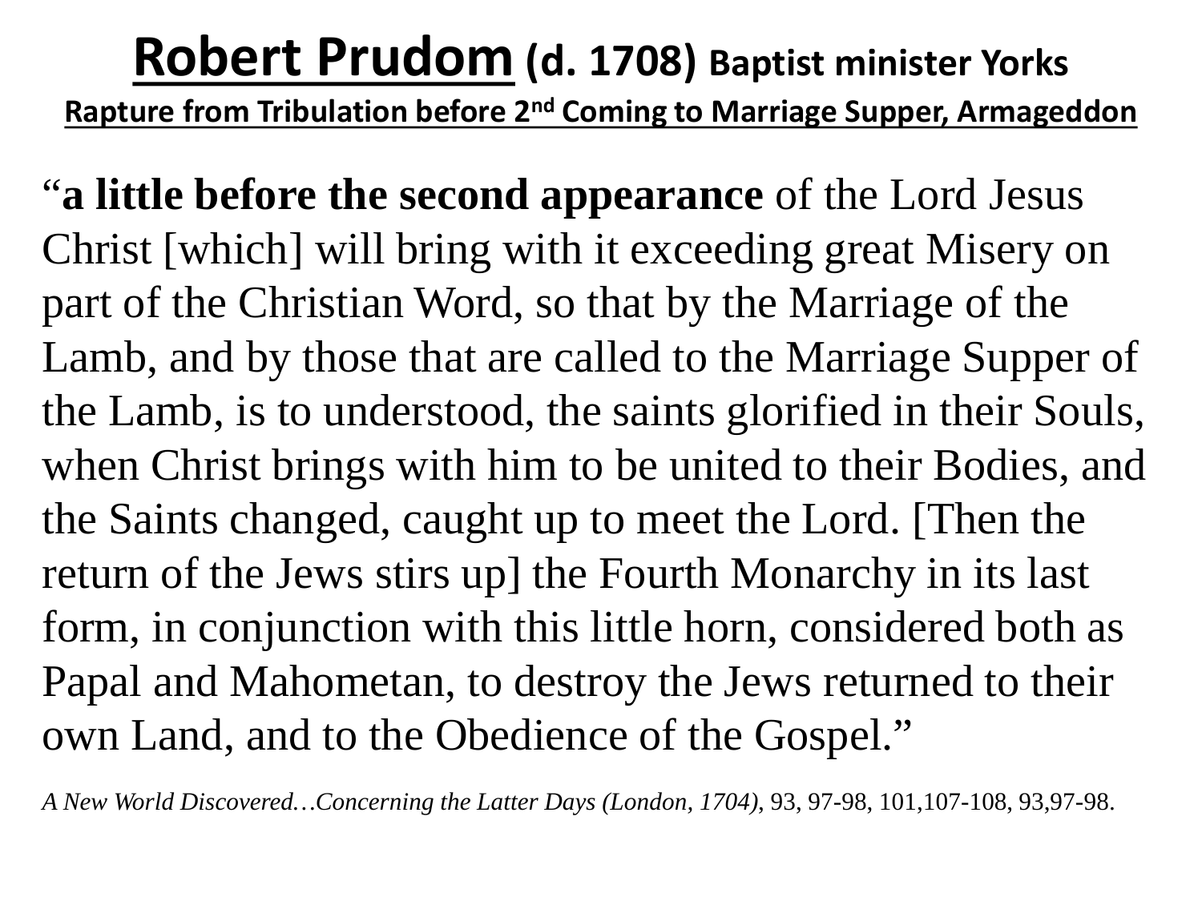# Robert Prudom (d. 1708) Baptist minister Yorks

## Rapture from Tribulation before 2nd Coming to Marriage Supper, Armageddon

"**a little before the second appearance** of the Lord Jesus Christ [which] will bring with it exceeding great Misery on part of the Christian Word, so that by the Marriage of the Lamb, and by those that are called to the Marriage Supper of the Lamb, is to understood, the saints glorified in their Souls, when Christ brings with him to be united to their Bodies, and the Saints changed, caught up to meet the Lord. [Then the return of the Jews stirs up] the Fourth Monarchy in its last form, in conjunction with this little horn, considered both as Papal and Mahometan, to destroy the Jews returned to their own Land, and to the Obedience of the Gospel."

*A New World Discovered…Concerning the Latter Days (London, 1704),* 93, 97-98, 101,107-108, 93,97-98.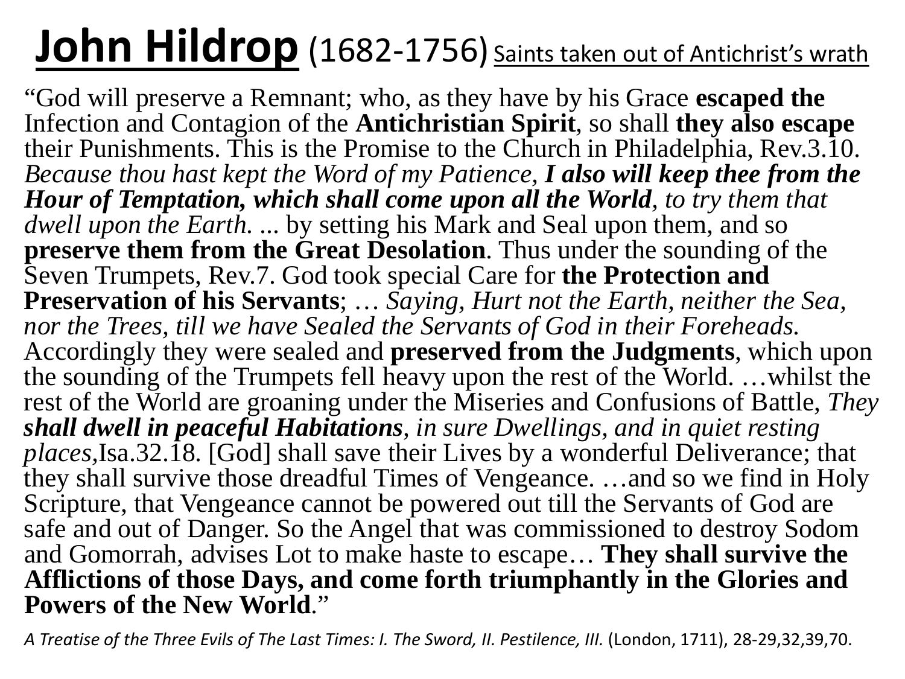# John Hildrop (1682-1756) Saints taken out of Antichrist's wrath

"God will preserve a Remnant; who, as they have by his Grace **escaped the** Infection and Contagion of the **Antichristian Spirit**, so shall **they also escape** their Punishments. This is the Promise to the Church in Philadelphia, Rev.3.10. *Because thou hast kept the Word of my Patience, **I also will keep thee from the Hour of Temptation, which shall come upon all the World**, to try them that dwell upon the Earth.* ... by setting his Mark and Seal upon them, and so **preserve them from the Great Desolation**. Thus under the sounding of the Seven Trumpets, Rev.7. God took special Care for **the Protection and Preservation of his Servants**; … *Saying, Hurt not the Earth, neither the Sea, nor the Trees, till we have Sealed the Servants of God in their Foreheads.* Accordingly they were sealed and **preserved from the Judgments**, which upon the sounding of the Trumpets fell heavy upon the rest of the World. …whilst the rest of the World are groaning under the Miseries and Confusions of Battle, ***They shall dwell in peaceful Habitations**, in sure Dwellings, and in quiet resting places*,Isa.32.18. [God] shall save their Lives by a wonderful Deliverance; that they shall survive those dreadful Times of Vengeance. …and so we find in Holy Scripture, that Vengeance cannot be powered out till the Servants of God are safe and out of Danger. So the Angel that was commissioned to destroy Sodom and Gomorrah, advises Lot to make haste to escape… **They shall survive the Afflictions of those Days, and come forth triumphantly in the Glories and Powers of the New World**."

*A Treatise of the Three Evils of The Last Times: I. The Sword, II. Pestilence, III.* (London, 1711), 28-29,32,39,70.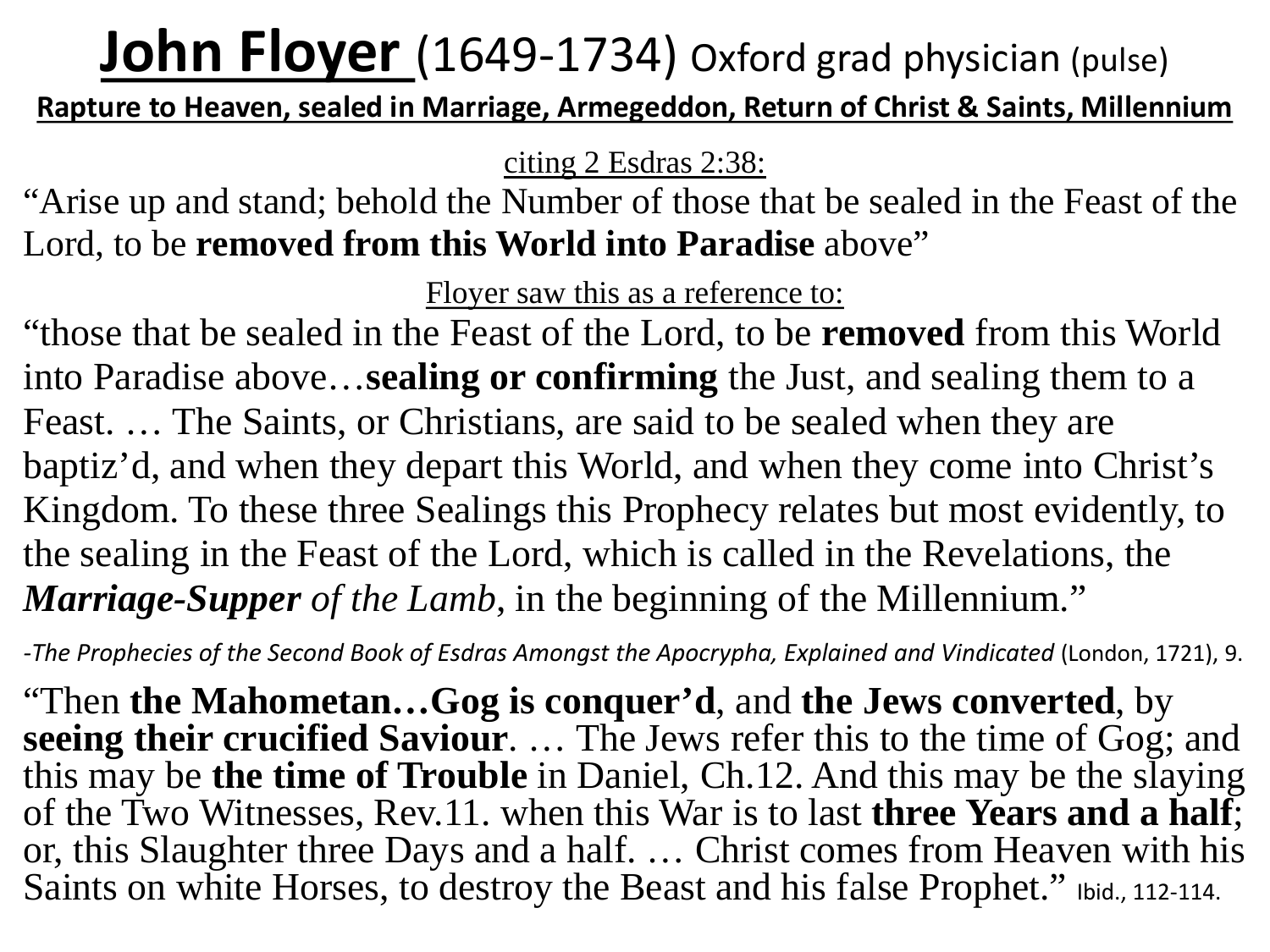# John Floyer (1649-1734) Oxford grad physician (pulse)

**Rapture to Heaven, sealed in Marriage, Armegeddon, Return of Christ & Saints, Millennium**

citing 2 Esdras 2:38:

"Arise up and stand; behold the Number of those that be sealed in the Feast of the Lord, to be **removed from this World into Paradise** above"

Floyer saw this as a reference to:

"those that be sealed in the Feast of the Lord, to be **removed** from this World into Paradise above…**sealing or confirming** the Just, and sealing them to a Feast. … The Saints, or Christians, are said to be sealed when they are baptiz'd, and when they depart this World, and when they come into Christ's Kingdom. To these three Sealings this Prophecy relates but most evidently, to the sealing in the Feast of the Lord, which is called in the Revelations, the ***Marriage-Supper*** *of the Lamb*, in the beginning of the Millennium."

-*The Prophecies of the Second Book of Esdras Amongst the Apocrypha, Explained and Vindicated* (London, 1721), 9.

"Then **the Mahometan…Gog is conquer'd**, and **the Jews converted**, by **seeing their crucified Saviour**. … The Jews refer this to the time of Gog; and this may be **the time of Trouble** in Daniel, Ch.12. And this may be the slaying of the Two Witnesses, Rev.11. when this War is to last **three Years and a half**; or, this Slaughter three Days and a half. … Christ comes from Heaven with his Saints on white Horses, to destroy the Beast and his false Prophet." Ibid., 112-114.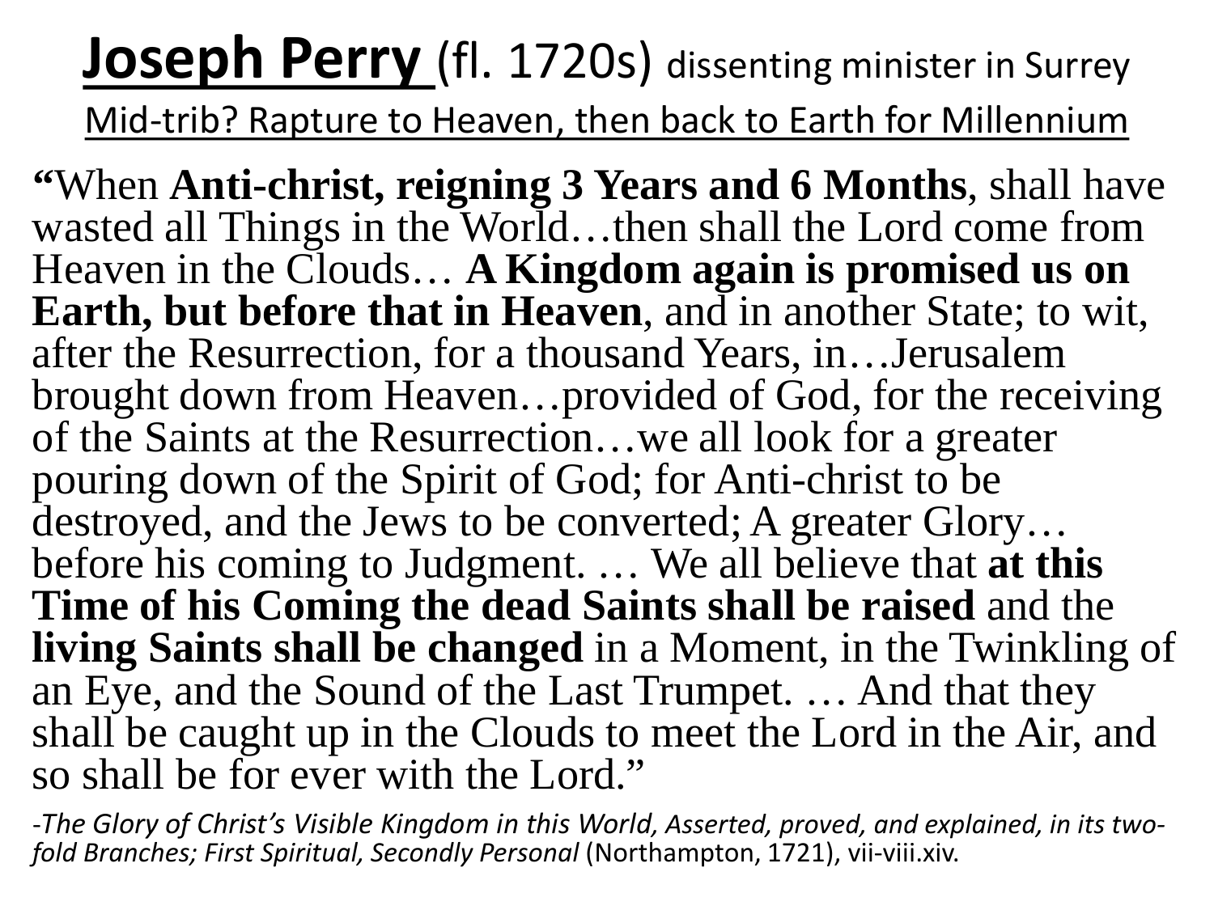# <u>Joseph Perry</u> (fl. 1720s) dissenting minister in Surrey

<u>Mid-trib? Rapture to Heaven, then back to Earth for Millennium</u>

"When **Anti-christ, reigning 3 Years and 6 Months**, shall have wasted all Things in the World…then shall the Lord come from Heaven in the Clouds… **A Kingdom again is promised us on Earth, but before that in Heaven**, and in another State; to wit, after the Resurrection, for a thousand Years, in…Jerusalem brought down from Heaven…provided of God, for the receiving of the Saints at the Resurrection…we all look for a greater pouring down of the Spirit of God; for Anti-christ to be destroyed, and the Jews to be converted; A greater Glory… before his coming to Judgment. … We all believe that **at this Time of his Coming the dead Saints shall be raised** and the **living Saints shall be changed** in a Moment, in the Twinkling of an Eye, and the Sound of the Last Trumpet. … And that they shall be caught up in the Clouds to meet the Lord in the Air, and so shall be for ever with the Lord."

-*The Glory of Christ's Visible Kingdom in this World, Asserted, proved, and explained, in its two-fold Branches; First Spiritual, Secondly Personal* (Northampton, 1721), vii-viii.xiv.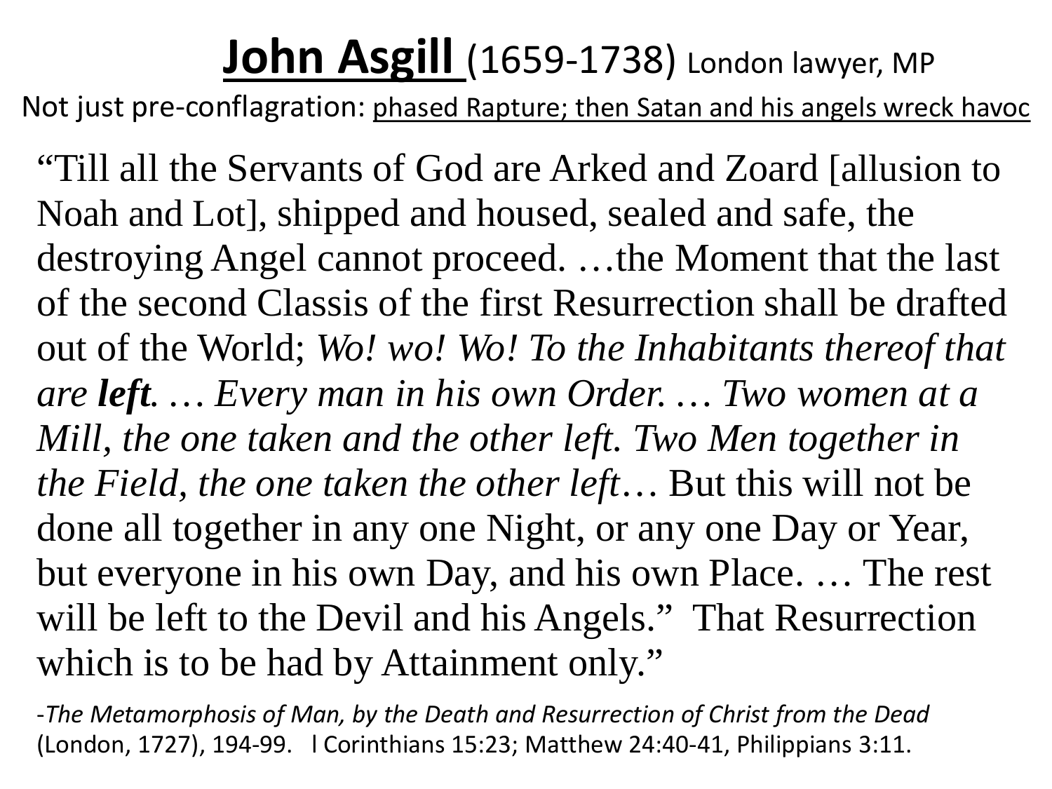# <u>John Asgill</u> (1659-1738) London lawyer, MP

Not just pre-conflagration: <u>phased Rapture; then Satan and his angels wreck havoc</u>

“Till all the Servants of God are Arked and Zoard [allusion to Noah and Lot], shipped and housed, sealed and safe, the destroying Angel cannot proceed. …the Moment that the last of the second Classis of the first Resurrection shall be drafted out of the World; *Wo! wo! Wo! To the Inhabitants thereof that are* ***left****. … Every man in his own Order. … Two women at a Mill, the one taken and the other left. Two Men together in the Field, the one taken the other left*… But this will not be done all together in any one Night, or any one Day or Year, but everyone in his own Day, and his own Place. … The rest will be left to the Devil and his Angels.” That Resurrection which is to be had by Attainment only.”

-*The Metamorphosis of Man, by the Death and Resurrection of Christ from the Dead* (London, 1727), 194-99. l Corinthians 15:23; Matthew 24:40-41, Philippians 3:11.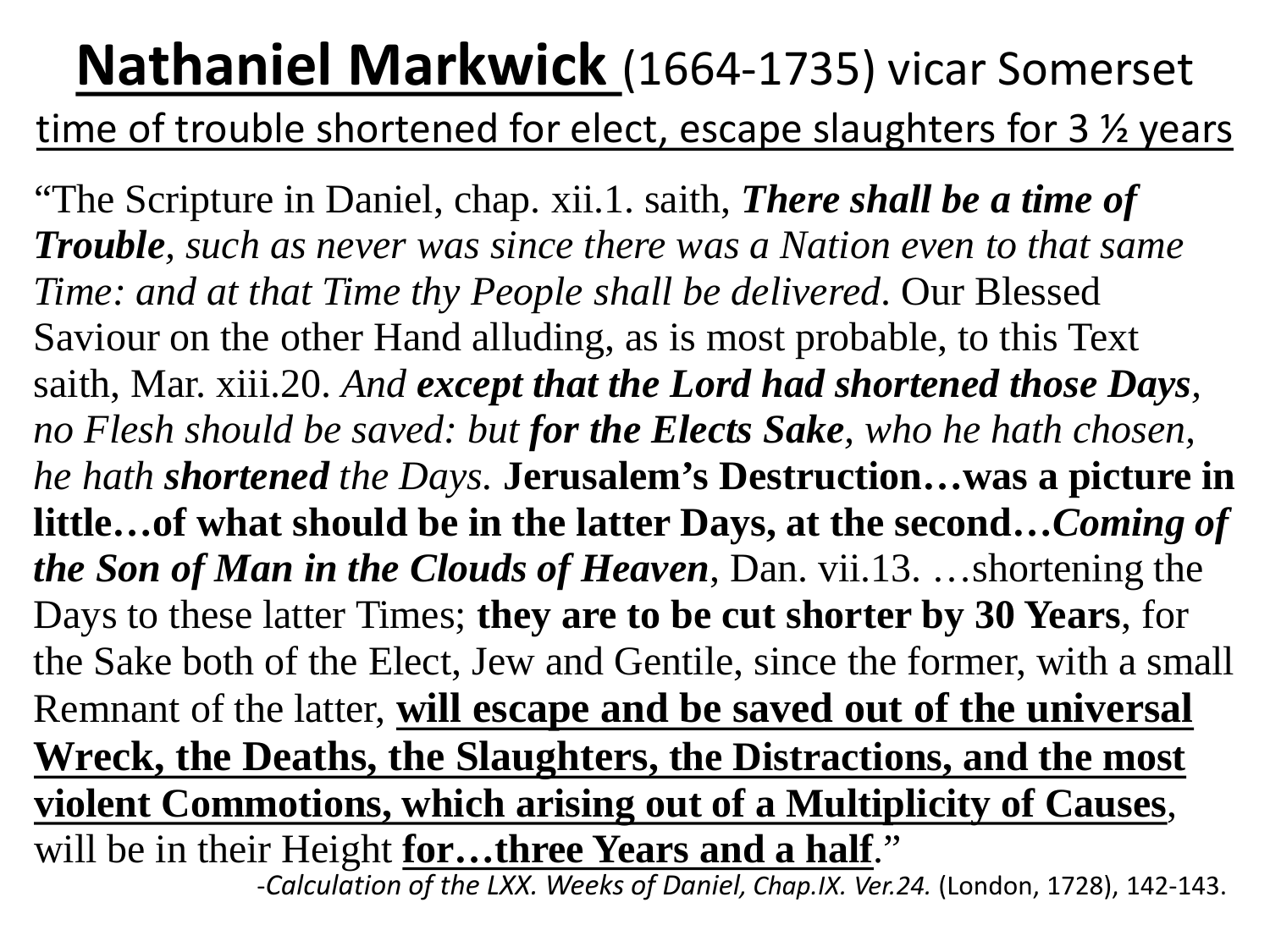# <u>**Nathaniel Markwick**</u> <u>(1664-1735) vicar Somerset</u>

## <u>time of trouble shortened for elect, escape slaughters for 3 ½ years</u>

"The Scripture in Daniel, chap. xii.1. saith, ***There shall be a time of Trouble****, such as never was since there was a Nation even to that same Time: and at that Time thy People shall be delivered*. Our Blessed Saviour on the other Hand alluding, as is most probable, to this Text saith, Mar. xiii.20. *And* ***except that the Lord had shortened those Days****, no Flesh should be saved: but* ***for the Elects Sake****, who he hath chosen, he hath* ***shortened*** *the Days.* **Jerusalem's Destruction…was a picture in little…of what should be in the latter Days, at the second…*****Coming of the Son of Man in the Clouds of Heaven***, Dan. vii.13. …shortening the Days to these latter Times; **they are to be cut shorter by 30 Years**, for the Sake both of the Elect, Jew and Gentile, since the former, with a small Remnant of the latter, <u>**will escape and be saved out of the universal Wreck, the Deaths, the Slaughters, the Distractions, and the most violent Commotions, which arising out of a Multiplicity of Causes**</u>, will be in their Height <u>**for…three Years and a half**</u>."

-*Calculation of the LXX. Weeks of Daniel, Chap.IX. Ver.24.* (London, 1728), 142-143.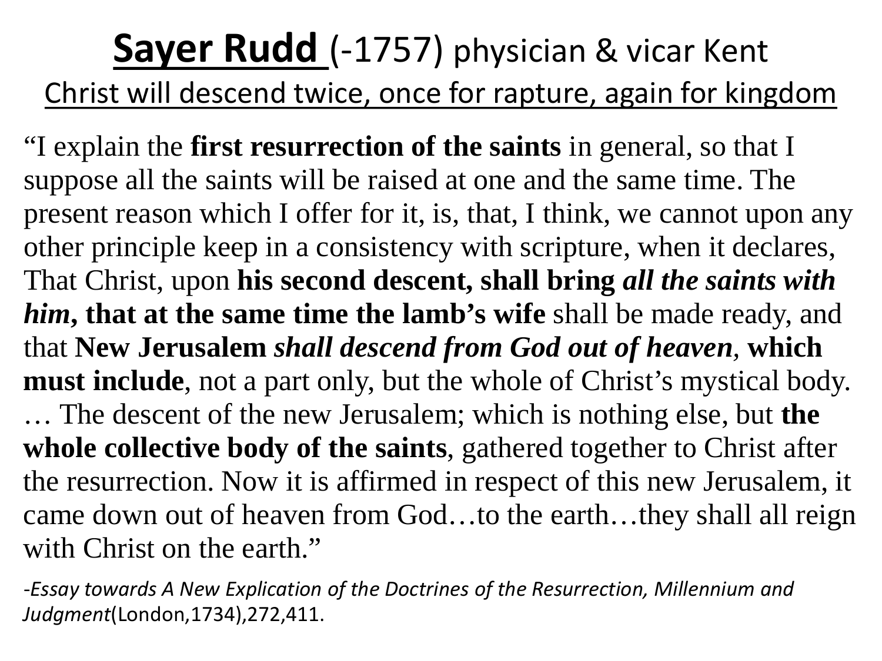# <u>Sayer Rudd</u> (-1757) physician & vicar Kent

## <u>Christ will descend twice, once for rapture, again for kingdom</u>

"I explain the **first resurrection of the saints** in general, so that I suppose all the saints will be raised at one and the same time. The present reason which I offer for it, is, that, I think, we cannot upon any other principle keep in a consistency with scripture, when it declares, That Christ, upon **his second descent, shall bring *all the saints with him*, that at the same time the lamb's wife** shall be made ready, and that **New Jerusalem *shall descend from God out of heaven*, which must include**, not a part only, but the whole of Christ's mystical body. … The descent of the new Jerusalem; which is nothing else, but **the whole collective body of the saints**, gathered together to Christ after the resurrection. Now it is affirmed in respect of this new Jerusalem, it came down out of heaven from God…to the earth…they shall all reign with Christ on the earth."

-*Essay towards A New Explication of the Doctrines of the Resurrection, Millennium and Judgment*(London,1734),272,411.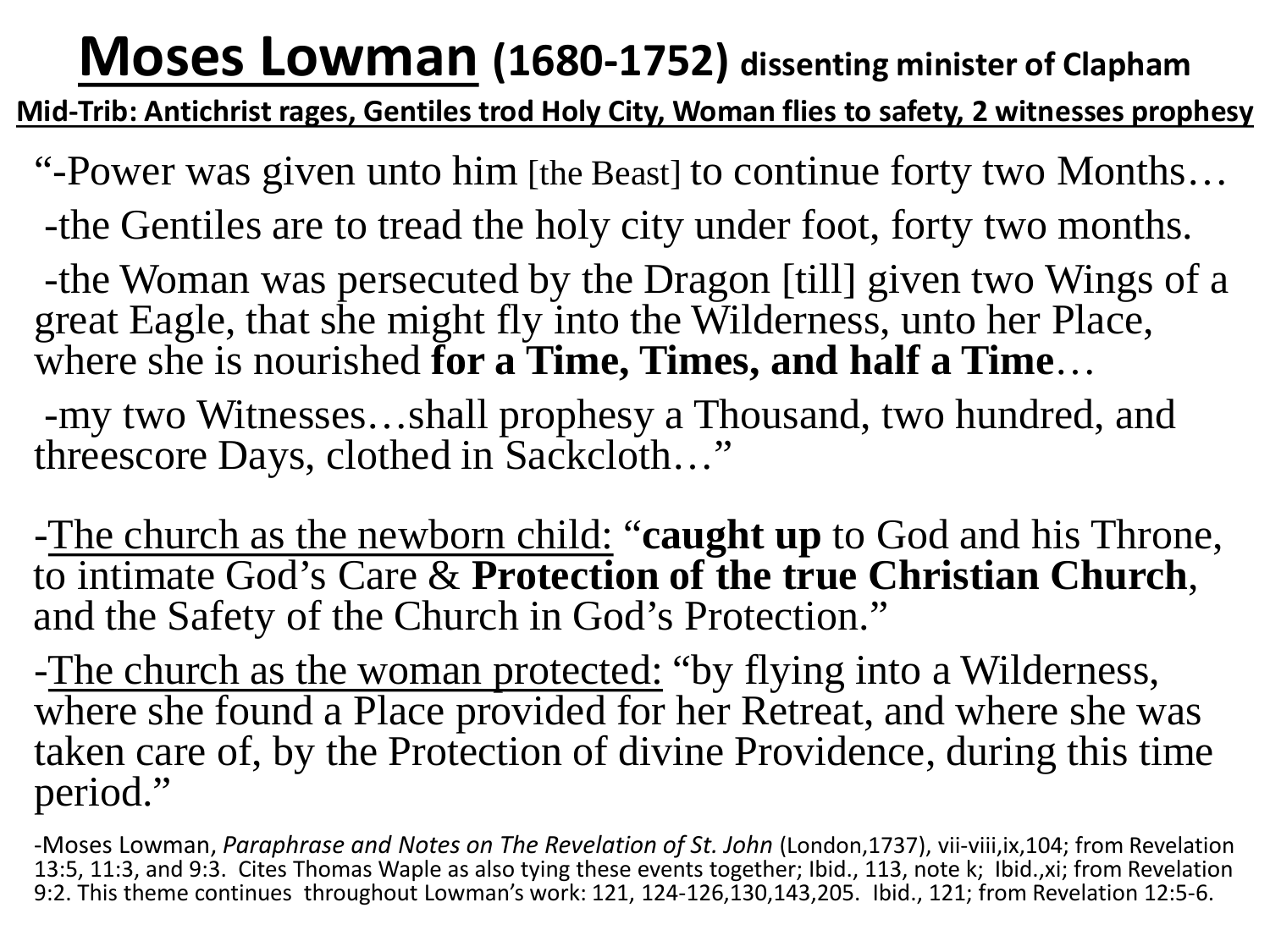# **Moses Lowman** (1680-1752) dissenting minister of Clapham

**Mid-Trib: Antichrist rages, Gentiles trod Holy City, Woman flies to safety, 2 witnesses prophesy**

"-Power was given unto him [the Beast] to continue forty two Months…

-the Gentiles are to tread the holy city under foot, forty two months.

-the Woman was persecuted by the Dragon [till] given two Wings of a great Eagle, that she might fly into the Wilderness, unto her Place, where she is nourished **for a Time, Times, and half a Time**…

-my two Witnesses…shall prophesy a Thousand, two hundred, and threescore Days, clothed in Sackcloth…"

-The church as the newborn child: "**caught up** to God and his Throne, to intimate God's Care & **Protection of the true Christian Church**, and the Safety of the Church in God's Protection."

-The church as the woman protected: "by flying into a Wilderness, where she found a Place provided for her Retreat, and where she was taken care of, by the Protection of divine Providence, during this time period."

-Moses Lowman, *Paraphrase and Notes on The Revelation of St. John* (London,1737), vii-viii,ix,104; from Revelation 13:5, 11:3, and 9:3. Cites Thomas Waple as also tying these events together; Ibid., 113, note k; Ibid.,xi; from Revelation 9:2. This theme continues throughout Lowman's work: 121, 124-126,130,143,205. Ibid., 121; from Revelation 12:5-6.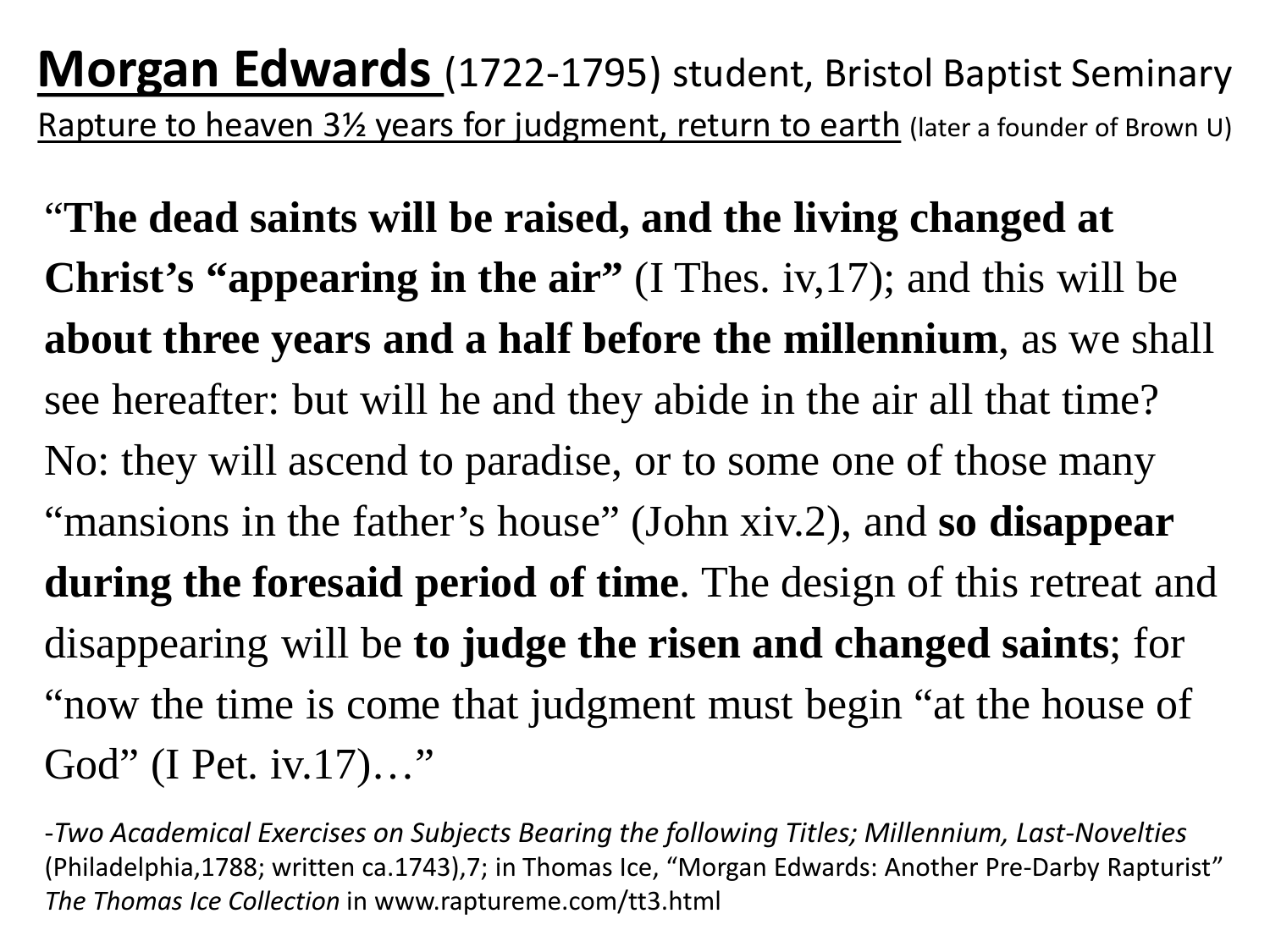# Morgan Edwards (1722-1795) student, Bristol Baptist Seminary

Rapture to heaven 3½ years for judgment, return to earth (later a founder of Brown U)

"**The dead saints will be raised, and the living changed at Christ's "appearing in the air"** (I Thes. iv,17); and this will be **about three years and a half before the millennium**, as we shall see hereafter: but will he and they abide in the air all that time? No: they will ascend to paradise, or to some one of those many "mansions in the father's house" (John xiv.2), and **so disappear during the foresaid period of time**. The design of this retreat and disappearing will be **to judge the risen and changed saints**; for "now the time is come that judgment must begin "at the house of God" (I Pet. iv.17)…"

-*Two Academical Exercises on Subjects Bearing the following Titles; Millennium, Last-Novelties* (Philadelphia,1788; written ca.1743),7; in Thomas Ice, "Morgan Edwards: Another Pre-Darby Rapturist" *The Thomas Ice Collection* in www.raptureme.com/tt3.html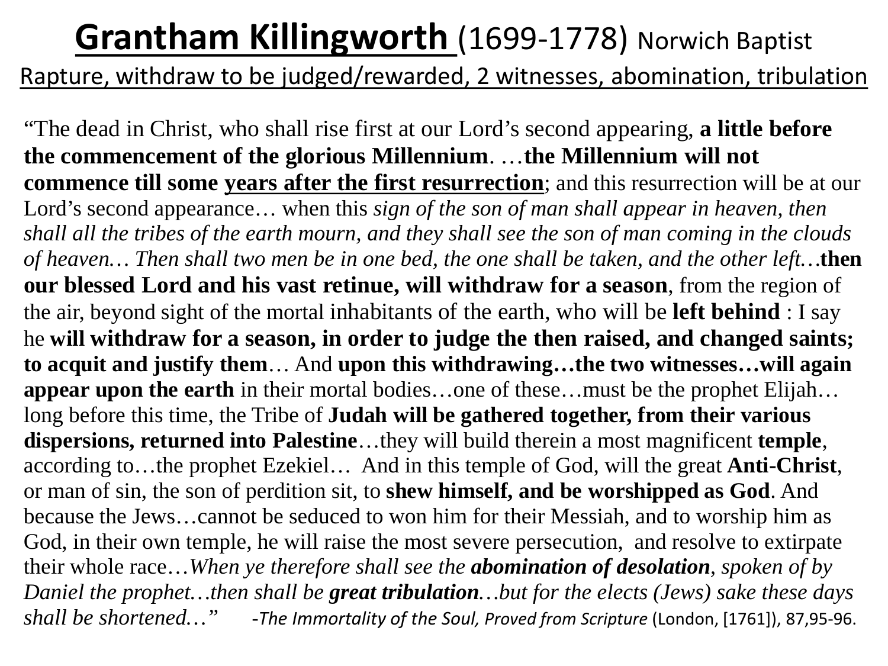# **Grantham Killingworth** (1699-1778) Norwich Baptist

Rapture, withdraw to be judged/rewarded, 2 witnesses, abomination, tribulation

"The dead in Christ, who shall rise first at our Lord's second appearing, **a little before the commencement of the glorious Millennium**. …**the Millennium will not commence till some years after the first resurrection**; and this resurrection will be at our Lord's second appearance… when this *sign of the son of man shall appear in heaven, then shall all the tribes of the earth mourn, and they shall see the son of man coming in the clouds of heaven… Then shall two men be in one bed, the one shall be taken, and the other left…***then our blessed Lord and his vast retinue, will withdraw for a season**, from the region of the air, beyond sight of the mortal inhabitants of the earth, who will be **left behind** : I say he **will withdraw for a season, in order to judge the then raised, and changed saints; to acquit and justify them**… And **upon this withdrawing…the two witnesses…will again appear upon the earth** in their mortal bodies…one of these…must be the prophet Elijah… long before this time, the Tribe of **Judah will be gathered together, from their various dispersions, returned into Palestine**…they will build therein a most magnificent **temple**, according to…the prophet Ezekiel… And in this temple of God, will the great **Anti-Christ**, or man of sin, the son of perdition sit, to **shew himself, and be worshipped as God**. And because the Jews…cannot be seduced to won him for their Messiah, and to worship him as God, in their own temple, he will raise the most severe persecution, and resolve to extirpate their whole race…*When ye therefore shall see the* ***abomination of desolation****, spoken of by Daniel the prophet…then shall be* ***great tribulation****…but for the elects (Jews) sake these days shall be shortened…*" -*The Immortality of the Soul, Proved from Scripture* (London, [1761]), 87,95-96.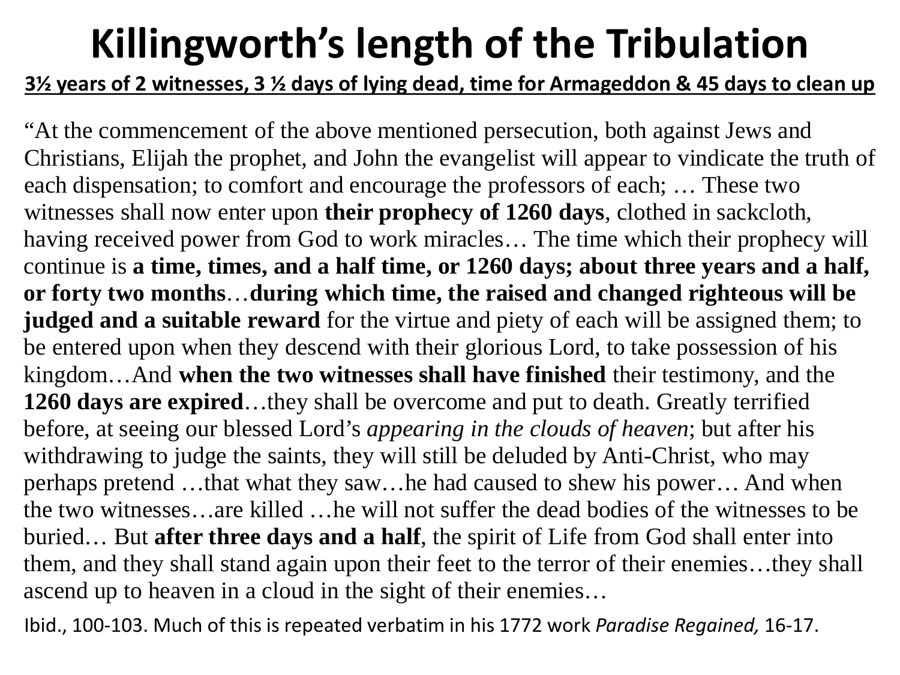# Killingworth's length of the Tribulation

**3½ years of 2 witnesses, 3 ½ days of lying dead, time for Armageddon & 45 days to clean up**

"At the commencement of the above mentioned persecution, both against Jews and Christians, Elijah the prophet, and John the evangelist will appear to vindicate the truth of each dispensation; to comfort and encourage the professors of each; … These two witnesses shall now enter upon **their prophecy of 1260 days**, clothed in sackcloth, having received power from God to work miracles… The time which their prophecy will continue is **a time, times, and a half time, or 1260 days; about three years and a half, or forty two months**…**during which time, the raised and changed righteous will be judged and a suitable reward** for the virtue and piety of each will be assigned them; to be entered upon when they descend with their glorious Lord, to take possession of his kingdom…And **when the two witnesses shall have finished** their testimony, and the **1260 days are expired**…they shall be overcome and put to death. Greatly terrified before, at seeing our blessed Lord's *appearing in the clouds of heaven*; but after his withdrawing to judge the saints, they will still be deluded by Anti-Christ, who may perhaps pretend …that what they saw…he had caused to shew his power… And when the two witnesses…are killed …he will not suffer the dead bodies of the witnesses to be buried… But **after three days and a half**, the spirit of Life from God shall enter into them, and they shall stand again upon their feet to the terror of their enemies…they shall ascend up to heaven in a cloud in the sight of their enemies…

Ibid., 100-103. Much of this is repeated verbatim in his 1772 work *Paradise Regained,* 16-17.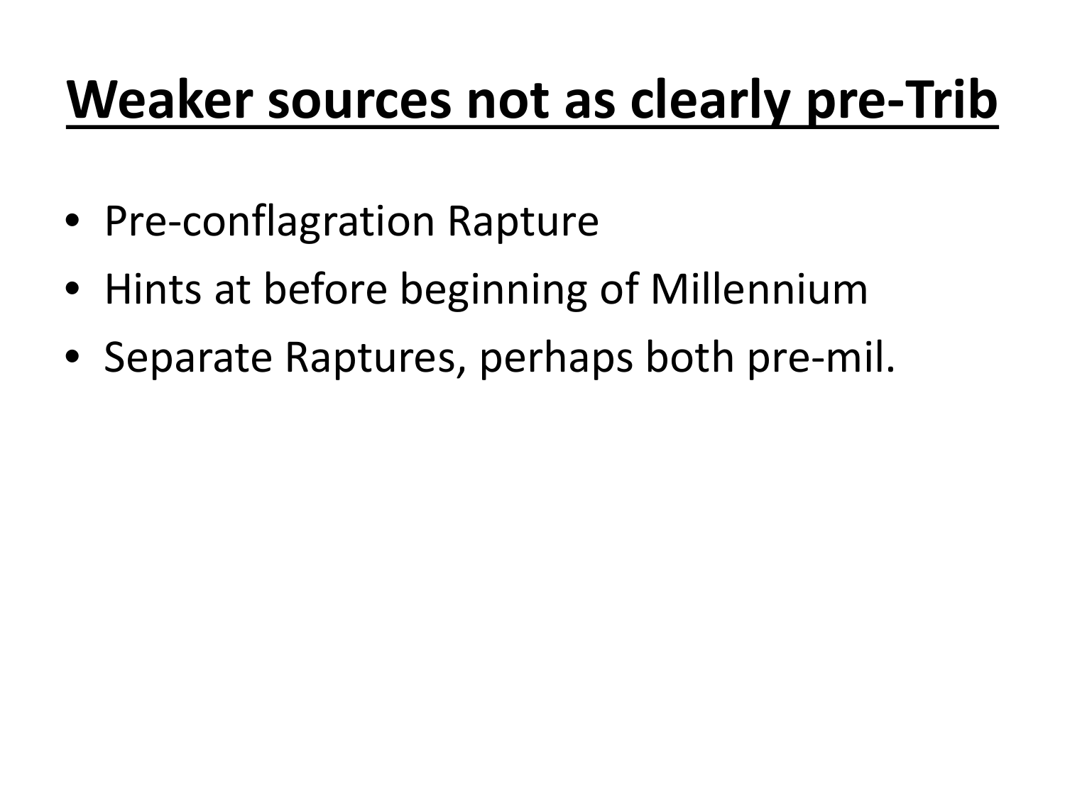# Weaker sources not as clearly pre-Trib

- Pre-conflagration Rapture
- Hints at before beginning of Millennium
- Separate Raptures, perhaps both pre-mil.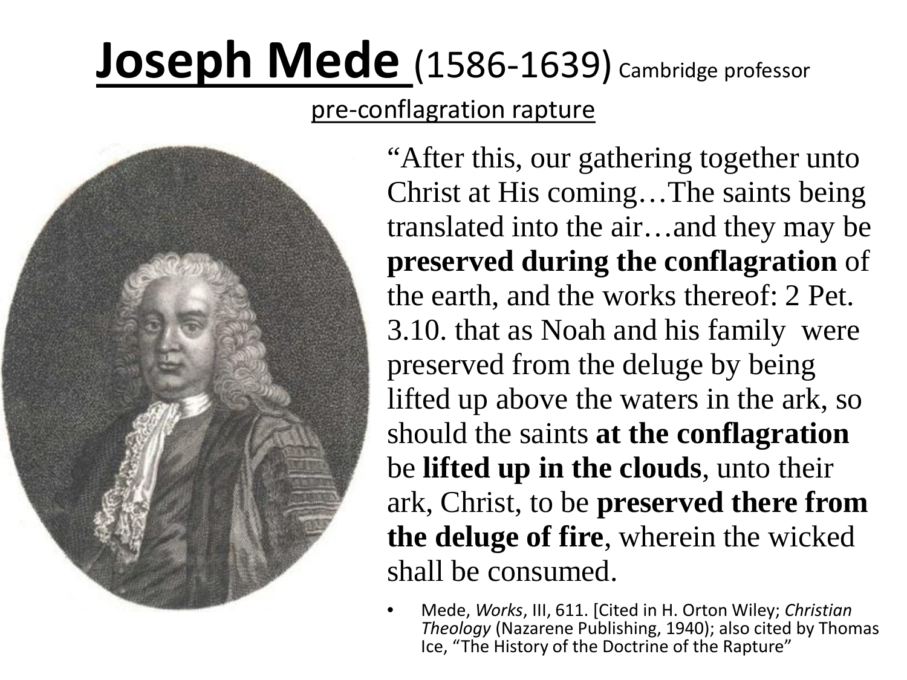# Joseph Mede (1586-1639) Cambridge professor

pre-conflagration rapture

"After this, our gathering together unto Christ at His coming…The saints being translated into the air…and they may be **preserved during the conflagration** of the earth, and the works thereof: 2 Pet. 3.10. that as Noah and his family were preserved from the deluge by being lifted up above the waters in the ark, so should the saints **at the conflagration** be **lifted up in the clouds**, unto their ark, Christ, to be **preserved there from the deluge of fire**, wherein the wicked shall be consumed.

- Mede, *Works*, III, 611. [Cited in H. Orton Wiley; *Christian Theology* (Nazarene Publishing, 1940); also cited by Thomas Ice, "The History of the Doctrine of the Rapture"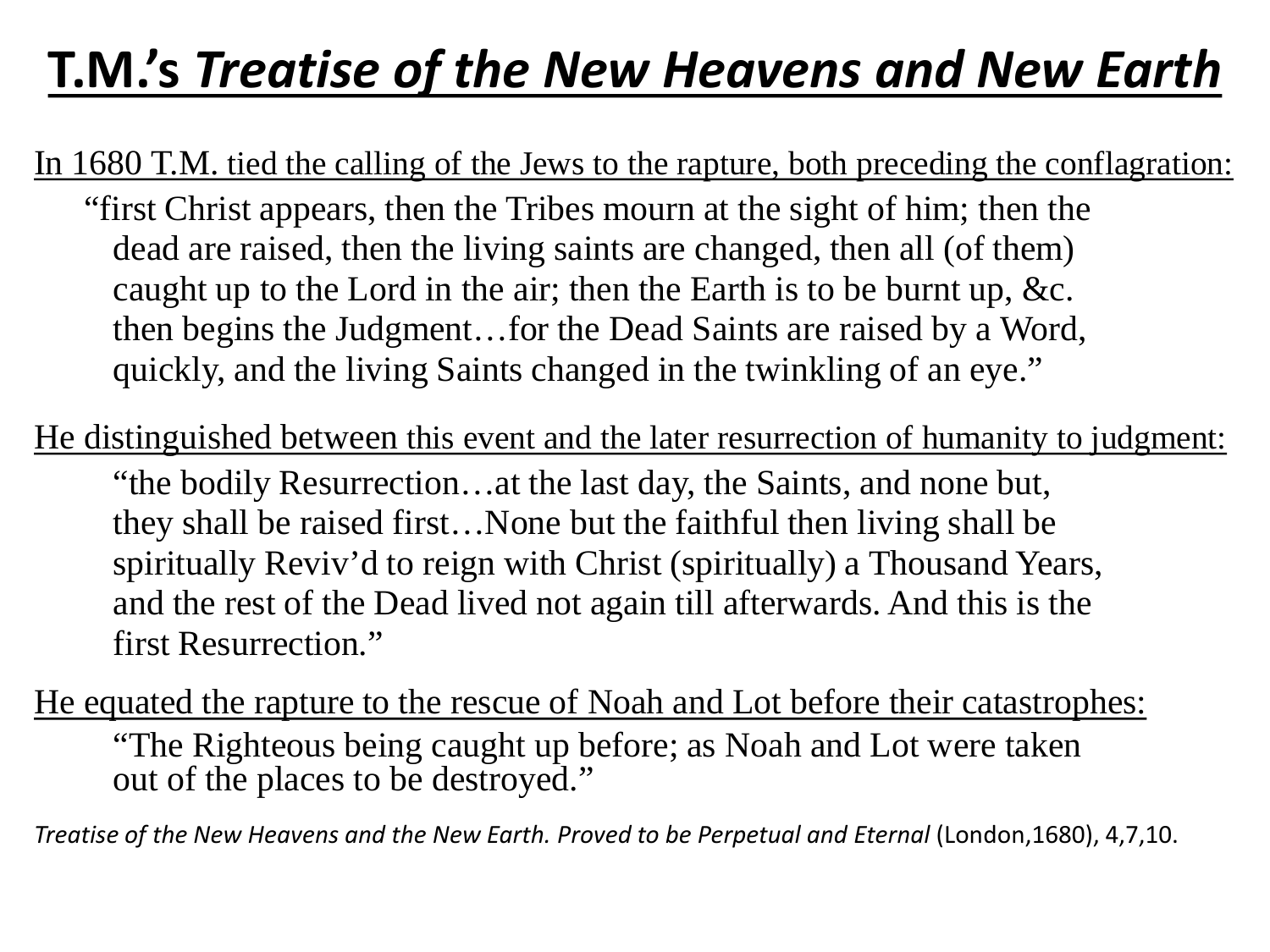# T.M.'s *Treatise of the New Heavens and New Earth*

In 1680 T.M. tied the calling of the Jews to the rapture, both preceding the conflagration:

> "first Christ appears, then the Tribes mourn at the sight of him; then the dead are raised, then the living saints are changed, then all (of them) caught up to the Lord in the air; then the Earth is to be burnt up, &c. then begins the Judgment…for the Dead Saints are raised by a Word, quickly, and the living Saints changed in the twinkling of an eye."

He distinguished between this event and the later resurrection of humanity to judgment:

> "the bodily Resurrection…at the last day, the Saints, and none but, they shall be raised first…None but the faithful then living shall be spiritually Reviv'd to reign with Christ (spiritually) a Thousand Years, and the rest of the Dead lived not again till afterwards. And this is the first Resurrection."

He equated the rapture to the rescue of Noah and Lot before their catastrophes:

> "The Righteous being caught up before; as Noah and Lot were taken out of the places to be destroyed."

*Treatise of the New Heavens and the New Earth. Proved to be Perpetual and Eternal* (London,1680), 4,7,10.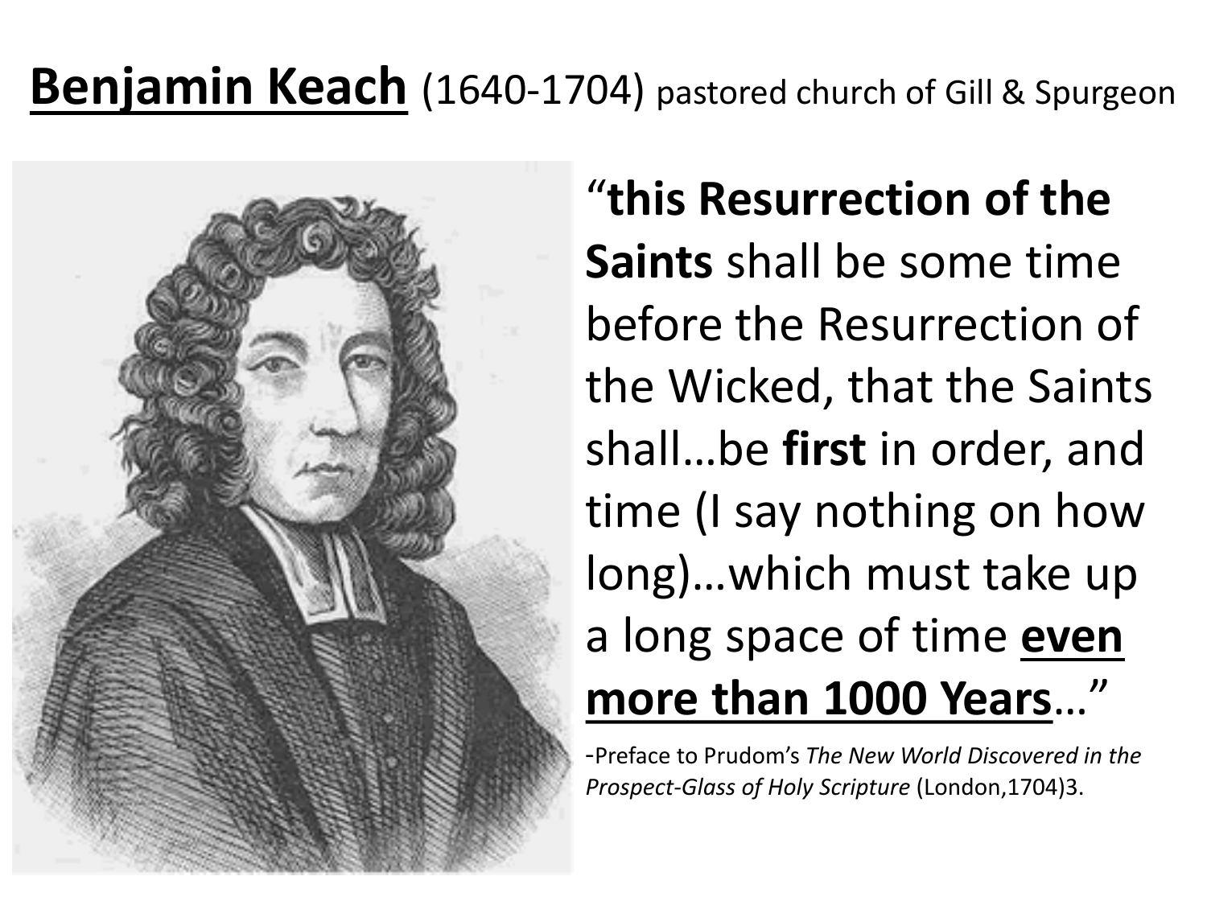**Benjamin Keach** (1640-1704) pastored church of Gill & Spurgeon

"**this Resurrection of the Saints** shall be some time before the Resurrection of the Wicked, that the Saints shall…be **first** in order, and time (I say nothing on how long)…which must take up a long space of time **even more than 1000 Years**…"

-Preface to Prudom's *The New World Discovered in the Prospect-Glass of Holy Scripture* (London,1704)3.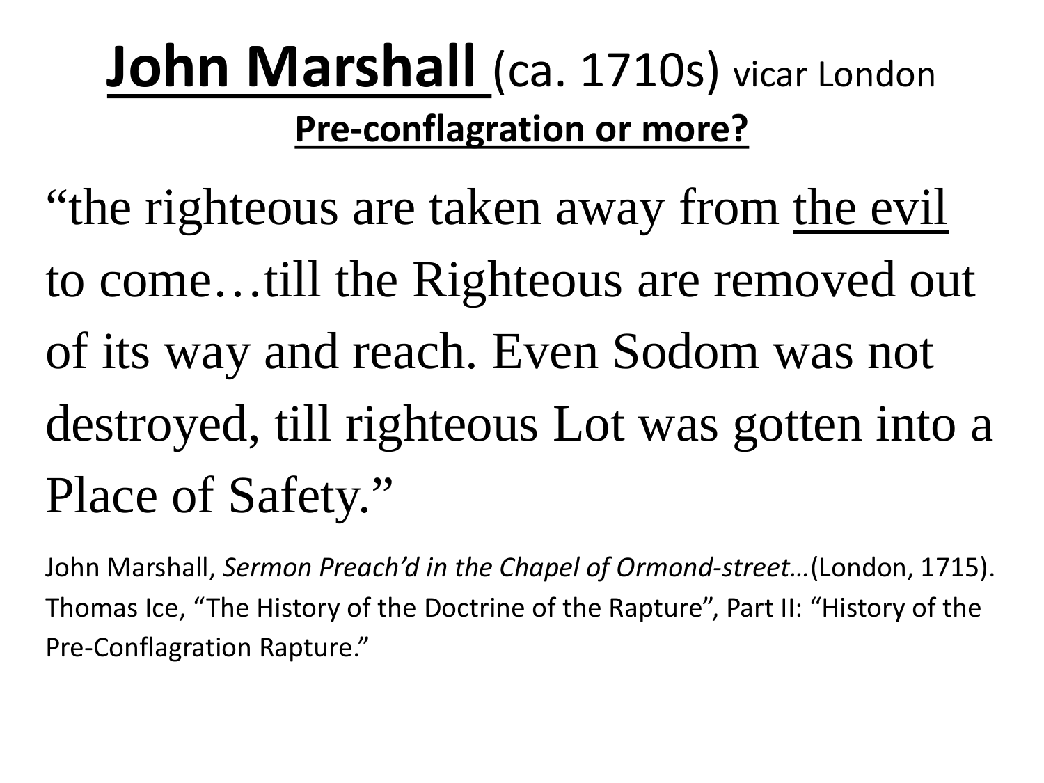# John Marshall (ca. 1710s) vicar London

## Pre-conflagration or more?

“the righteous are taken away from the evil to come…till the Righteous are removed out of its way and reach. Even Sodom was not destroyed, till righteous Lot was gotten into a Place of Safety.”

John Marshall, *Sermon Preach’d in the Chapel of Ormond-street…*(London, 1715). Thomas Ice, “The History of the Doctrine of the Rapture”, Part II: “History of the Pre-Conflagration Rapture.”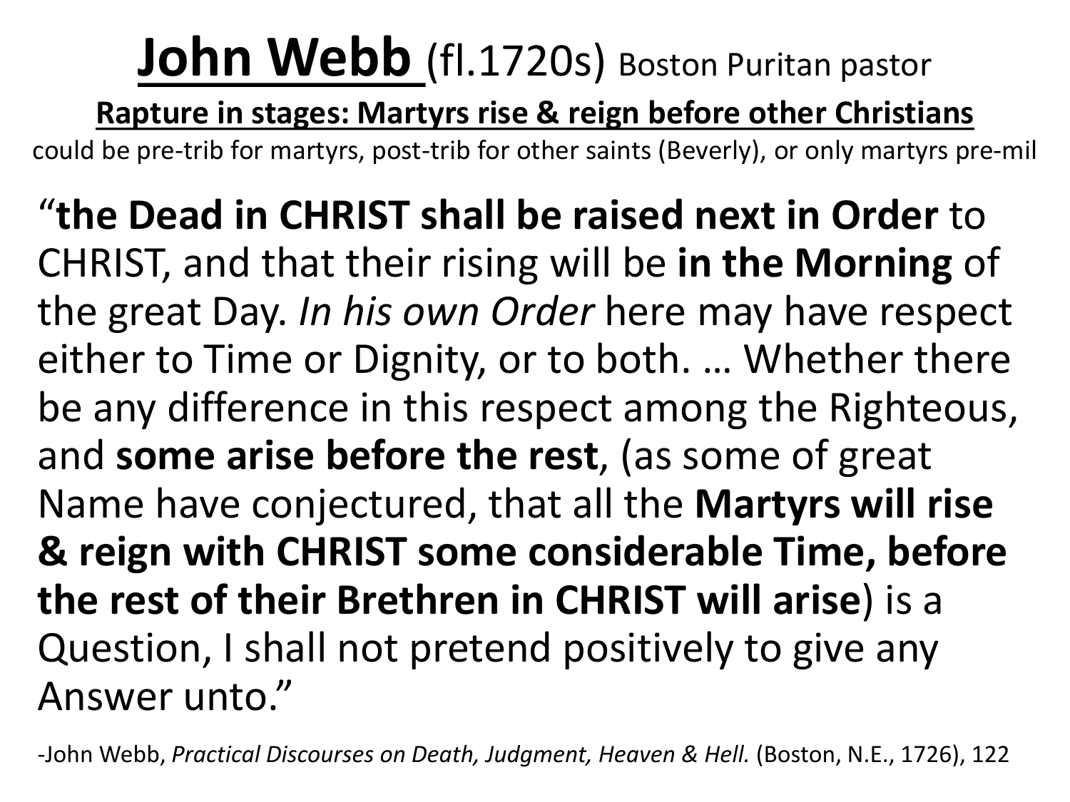# John Webb (fl.1720s) Boston Puritan pastor

**Rapture in stages: Martyrs rise & reign before other Christians**

could be pre-trib for martyrs, post-trib for other saints (Beverly), or only martyrs pre-mil

"**the Dead in CHRIST shall be raised next in Order** to CHRIST, and that their rising will be **in the Morning** of the great Day. *In his own Order* here may have respect either to Time or Dignity, or to both. … Whether there be any difference in this respect among the Righteous, and **some arise before the rest**, (as some of great Name have conjectured, that all the **Martyrs will rise & reign with CHRIST some considerable Time, before the rest of their Brethren in CHRIST will arise**) is a Question, I shall not pretend positively to give any Answer unto."

-John Webb, *Practical Discourses on Death, Judgment, Heaven & Hell.* (Boston, N.E., 1726), 122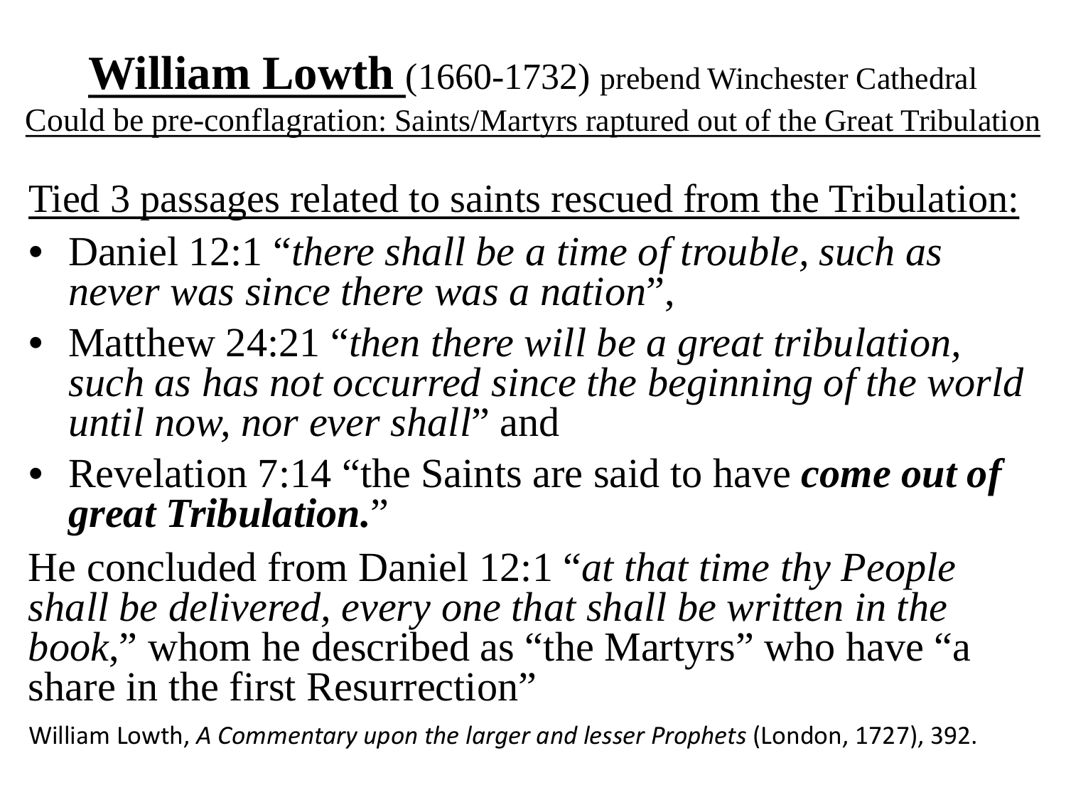# **William Lowth** (1660-1732) prebend Winchester Cathedral

Could be pre-conflagration: Saints/Martyrs raptured out of the Great Tribulation

Tied 3 passages related to saints rescued from the Tribulation:

- Daniel 12:1 “*there shall be a time of trouble, such as never was since there was a nation*”,
- Matthew 24:21 “*then there will be a great tribulation, such as has not occurred since the beginning of the world until now, nor ever shall*” and
- Revelation 7:14 “the Saints are said to have ***come out of great Tribulation.***”

He concluded from Daniel 12:1 “*at that time thy People shall be delivered, every one that shall be written in the book,*” whom he described as “the Martyrs” who have “a share in the first Resurrection”

William Lowth, *A Commentary upon the larger and lesser Prophets* (London, 1727), 392.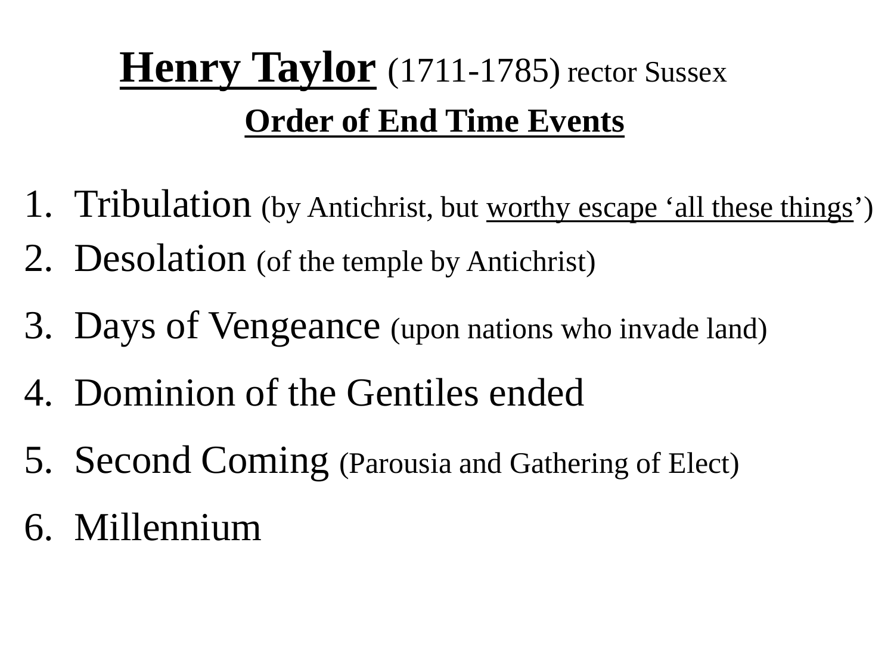# **Henry Taylor** (1711-1785) rector Sussex

## Order of End Time Events

1. Tribulation (by Antichrist, but worthy escape 'all these things')
2. Desolation (of the temple by Antichrist)
3. Days of Vengeance (upon nations who invade land)
4. Dominion of the Gentiles ended
5. Second Coming (Parousia and Gathering of Elect)
6. Millennium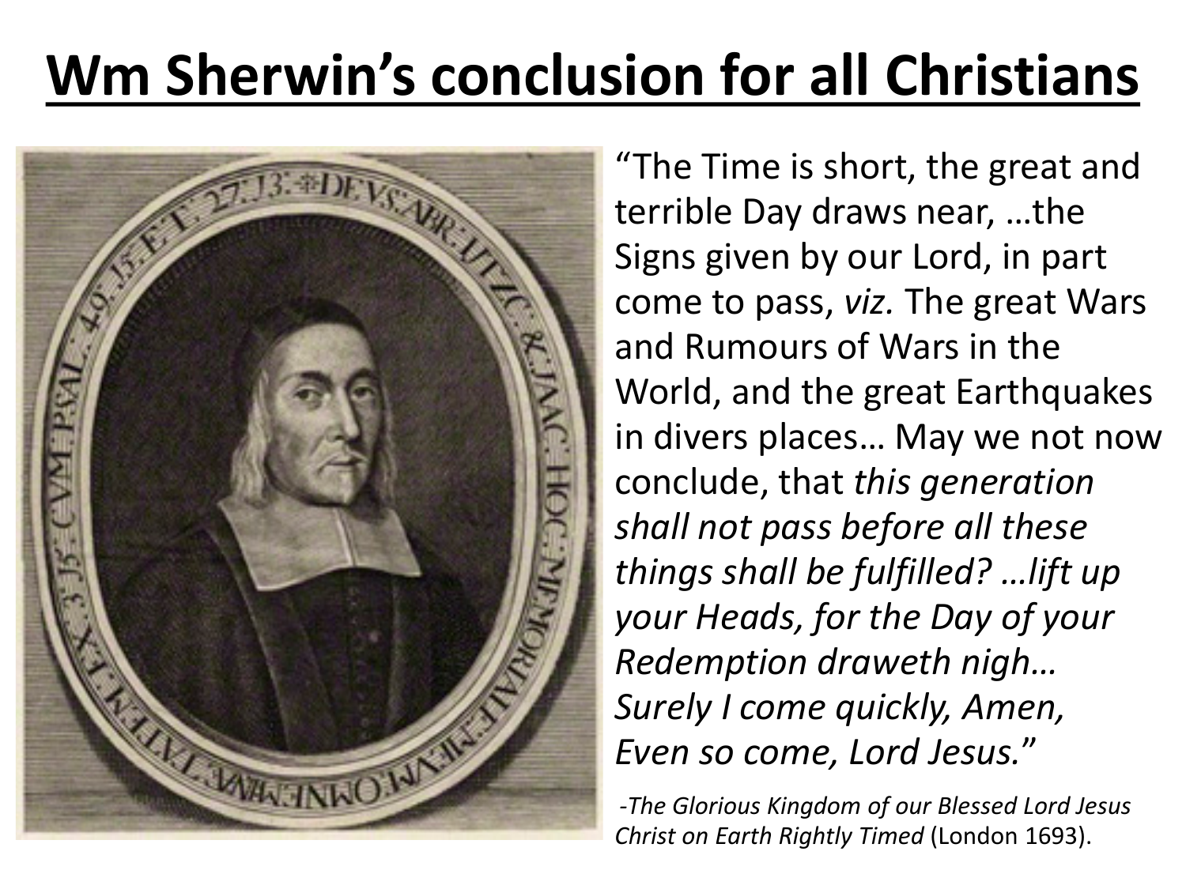# **Wm Sherwin's conclusion for all Christians**

"The Time is short, the great and terrible Day draws near, …the Signs given by our Lord, in part come to pass, *viz.* The great Wars and Rumours of Wars in the World, and the great Earthquakes in divers places… May we not now conclude, that *this generation shall not pass before all these things shall be fulfilled? …lift up your Heads, for the Day of your Redemption draweth nigh… Surely I come quickly, Amen, Even so come, Lord Jesus.*"

*-The Glorious Kingdom of our Blessed Lord Jesus Christ on Earth Rightly Timed* (London 1693).